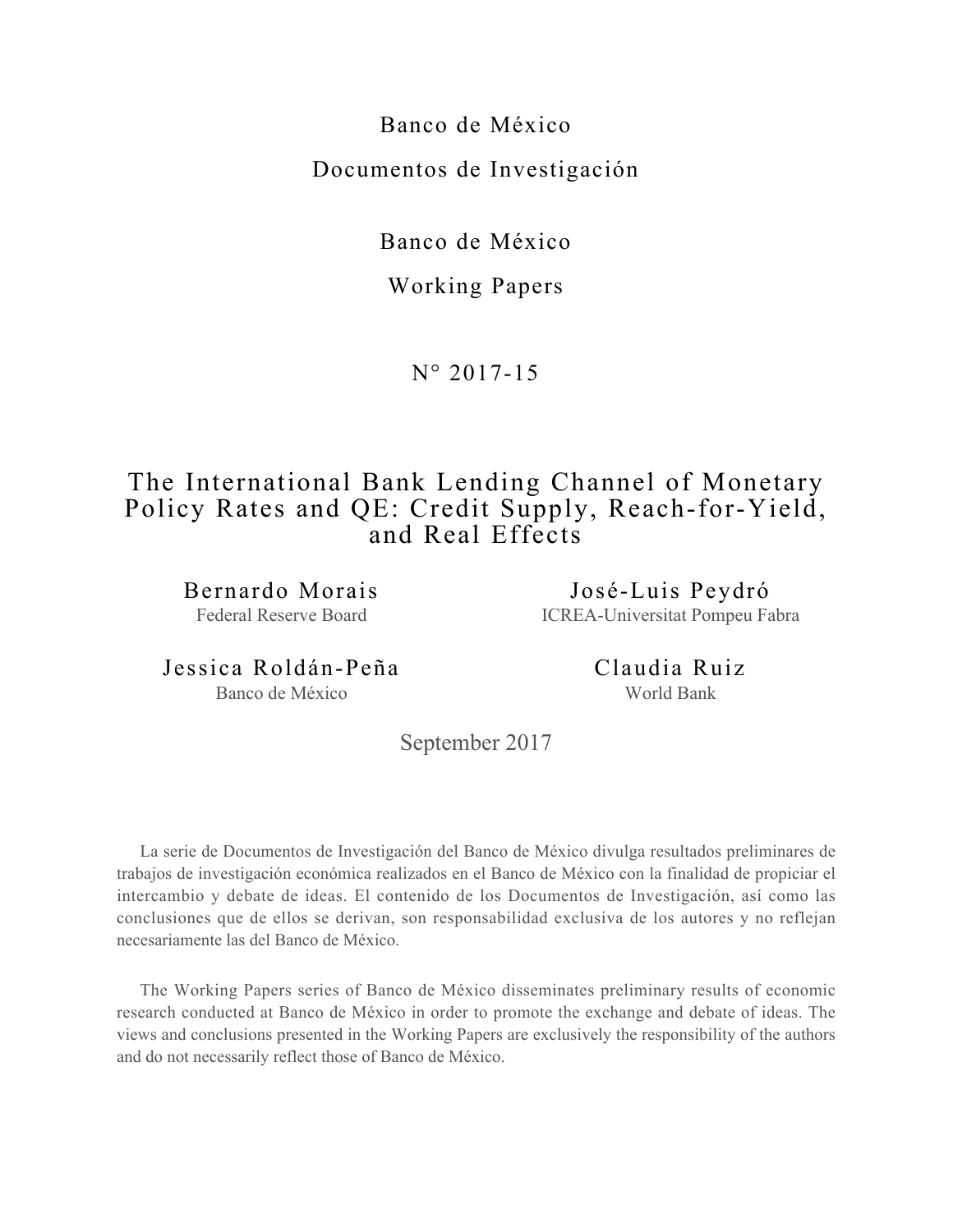Banco de México

Documentos de Investigación

Banco de México

Working Papers

N° 2017-15

# The International Bank Lending Channel of Monetary Policy Rates and QE: Credit Supply, Reach-for-Yield, and Real Effects

Bernardo Morais
Federal Reserve Board

José-Luis Peydró
ICREA-Universitat Pompeu Fabra

Jessica Roldán-Peña
Banco de México

Claudia Ruiz
World Bank

September 2017

La serie de Documentos de Investigación del Banco de México divulga resultados preliminares de trabajos de investigación económica realizados en el Banco de México con la finalidad de propiciar el intercambio y debate de ideas. El contenido de los Documentos de Investigación, así como las conclusiones que de ellos se derivan, son responsabilidad exclusiva de los autores y no reflejan necesariamente las del Banco de México.

The Working Papers series of Banco de México disseminates preliminary results of economic research conducted at Banco de México in order to promote the exchange and debate of ideas. The views and conclusions presented in the Working Papers are exclusively the responsibility of the authors and do not necessarily reflect those of Banco de México.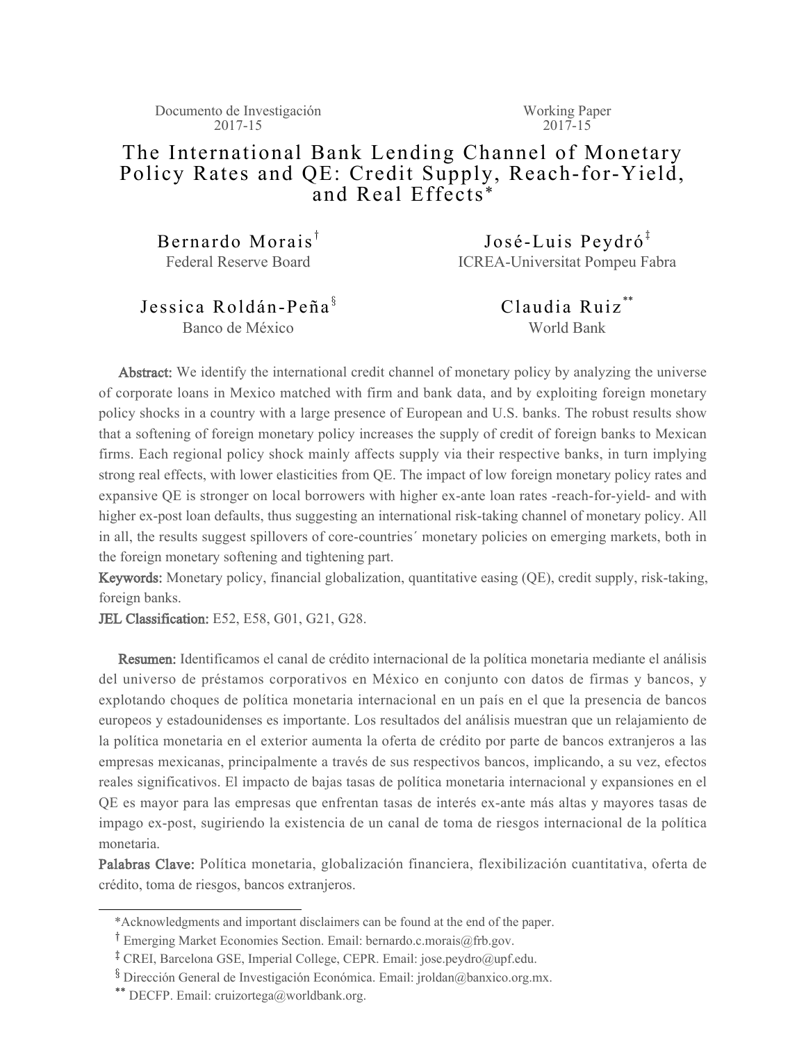Documento de Investigación 2017-15

Working Paper 2017-15

# The International Bank Lending Channel of Monetary Policy Rates and QE: Credit Supply, Reach-for-Yield, and Real Effects*

Bernardo Morais[†]
Federal Reserve Board

José-Luis Peydró[‡]
ICREA-Universitat Pompeu Fabra

Jessica Roldán-Peña[§]
Banco de México

Claudia Ruiz[**]
World Bank

**Abstract:** We identify the international credit channel of monetary policy by analyzing the universe of corporate loans in Mexico matched with firm and bank data, and by exploiting foreign monetary policy shocks in a country with a large presence of European and U.S. banks. The robust results show that a softening of foreign monetary policy increases the supply of credit of foreign banks to Mexican firms. Each regional policy shock mainly affects supply via their respective banks, in turn implying strong real effects, with lower elasticities from QE. The impact of low foreign monetary policy rates and expansive QE is stronger on local borrowers with higher ex-ante loan rates -reach-for-yield- and with higher ex-post loan defaults, thus suggesting an international risk-taking channel of monetary policy. All in all, the results suggest spillovers of core-countries´ monetary policies on emerging markets, both in the foreign monetary softening and tightening part.

**Keywords:** Monetary policy, financial globalization, quantitative easing (QE), credit supply, risk-taking, foreign banks.

**JEL Classification:** E52, E58, G01, G21, G28.

**Resumen:** Identificamos el canal de crédito internacional de la política monetaria mediante el análisis del universo de préstamos corporativos en México en conjunto con datos de firmas y bancos, y explotando choques de política monetaria internacional en un país en el que la presencia de bancos europeos y estadounidenses es importante. Los resultados del análisis muestran que un relajamiento de la política monetaria en el exterior aumenta la oferta de crédito por parte de bancos extranjeros a las empresas mexicanas, principalmente a través de sus respectivos bancos, implicando, a su vez, efectos reales significativos. El impacto de bajas tasas de política monetaria internacional y expansiones en el QE es mayor para las empresas que enfrentan tasas de interés ex-ante más altas y mayores tasas de impago ex-post, sugiriendo la existencia de un canal de toma de riesgos internacional de la política monetaria.

**Palabras Clave:** Política monetaria, globalización financiera, flexibilización cuantitativa, oferta de crédito, toma de riesgos, bancos extranjeros.

*Acknowledgments and important disclaimers can be found at the end of the paper.

[†] Emerging Market Economies Section. Email: bernardo.c.morais@frb.gov.

[‡] CREI, Barcelona GSE, Imperial College, CEPR. Email: jose.peydro@upf.edu.

[§] Dirección General de Investigación Económica. Email: jroldan@banxico.org.mx.

[**] DECFP. Email: cruizortega@worldbank.org.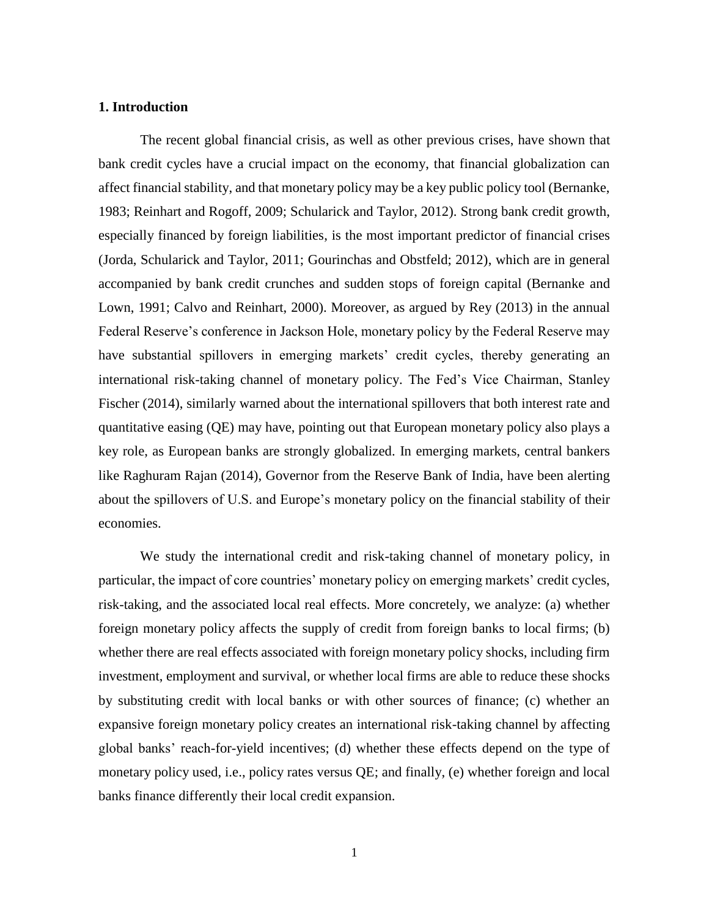## 1. Introduction

The recent global financial crisis, as well as other previous crises, have shown that bank credit cycles have a crucial impact on the economy, that financial globalization can affect financial stability, and that monetary policy may be a key public policy tool (Bernanke, 1983; Reinhart and Rogoff, 2009; Schularick and Taylor, 2012). Strong bank credit growth, especially financed by foreign liabilities, is the most important predictor of financial crises (Jorda, Schularick and Taylor, 2011; Gourinchas and Obstfeld; 2012), which are in general accompanied by bank credit crunches and sudden stops of foreign capital (Bernanke and Lown, 1991; Calvo and Reinhart, 2000). Moreover, as argued by Rey (2013) in the annual Federal Reserve's conference in Jackson Hole, monetary policy by the Federal Reserve may have substantial spillovers in emerging markets' credit cycles, thereby generating an international risk-taking channel of monetary policy. The Fed's Vice Chairman, Stanley Fischer (2014), similarly warned about the international spillovers that both interest rate and quantitative easing (QE) may have, pointing out that European monetary policy also plays a key role, as European banks are strongly globalized. In emerging markets, central bankers like Raghuram Rajan (2014), Governor from the Reserve Bank of India, have been alerting about the spillovers of U.S. and Europe's monetary policy on the financial stability of their economies.

We study the international credit and risk-taking channel of monetary policy, in particular, the impact of core countries' monetary policy on emerging markets' credit cycles, risk-taking, and the associated local real effects. More concretely, we analyze: (a) whether foreign monetary policy affects the supply of credit from foreign banks to local firms; (b) whether there are real effects associated with foreign monetary policy shocks, including firm investment, employment and survival, or whether local firms are able to reduce these shocks by substituting credit with local banks or with other sources of finance; (c) whether an expansive foreign monetary policy creates an international risk-taking channel by affecting global banks' reach-for-yield incentives; (d) whether these effects depend on the type of monetary policy used, i.e., policy rates versus QE; and finally, (e) whether foreign and local banks finance differently their local credit expansion.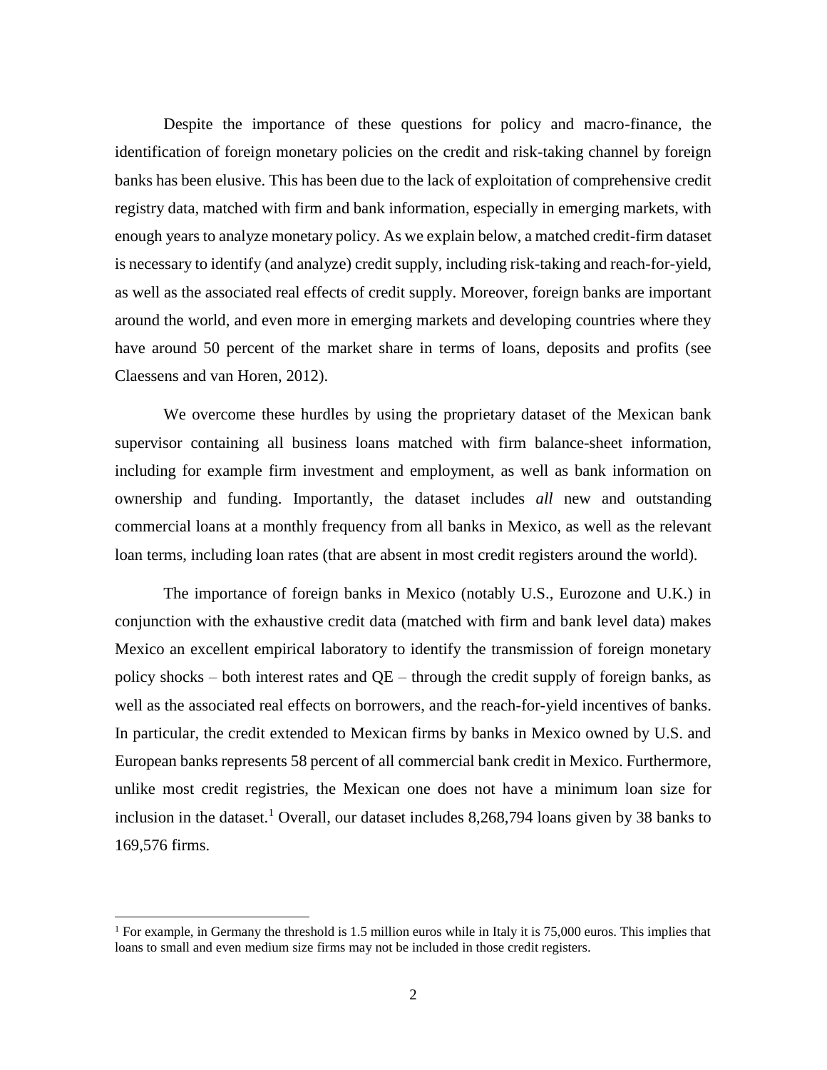Despite the importance of these questions for policy and macro-finance, the identification of foreign monetary policies on the credit and risk-taking channel by foreign banks has been elusive. This has been due to the lack of exploitation of comprehensive credit registry data, matched with firm and bank information, especially in emerging markets, with enough years to analyze monetary policy. As we explain below, a matched credit-firm dataset is necessary to identify (and analyze) credit supply, including risk-taking and reach-for-yield, as well as the associated real effects of credit supply. Moreover, foreign banks are important around the world, and even more in emerging markets and developing countries where they have around 50 percent of the market share in terms of loans, deposits and profits (see Claessens and van Horen, 2012).

We overcome these hurdles by using the proprietary dataset of the Mexican bank supervisor containing all business loans matched with firm balance-sheet information, including for example firm investment and employment, as well as bank information on ownership and funding. Importantly, the dataset includes *all* new and outstanding commercial loans at a monthly frequency from all banks in Mexico, as well as the relevant loan terms, including loan rates (that are absent in most credit registers around the world).

The importance of foreign banks in Mexico (notably U.S., Eurozone and U.K.) in conjunction with the exhaustive credit data (matched with firm and bank level data) makes Mexico an excellent empirical laboratory to identify the transmission of foreign monetary policy shocks – both interest rates and QE – through the credit supply of foreign banks, as well as the associated real effects on borrowers, and the reach-for-yield incentives of banks. In particular, the credit extended to Mexican firms by banks in Mexico owned by U.S. and European banks represents 58 percent of all commercial bank credit in Mexico. Furthermore, unlike most credit registries, the Mexican one does not have a minimum loan size for inclusion in the dataset.[1] Overall, our dataset includes 8,268,794 loans given by 38 banks to 169,576 firms.

[1] For example, in Germany the threshold is 1.5 million euros while in Italy it is 75,000 euros. This implies that loans to small and even medium size firms may not be included in those credit registers.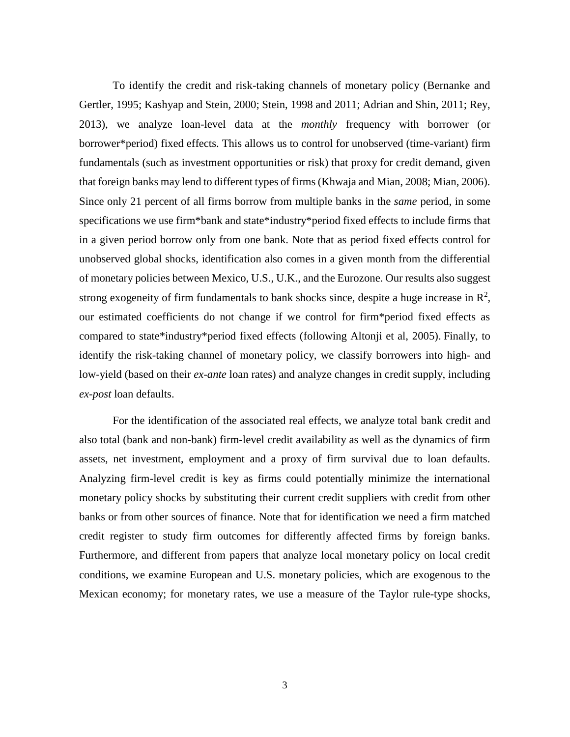To identify the credit and risk-taking channels of monetary policy (Bernanke and Gertler, 1995; Kashyap and Stein, 2000; Stein, 1998 and 2011; Adrian and Shin, 2011; Rey, 2013), we analyze loan-level data at the *monthly* frequency with borrower (or borrower*period) fixed effects. This allows us to control for unobserved (time-variant) firm fundamentals (such as investment opportunities or risk) that proxy for credit demand, given that foreign banks may lend to different types of firms (Khwaja and Mian, 2008; Mian, 2006). Since only 21 percent of all firms borrow from multiple banks in the *same* period, in some specifications we use firm*bank and state*industry*period fixed effects to include firms that in a given period borrow only from one bank. Note that as period fixed effects control for unobserved global shocks, identification also comes in a given month from the differential of monetary policies between Mexico, U.S., U.K., and the Eurozone. Our results also suggest strong exogeneity of firm fundamentals to bank shocks since, despite a huge increase in $R^2$, our estimated coefficients do not change if we control for firm*period fixed effects as compared to state*industry*period fixed effects (following Altonji et al, 2005). Finally, to identify the risk-taking channel of monetary policy, we classify borrowers into high- and low-yield (based on their *ex-ante* loan rates) and analyze changes in credit supply, including *ex-post* loan defaults.

For the identification of the associated real effects, we analyze total bank credit and also total (bank and non-bank) firm-level credit availability as well as the dynamics of firm assets, net investment, employment and a proxy of firm survival due to loan defaults. Analyzing firm-level credit is key as firms could potentially minimize the international monetary policy shocks by substituting their current credit suppliers with credit from other banks or from other sources of finance. Note that for identification we need a firm matched credit register to study firm outcomes for differently affected firms by foreign banks. Furthermore, and different from papers that analyze local monetary policy on local credit conditions, we examine European and U.S. monetary policies, which are exogenous to the Mexican economy; for monetary rates, we use a measure of the Taylor rule-type shocks,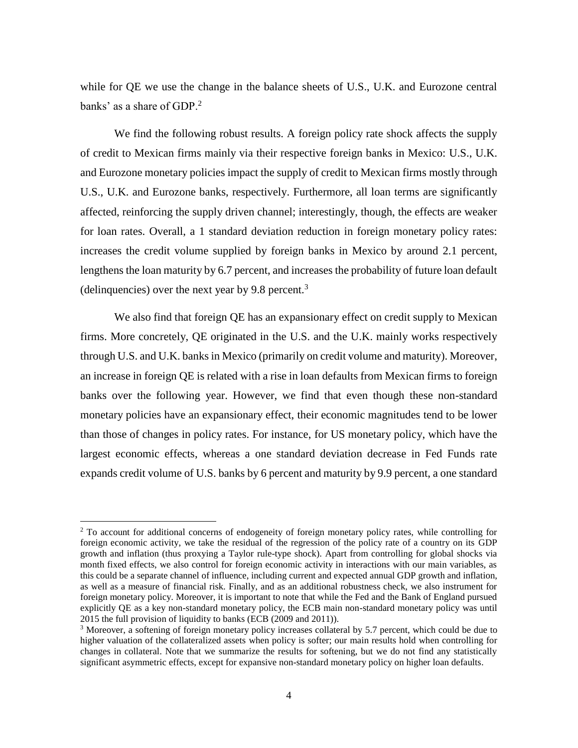while for QE we use the change in the balance sheets of U.S., U.K. and Eurozone central banks' as a share of GDP.[2]

We find the following robust results. A foreign policy rate shock affects the supply of credit to Mexican firms mainly via their respective foreign banks in Mexico: U.S., U.K. and Eurozone monetary policies impact the supply of credit to Mexican firms mostly through U.S., U.K. and Eurozone banks, respectively. Furthermore, all loan terms are significantly affected, reinforcing the supply driven channel; interestingly, though, the effects are weaker for loan rates. Overall, a 1 standard deviation reduction in foreign monetary policy rates: increases the credit volume supplied by foreign banks in Mexico by around 2.1 percent, lengthens the loan maturity by 6.7 percent, and increases the probability of future loan default (delinquencies) over the next year by 9.8 percent.[3]

We also find that foreign QE has an expansionary effect on credit supply to Mexican firms. More concretely, QE originated in the U.S. and the U.K. mainly works respectively through U.S. and U.K. banks in Mexico (primarily on credit volume and maturity). Moreover, an increase in foreign QE is related with a rise in loan defaults from Mexican firms to foreign banks over the following year. However, we find that even though these non-standard monetary policies have an expansionary effect, their economic magnitudes tend to be lower than those of changes in policy rates. For instance, for US monetary policy, which have the largest economic effects, whereas a one standard deviation decrease in Fed Funds rate expands credit volume of U.S. banks by 6 percent and maturity by 9.9 percent, a one standard

[2] To account for additional concerns of endogeneity of foreign monetary policy rates, while controlling for foreign economic activity, we take the residual of the regression of the policy rate of a country on its GDP growth and inflation (thus proxying a Taylor rule-type shock). Apart from controlling for global shocks via month fixed effects, we also control for foreign economic activity in interactions with our main variables, as this could be a separate channel of influence, including current and expected annual GDP growth and inflation, as well as a measure of financial risk. Finally, and as an additional robustness check, we also instrument for foreign monetary policy. Moreover, it is important to note that while the Fed and the Bank of England pursued explicitly QE as a key non-standard monetary policy, the ECB main non-standard monetary policy was until 2015 the full provision of liquidity to banks (ECB (2009 and 2011)).

[3] Moreover, a softening of foreign monetary policy increases collateral by 5.7 percent, which could be due to higher valuation of the collateralized assets when policy is softer; our main results hold when controlling for changes in collateral. Note that we summarize the results for softening, but we do not find any statistically significant asymmetric effects, except for expansive non-standard monetary policy on higher loan defaults.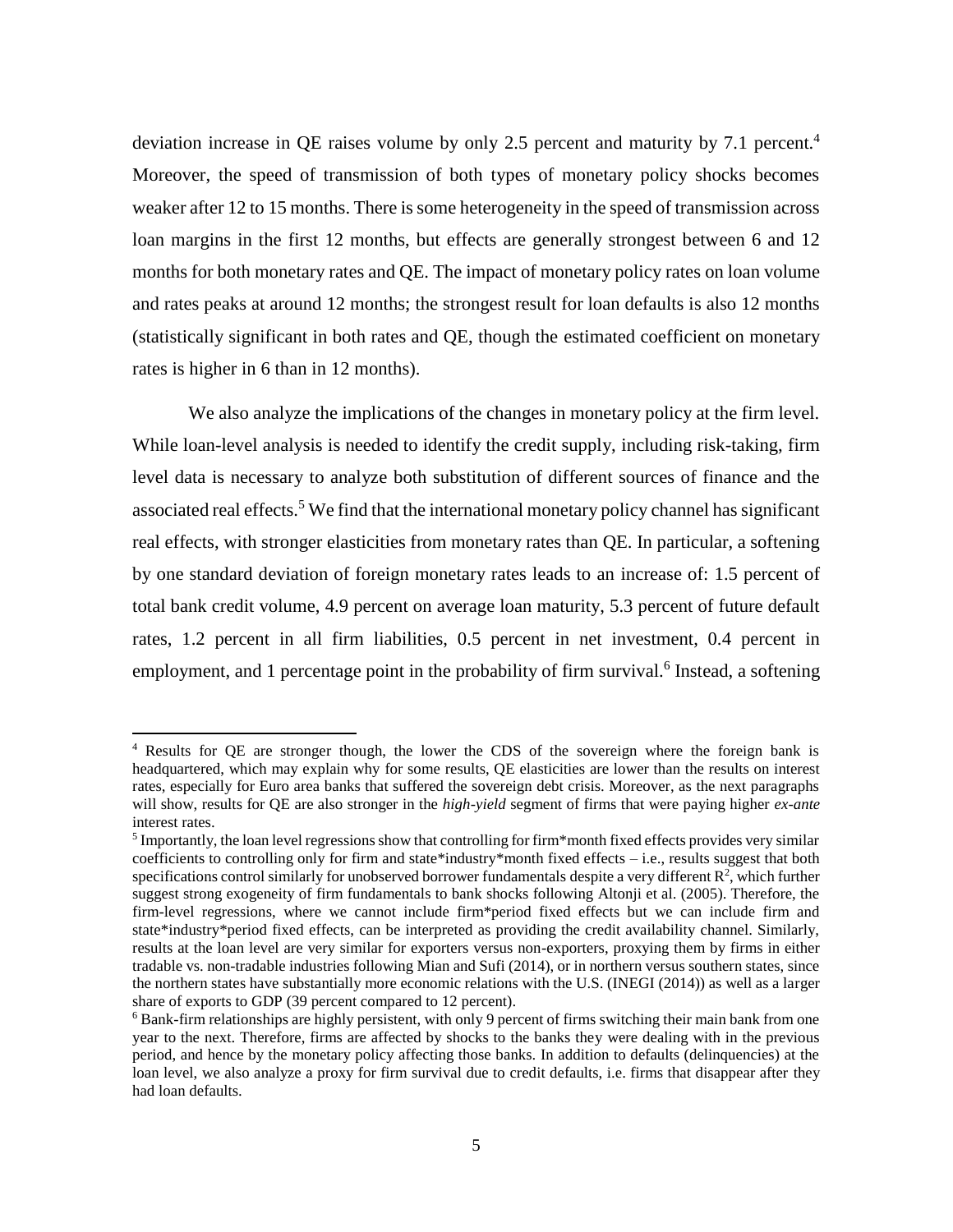deviation increase in QE raises volume by only 2.5 percent and maturity by 7.1 percent.[4] Moreover, the speed of transmission of both types of monetary policy shocks becomes weaker after 12 to 15 months. There is some heterogeneity in the speed of transmission across loan margins in the first 12 months, but effects are generally strongest between 6 and 12 months for both monetary rates and QE. The impact of monetary policy rates on loan volume and rates peaks at around 12 months; the strongest result for loan defaults is also 12 months (statistically significant in both rates and QE, though the estimated coefficient on monetary rates is higher in 6 than in 12 months).

We also analyze the implications of the changes in monetary policy at the firm level. While loan-level analysis is needed to identify the credit supply, including risk-taking, firm level data is necessary to analyze both substitution of different sources of finance and the associated real effects.[5] We find that the international monetary policy channel has significant real effects, with stronger elasticities from monetary rates than QE. In particular, a softening by one standard deviation of foreign monetary rates leads to an increase of: 1.5 percent of total bank credit volume, 4.9 percent on average loan maturity, 5.3 percent of future default rates, 1.2 percent in all firm liabilities, 0.5 percent in net investment, 0.4 percent in employment, and 1 percentage point in the probability of firm survival.[6] Instead, a softening

---

[4] Results for QE are stronger though, the lower the CDS of the sovereign where the foreign bank is headquartered, which may explain why for some results, QE elasticities are lower than the results on interest rates, especially for Euro area banks that suffered the sovereign debt crisis. Moreover, as the next paragraphs will show, results for QE are also stronger in the *high-yield* segment of firms that were paying higher *ex-ante* interest rates.

[5] Importantly, the loan level regressions show that controlling for firm*month fixed effects provides very similar coefficients to controlling only for firm and state*industry*month fixed effects – i.e., results suggest that both specifications control similarly for unobserved borrower fundamentals despite a very different $R^2$, which further suggest strong exogeneity of firm fundamentals to bank shocks following Altonji et al. (2005). Therefore, the firm-level regressions, where we cannot include firm*period fixed effects but we can include firm and state*industry*period fixed effects, can be interpreted as providing the credit availability channel. Similarly, results at the loan level are very similar for exporters versus non-exporters, proxying them by firms in either tradable vs. non-tradable industries following Mian and Sufi (2014), or in northern versus southern states, since the northern states have substantially more economic relations with the U.S. (INEGI (2014)) as well as a larger share of exports to GDP (39 percent compared to 12 percent).

[6] Bank-firm relationships are highly persistent, with only 9 percent of firms switching their main bank from one year to the next. Therefore, firms are affected by shocks to the banks they were dealing with in the previous period, and hence by the monetary policy affecting those banks. In addition to defaults (delinquencies) at the loan level, we also analyze a proxy for firm survival due to credit defaults, i.e. firms that disappear after they had loan defaults.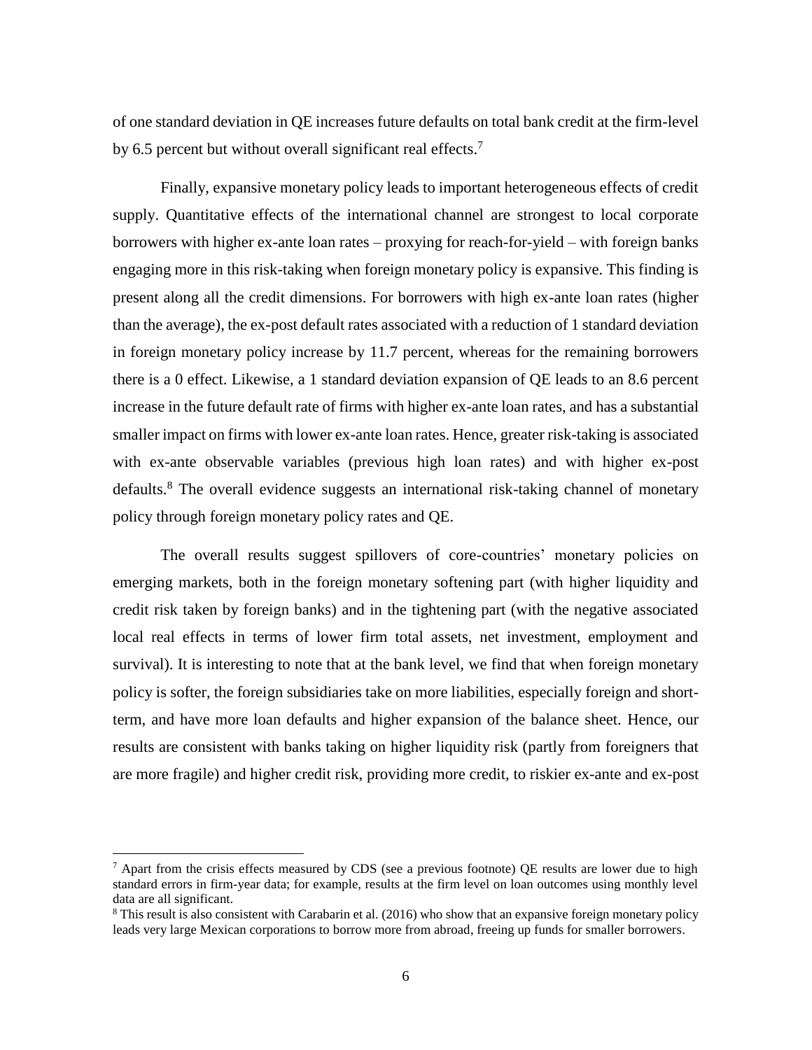of one standard deviation in QE increases future defaults on total bank credit at the firm-level by 6.5 percent but without overall significant real effects.[7]

Finally, expansive monetary policy leads to important heterogeneous effects of credit supply. Quantitative effects of the international channel are strongest to local corporate borrowers with higher ex-ante loan rates – proxying for reach-for-yield – with foreign banks engaging more in this risk-taking when foreign monetary policy is expansive. This finding is present along all the credit dimensions. For borrowers with high ex-ante loan rates (higher than the average), the ex-post default rates associated with a reduction of 1 standard deviation in foreign monetary policy increase by 11.7 percent, whereas for the remaining borrowers there is a 0 effect. Likewise, a 1 standard deviation expansion of QE leads to an 8.6 percent increase in the future default rate of firms with higher ex-ante loan rates, and has a substantial smaller impact on firms with lower ex-ante loan rates. Hence, greater risk-taking is associated with ex-ante observable variables (previous high loan rates) and with higher ex-post defaults.[8] The overall evidence suggests an international risk-taking channel of monetary policy through foreign monetary policy rates and QE.

The overall results suggest spillovers of core-countries' monetary policies on emerging markets, both in the foreign monetary softening part (with higher liquidity and credit risk taken by foreign banks) and in the tightening part (with the negative associated local real effects in terms of lower firm total assets, net investment, employment and survival). It is interesting to note that at the bank level, we find that when foreign monetary policy is softer, the foreign subsidiaries take on more liabilities, especially foreign and short-term, and have more loan defaults and higher expansion of the balance sheet. Hence, our results are consistent with banks taking on higher liquidity risk (partly from foreigners that are more fragile) and higher credit risk, providing more credit, to riskier ex-ante and ex-post

---

[7] Apart from the crisis effects measured by CDS (see a previous footnote) QE results are lower due to high standard errors in firm-year data; for example, results at the firm level on loan outcomes using monthly level data are all significant.

[8] This result is also consistent with Carabarin et al. (2016) who show that an expansive foreign monetary policy leads very large Mexican corporations to borrow more from abroad, freeing up funds for smaller borrowers.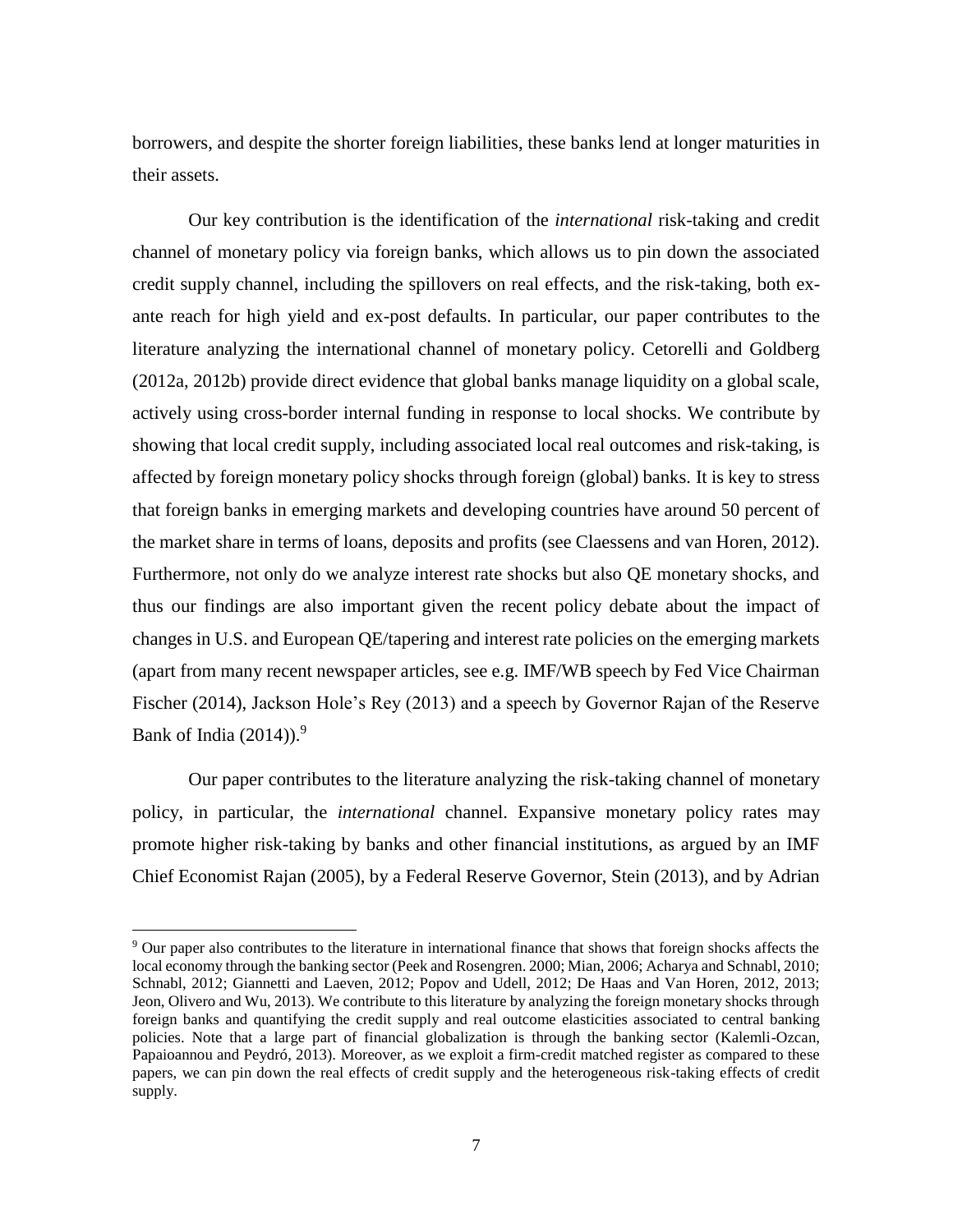borrowers, and despite the shorter foreign liabilities, these banks lend at longer maturities in their assets.

Our key contribution is the identification of the *international* risk-taking and credit channel of monetary policy via foreign banks, which allows us to pin down the associated credit supply channel, including the spillovers on real effects, and the risk-taking, both ex-ante reach for high yield and ex-post defaults. In particular, our paper contributes to the literature analyzing the international channel of monetary policy. Cetorelli and Goldberg (2012a, 2012b) provide direct evidence that global banks manage liquidity on a global scale, actively using cross-border internal funding in response to local shocks. We contribute by showing that local credit supply, including associated local real outcomes and risk-taking, is affected by foreign monetary policy shocks through foreign (global) banks. It is key to stress that foreign banks in emerging markets and developing countries have around 50 percent of the market share in terms of loans, deposits and profits (see Claessens and van Horen, 2012). Furthermore, not only do we analyze interest rate shocks but also QE monetary shocks, and thus our findings are also important given the recent policy debate about the impact of changes in U.S. and European QE/tapering and interest rate policies on the emerging markets (apart from many recent newspaper articles, see e.g. IMF/WB speech by Fed Vice Chairman Fischer (2014), Jackson Hole's Rey (2013) and a speech by Governor Rajan of the Reserve Bank of India (2014)).[9]

Our paper contributes to the literature analyzing the risk-taking channel of monetary policy, in particular, the *international* channel. Expansive monetary policy rates may promote higher risk-taking by banks and other financial institutions, as argued by an IMF Chief Economist Rajan (2005), by a Federal Reserve Governor, Stein (2013), and by Adrian

[9] Our paper also contributes to the literature in international finance that shows that foreign shocks affects the local economy through the banking sector (Peek and Rosengren. 2000; Mian, 2006; Acharya and Schnabl, 2010; Schnabl, 2012; Giannetti and Laeven, 2012; Popov and Udell, 2012; De Haas and Van Horen, 2012, 2013; Jeon, Olivero and Wu, 2013). We contribute to this literature by analyzing the foreign monetary shocks through foreign banks and quantifying the credit supply and real outcome elasticities associated to central banking policies. Note that a large part of financial globalization is through the banking sector (Kalemli-Ozcan, Papaioannou and Peydró, 2013). Moreover, as we exploit a firm-credit matched register as compared to these papers, we can pin down the real effects of credit supply and the heterogeneous risk-taking effects of credit supply.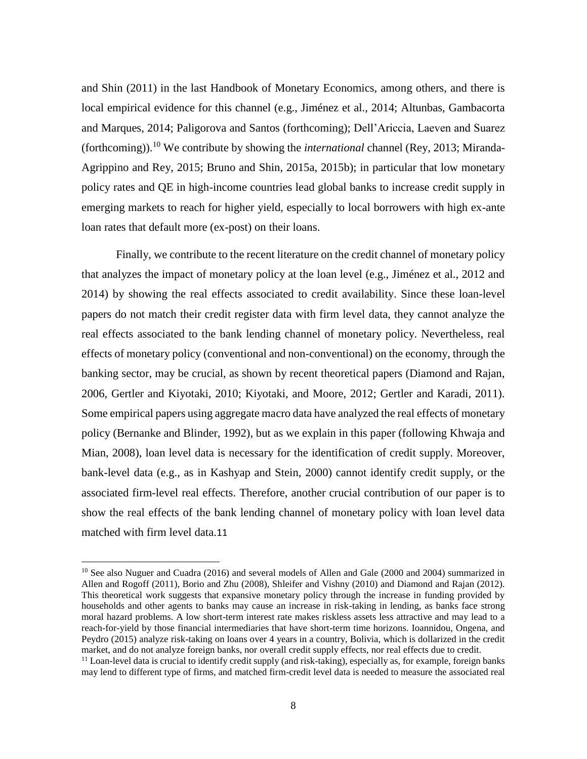and Shin (2011) in the last Handbook of Monetary Economics, among others, and there is local empirical evidence for this channel (e.g., Jiménez et al., 2014; Altunbas, Gambacorta and Marques, 2014; Paligorova and Santos (forthcoming); Dell'Ariccia, Laeven and Suarez (forthcoming)).[10] We contribute by showing the *international* channel (Rey, 2013; Miranda-Agrippino and Rey, 2015; Bruno and Shin, 2015a, 2015b); in particular that low monetary policy rates and QE in high-income countries lead global banks to increase credit supply in emerging markets to reach for higher yield, especially to local borrowers with high ex-ante loan rates that default more (ex-post) on their loans.

Finally, we contribute to the recent literature on the credit channel of monetary policy that analyzes the impact of monetary policy at the loan level (e.g., Jiménez et al., 2012 and 2014) by showing the real effects associated to credit availability. Since these loan-level papers do not match their credit register data with firm level data, they cannot analyze the real effects associated to the bank lending channel of monetary policy. Nevertheless, real effects of monetary policy (conventional and non-conventional) on the economy, through the banking sector, may be crucial, as shown by recent theoretical papers (Diamond and Rajan, 2006, Gertler and Kiyotaki, 2010; Kiyotaki, and Moore, 2012; Gertler and Karadi, 2011). Some empirical papers using aggregate macro data have analyzed the real effects of monetary policy (Bernanke and Blinder, 1992), but as we explain in this paper (following Khwaja and Mian, 2008), loan level data is necessary for the identification of credit supply. Moreover, bank-level data (e.g., as in Kashyap and Stein, 2000) cannot identify credit supply, or the associated firm-level real effects. Therefore, another crucial contribution of our paper is to show the real effects of the bank lending channel of monetary policy with loan level data matched with firm level data.[11]

[10] See also Nuguer and Cuadra (2016) and several models of Allen and Gale (2000 and 2004) summarized in Allen and Rogoff (2011), Borio and Zhu (2008), Shleifer and Vishny (2010) and Diamond and Rajan (2012). This theoretical work suggests that expansive monetary policy through the increase in funding provided by households and other agents to banks may cause an increase in risk-taking in lending, as banks face strong moral hazard problems. A low short-term interest rate makes riskless assets less attractive and may lead to a reach-for-yield by those financial intermediaries that have short-term time horizons. Ioannidou, Ongena, and Peydro (2015) analyze risk-taking on loans over 4 years in a country, Bolivia, which is dollarized in the credit market, and do not analyze foreign banks, nor overall credit supply effects, nor real effects due to credit.

[11] Loan-level data is crucial to identify credit supply (and risk-taking), especially as, for example, foreign banks may lend to different type of firms, and matched firm-credit level data is needed to measure the associated real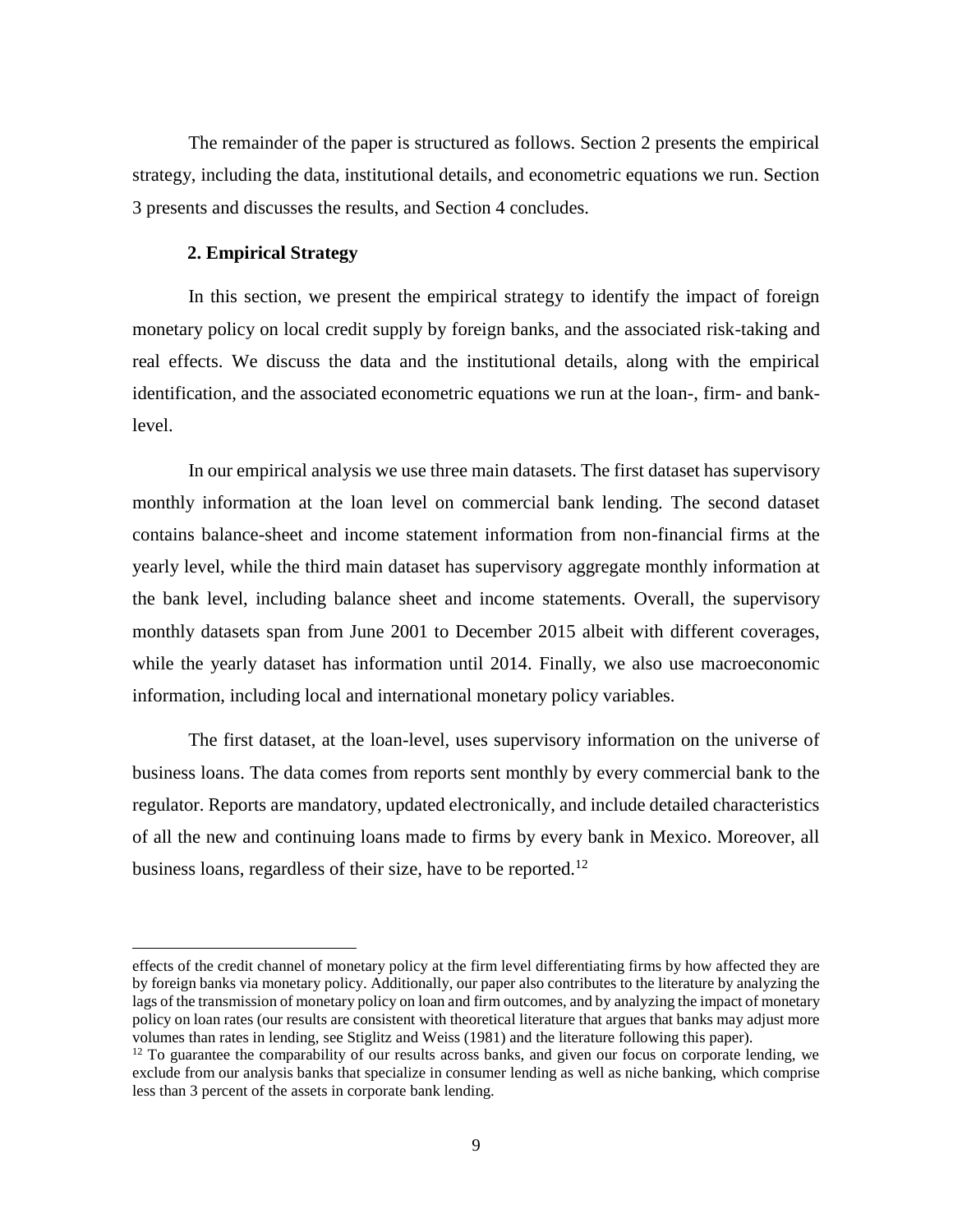The remainder of the paper is structured as follows. Section 2 presents the empirical strategy, including the data, institutional details, and econometric equations we run. Section 3 presents and discusses the results, and Section 4 concludes.

## 2. Empirical Strategy

In this section, we present the empirical strategy to identify the impact of foreign monetary policy on local credit supply by foreign banks, and the associated risk-taking and real effects. We discuss the data and the institutional details, along with the empirical identification, and the associated econometric equations we run at the loan-, firm- and bank-level.

In our empirical analysis we use three main datasets. The first dataset has supervisory monthly information at the loan level on commercial bank lending. The second dataset contains balance-sheet and income statement information from non-financial firms at the yearly level, while the third main dataset has supervisory aggregate monthly information at the bank level, including balance sheet and income statements. Overall, the supervisory monthly datasets span from June 2001 to December 2015 albeit with different coverages, while the yearly dataset has information until 2014. Finally, we also use macroeconomic information, including local and international monetary policy variables.

The first dataset, at the loan-level, uses supervisory information on the universe of business loans. The data comes from reports sent monthly by every commercial bank to the regulator. Reports are mandatory, updated electronically, and include detailed characteristics of all the new and continuing loans made to firms by every bank in Mexico. Moreover, all business loans, regardless of their size, have to be reported.[12]

---

effects of the credit channel of monetary policy at the firm level differentiating firms by how affected they are by foreign banks via monetary policy. Additionally, our paper also contributes to the literature by analyzing the lags of the transmission of monetary policy on loan and firm outcomes, and by analyzing the impact of monetary policy on loan rates (our results are consistent with theoretical literature that argues that banks may adjust more volumes than rates in lending, see Stiglitz and Weiss (1981) and the literature following this paper).

[12] To guarantee the comparability of our results across banks, and given our focus on corporate lending, we exclude from our analysis banks that specialize in consumer lending as well as niche banking, which comprise less than 3 percent of the assets in corporate bank lending.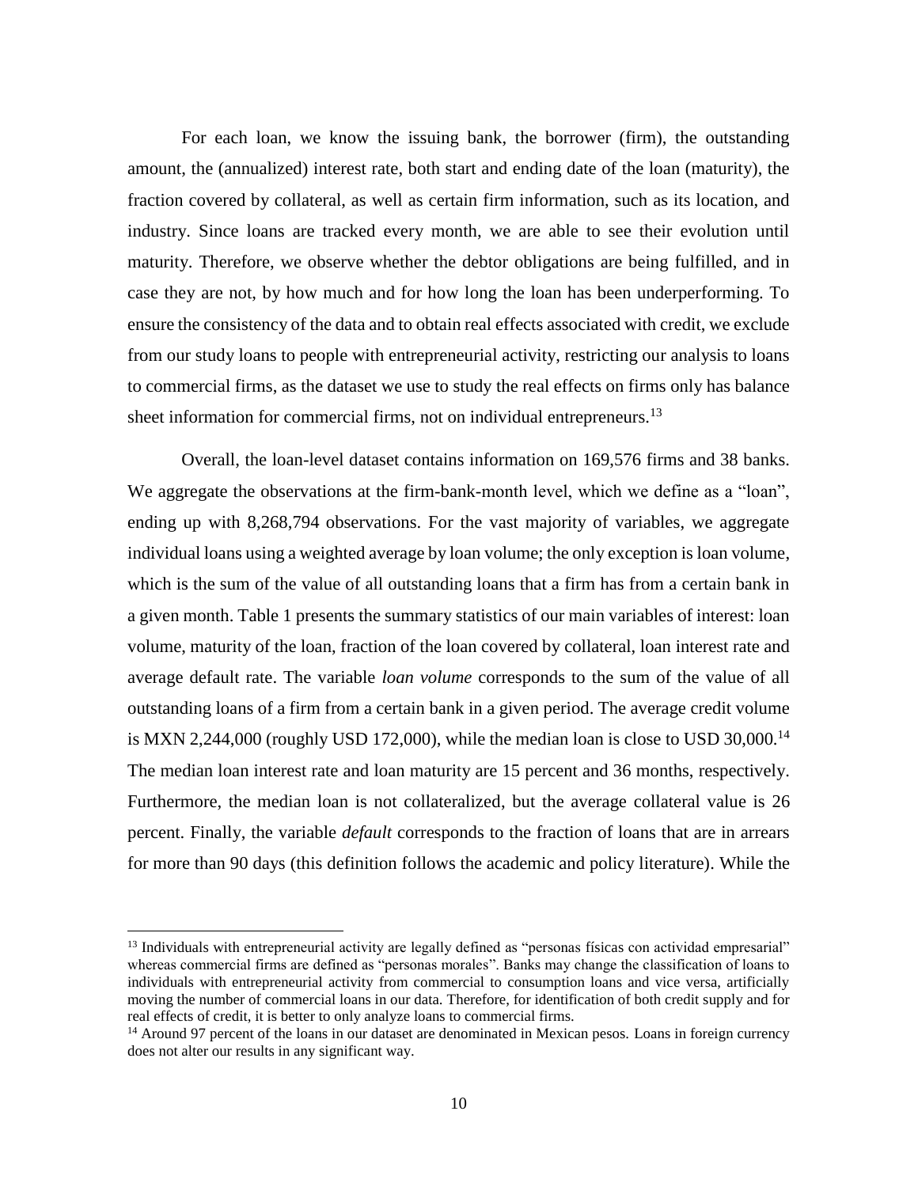For each loan, we know the issuing bank, the borrower (firm), the outstanding amount, the (annualized) interest rate, both start and ending date of the loan (maturity), the fraction covered by collateral, as well as certain firm information, such as its location, and industry. Since loans are tracked every month, we are able to see their evolution until maturity. Therefore, we observe whether the debtor obligations are being fulfilled, and in case they are not, by how much and for how long the loan has been underperforming. To ensure the consistency of the data and to obtain real effects associated with credit, we exclude from our study loans to people with entrepreneurial activity, restricting our analysis to loans to commercial firms, as the dataset we use to study the real effects on firms only has balance sheet information for commercial firms, not on individual entrepreneurs.[13]

Overall, the loan-level dataset contains information on 169,576 firms and 38 banks. We aggregate the observations at the firm-bank-month level, which we define as a "loan", ending up with 8,268,794 observations. For the vast majority of variables, we aggregate individual loans using a weighted average by loan volume; the only exception is loan volume, which is the sum of the value of all outstanding loans that a firm has from a certain bank in a given month. Table 1 presents the summary statistics of our main variables of interest: loan volume, maturity of the loan, fraction of the loan covered by collateral, loan interest rate and average default rate. The variable *loan volume* corresponds to the sum of the value of all outstanding loans of a firm from a certain bank in a given period. The average credit volume is MXN 2,244,000 (roughly USD 172,000), while the median loan is close to USD 30,000.[14] The median loan interest rate and loan maturity are 15 percent and 36 months, respectively. Furthermore, the median loan is not collateralized, but the average collateral value is 26 percent. Finally, the variable *default* corresponds to the fraction of loans that are in arrears for more than 90 days (this definition follows the academic and policy literature). While the

[13] Individuals with entrepreneurial activity are legally defined as "personas físicas con actividad empresarial" whereas commercial firms are defined as "personas morales". Banks may change the classification of loans to individuals with entrepreneurial activity from commercial to consumption loans and vice versa, artificially moving the number of commercial loans in our data. Therefore, for identification of both credit supply and for real effects of credit, it is better to only analyze loans to commercial firms.

[14] Around 97 percent of the loans in our dataset are denominated in Mexican pesos. Loans in foreign currency does not alter our results in any significant way.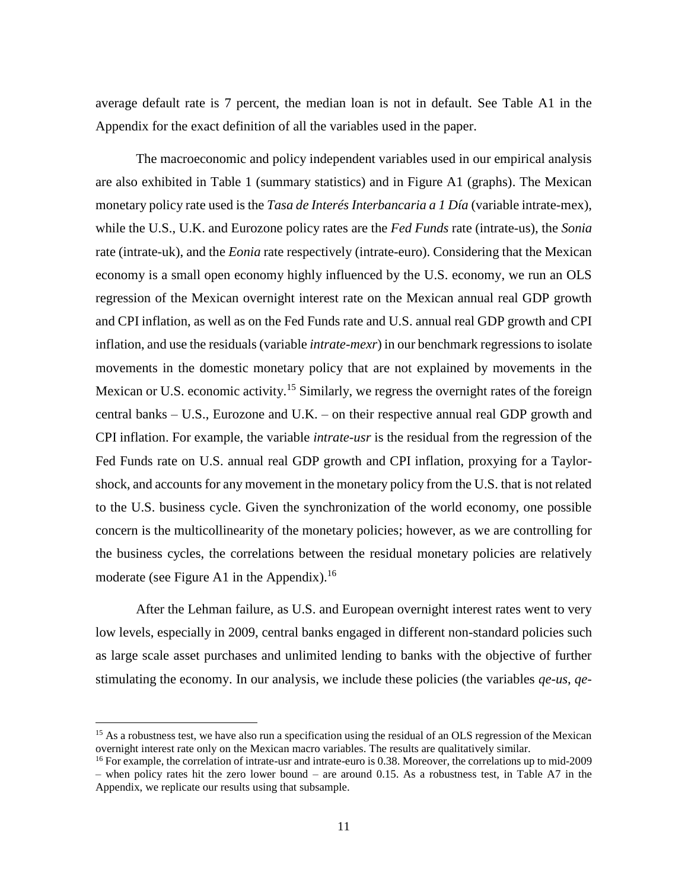average default rate is 7 percent, the median loan is not in default. See Table A1 in the Appendix for the exact definition of all the variables used in the paper.

The macroeconomic and policy independent variables used in our empirical analysis are also exhibited in Table 1 (summary statistics) and in Figure A1 (graphs). The Mexican monetary policy rate used is the *Tasa de Interés Interbancaria a 1 Día* (variable intrate-mex), while the U.S., U.K. and Eurozone policy rates are the *Fed Funds* rate (intrate-us), the *Sonia* rate (intrate-uk), and the *Eonia* rate respectively (intrate-euro). Considering that the Mexican economy is a small open economy highly influenced by the U.S. economy, we run an OLS regression of the Mexican overnight interest rate on the Mexican annual real GDP growth and CPI inflation, as well as on the Fed Funds rate and U.S. annual real GDP growth and CPI inflation, and use the residuals (variable *intrate-mexr*) in our benchmark regressions to isolate movements in the domestic monetary policy that are not explained by movements in the Mexican or U.S. economic activity.[15] Similarly, we regress the overnight rates of the foreign central banks – U.S., Eurozone and U.K. – on their respective annual real GDP growth and CPI inflation. For example, the variable *intrate-usr* is the residual from the regression of the Fed Funds rate on U.S. annual real GDP growth and CPI inflation, proxying for a Taylor-shock, and accounts for any movement in the monetary policy from the U.S. that is not related to the U.S. business cycle. Given the synchronization of the world economy, one possible concern is the multicollinearity of the monetary policies; however, as we are controlling for the business cycles, the correlations between the residual monetary policies are relatively moderate (see Figure A1 in the Appendix).[16]

After the Lehman failure, as U.S. and European overnight interest rates went to very low levels, especially in 2009, central banks engaged in different non-standard policies such as large scale asset purchases and unlimited lending to banks with the objective of further stimulating the economy. In our analysis, we include these policies (the variables *qe-us*, *qe-*

[15] As a robustness test, we have also run a specification using the residual of an OLS regression of the Mexican overnight interest rate only on the Mexican macro variables. The results are qualitatively similar.

[16] For example, the correlation of intrate-usr and intrate-euro is 0.38. Moreover, the correlations up to mid-2009 – when policy rates hit the zero lower bound – are around 0.15. As a robustness test, in Table A7 in the Appendix, we replicate our results using that subsample.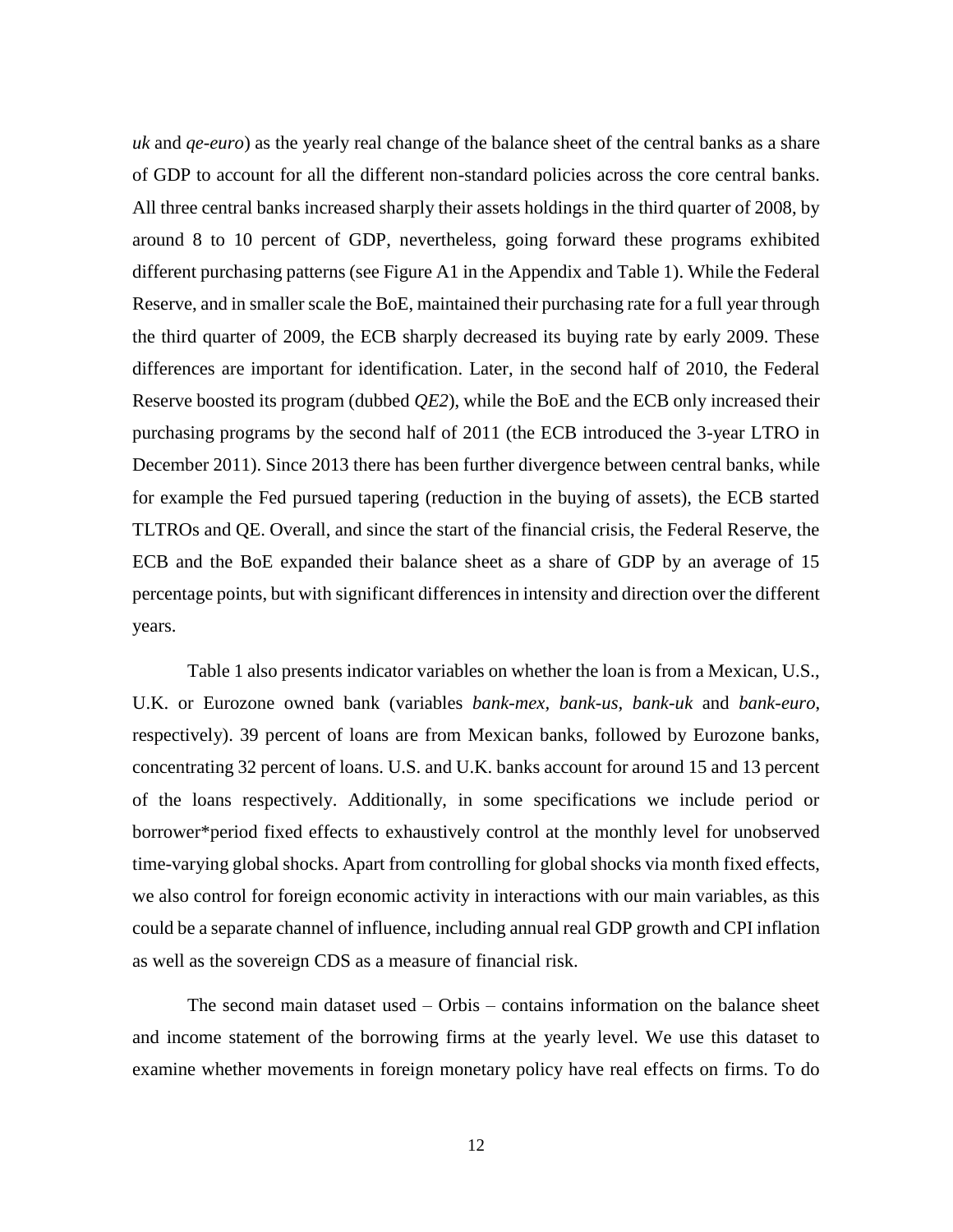*uk* and *qe-euro*) as the yearly real change of the balance sheet of the central banks as a share of GDP to account for all the different non-standard policies across the core central banks. All three central banks increased sharply their assets holdings in the third quarter of 2008, by around 8 to 10 percent of GDP, nevertheless, going forward these programs exhibited different purchasing patterns (see Figure A1 in the Appendix and Table 1). While the Federal Reserve, and in smaller scale the BoE, maintained their purchasing rate for a full year through the third quarter of 2009, the ECB sharply decreased its buying rate by early 2009. These differences are important for identification. Later, in the second half of 2010, the Federal Reserve boosted its program (dubbed *QE2*), while the BoE and the ECB only increased their purchasing programs by the second half of 2011 (the ECB introduced the 3-year LTRO in December 2011). Since 2013 there has been further divergence between central banks, while for example the Fed pursued tapering (reduction in the buying of assets), the ECB started TLTROs and QE. Overall, and since the start of the financial crisis, the Federal Reserve, the ECB and the BoE expanded their balance sheet as a share of GDP by an average of 15 percentage points, but with significant differences in intensity and direction over the different years.

Table 1 also presents indicator variables on whether the loan is from a Mexican, U.S., U.K. or Eurozone owned bank (variables *bank-mex*, *bank-us*, *bank-uk* and *bank-euro*, respectively). 39 percent of loans are from Mexican banks, followed by Eurozone banks, concentrating 32 percent of loans. U.S. and U.K. banks account for around 15 and 13 percent of the loans respectively. Additionally, in some specifications we include period or borrower*period fixed effects to exhaustively control at the monthly level for unobserved time-varying global shocks. Apart from controlling for global shocks via month fixed effects, we also control for foreign economic activity in interactions with our main variables, as this could be a separate channel of influence, including annual real GDP growth and CPI inflation as well as the sovereign CDS as a measure of financial risk.

The second main dataset used – Orbis – contains information on the balance sheet and income statement of the borrowing firms at the yearly level. We use this dataset to examine whether movements in foreign monetary policy have real effects on firms. To do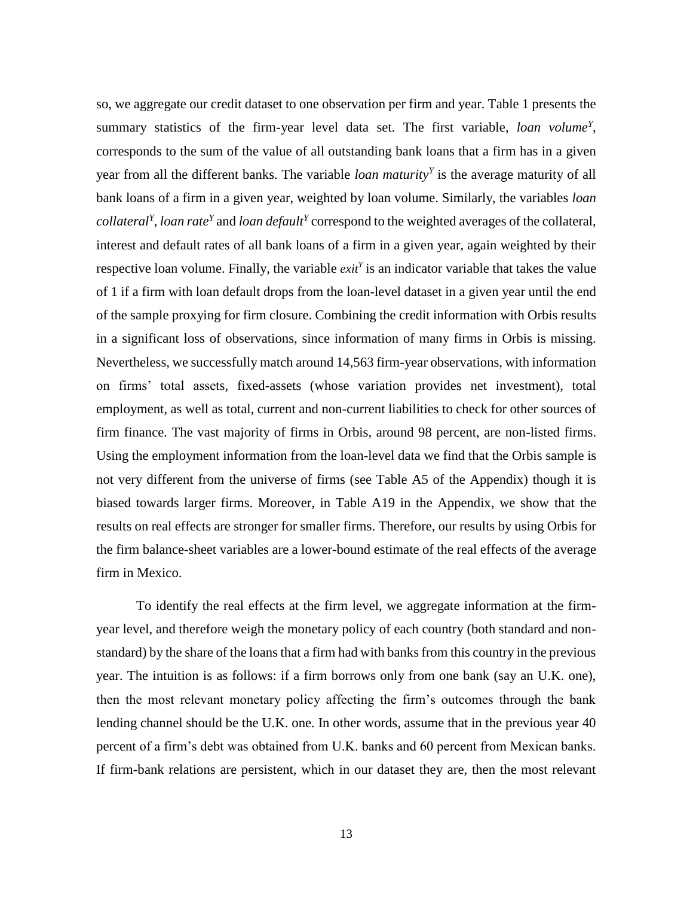so, we aggregate our credit dataset to one observation per firm and year. Table 1 presents the summary statistics of the firm-year level data set. The first variable, *loan volume*$^{Y}$, corresponds to the sum of the value of all outstanding bank loans that a firm has in a given year from all the different banks. The variable *loan maturity*$^{Y}$ is the average maturity of all bank loans of a firm in a given year, weighted by loan volume. Similarly, the variables *loan collateral*$^{Y}$, *loan rate*$^{Y}$ and *loan default*$^{Y}$ correspond to the weighted averages of the collateral, interest and default rates of all bank loans of a firm in a given year, again weighted by their respective loan volume. Finally, the variable *exit*$^{Y}$ is an indicator variable that takes the value of 1 if a firm with loan default drops from the loan-level dataset in a given year until the end of the sample proxying for firm closure. Combining the credit information with Orbis results in a significant loss of observations, since information of many firms in Orbis is missing. Nevertheless, we successfully match around 14,563 firm-year observations, with information on firms' total assets, fixed-assets (whose variation provides net investment), total employment, as well as total, current and non-current liabilities to check for other sources of firm finance. The vast majority of firms in Orbis, around 98 percent, are non-listed firms. Using the employment information from the loan-level data we find that the Orbis sample is not very different from the universe of firms (see Table A5 of the Appendix) though it is biased towards larger firms. Moreover, in Table A19 in the Appendix, we show that the results on real effects are stronger for smaller firms. Therefore, our results by using Orbis for the firm balance-sheet variables are a lower-bound estimate of the real effects of the average firm in Mexico.

To identify the real effects at the firm level, we aggregate information at the firm-year level, and therefore weigh the monetary policy of each country (both standard and non-standard) by the share of the loans that a firm had with banks from this country in the previous year. The intuition is as follows: if a firm borrows only from one bank (say an U.K. one), then the most relevant monetary policy affecting the firm's outcomes through the bank lending channel should be the U.K. one. In other words, assume that in the previous year 40 percent of a firm's debt was obtained from U.K. banks and 60 percent from Mexican banks. If firm-bank relations are persistent, which in our dataset they are, then the most relevant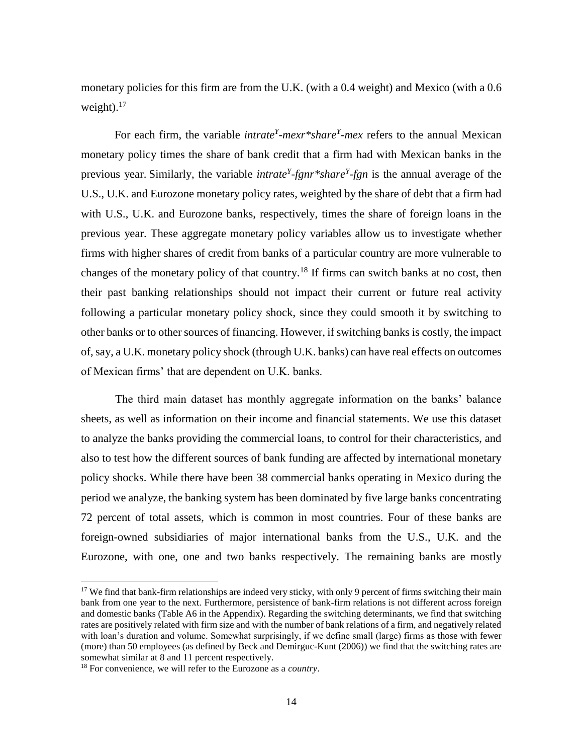monetary policies for this firm are from the U.K. (with a 0.4 weight) and Mexico (with a 0.6 weight).[17]

For each firm, the variable *intrate$^{Y}$-mexr\*share$^{Y}$-mex* refers to the annual Mexican monetary policy times the share of bank credit that a firm had with Mexican banks in the previous year. Similarly, the variable *intrate$^{Y}$-fgnr\*share$^{Y}$-fgn* is the annual average of the U.S., U.K. and Eurozone monetary policy rates, weighted by the share of debt that a firm had with U.S., U.K. and Eurozone banks, respectively, times the share of foreign loans in the previous year. These aggregate monetary policy variables allow us to investigate whether firms with higher shares of credit from banks of a particular country are more vulnerable to changes of the monetary policy of that country.[18] If firms can switch banks at no cost, then their past banking relationships should not impact their current or future real activity following a particular monetary policy shock, since they could smooth it by switching to other banks or to other sources of financing. However, if switching banks is costly, the impact of, say, a U.K. monetary policy shock (through U.K. banks) can have real effects on outcomes of Mexican firms' that are dependent on U.K. banks.

The third main dataset has monthly aggregate information on the banks' balance sheets, as well as information on their income and financial statements. We use this dataset to analyze the banks providing the commercial loans, to control for their characteristics, and also to test how the different sources of bank funding are affected by international monetary policy shocks. While there have been 38 commercial banks operating in Mexico during the period we analyze, the banking system has been dominated by five large banks concentrating 72 percent of total assets, which is common in most countries. Four of these banks are foreign-owned subsidiaries of major international banks from the U.S., U.K. and the Eurozone, with one, one and two banks respectively. The remaining banks are mostly

---

[17] We find that bank-firm relationships are indeed very sticky, with only 9 percent of firms switching their main bank from one year to the next. Furthermore, persistence of bank-firm relations is not different across foreign and domestic banks (Table A6 in the Appendix). Regarding the switching determinants, we find that switching rates are positively related with firm size and with the number of bank relations of a firm, and negatively related with loan's duration and volume. Somewhat surprisingly, if we define small (large) firms as those with fewer (more) than 50 employees (as defined by Beck and Demirguc-Kunt (2006)) we find that the switching rates are somewhat similar at 8 and 11 percent respectively.

[18] For convenience, we will refer to the Eurozone as a *country*.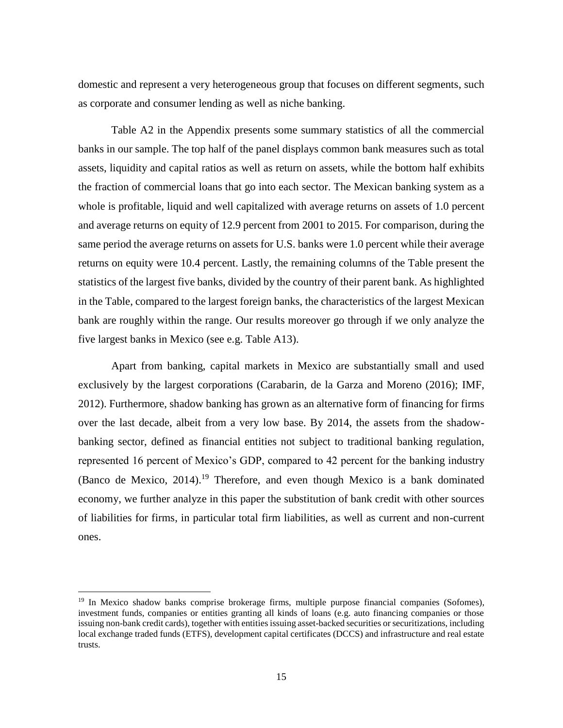domestic and represent a very heterogeneous group that focuses on different segments, such as corporate and consumer lending as well as niche banking.

Table A2 in the Appendix presents some summary statistics of all the commercial banks in our sample. The top half of the panel displays common bank measures such as total assets, liquidity and capital ratios as well as return on assets, while the bottom half exhibits the fraction of commercial loans that go into each sector. The Mexican banking system as a whole is profitable, liquid and well capitalized with average returns on assets of 1.0 percent and average returns on equity of 12.9 percent from 2001 to 2015. For comparison, during the same period the average returns on assets for U.S. banks were 1.0 percent while their average returns on equity were 10.4 percent. Lastly, the remaining columns of the Table present the statistics of the largest five banks, divided by the country of their parent bank. As highlighted in the Table, compared to the largest foreign banks, the characteristics of the largest Mexican bank are roughly within the range. Our results moreover go through if we only analyze the five largest banks in Mexico (see e.g. Table A13).

Apart from banking, capital markets in Mexico are substantially small and used exclusively by the largest corporations (Carabarin, de la Garza and Moreno (2016); IMF, 2012). Furthermore, shadow banking has grown as an alternative form of financing for firms over the last decade, albeit from a very low base. By 2014, the assets from the shadow-banking sector, defined as financial entities not subject to traditional banking regulation, represented 16 percent of Mexico's GDP, compared to 42 percent for the banking industry (Banco de Mexico, 2014).[19] Therefore, and even though Mexico is a bank dominated economy, we further analyze in this paper the substitution of bank credit with other sources of liabilities for firms, in particular total firm liabilities, as well as current and non-current ones.

[19] In Mexico shadow banks comprise brokerage firms, multiple purpose financial companies (Sofomes), investment funds, companies or entities granting all kinds of loans (e.g. auto financing companies or those issuing non-bank credit cards), together with entities issuing asset-backed securities or securitizations, including local exchange traded funds (ETFS), development capital certificates (DCCS) and infrastructure and real estate trusts.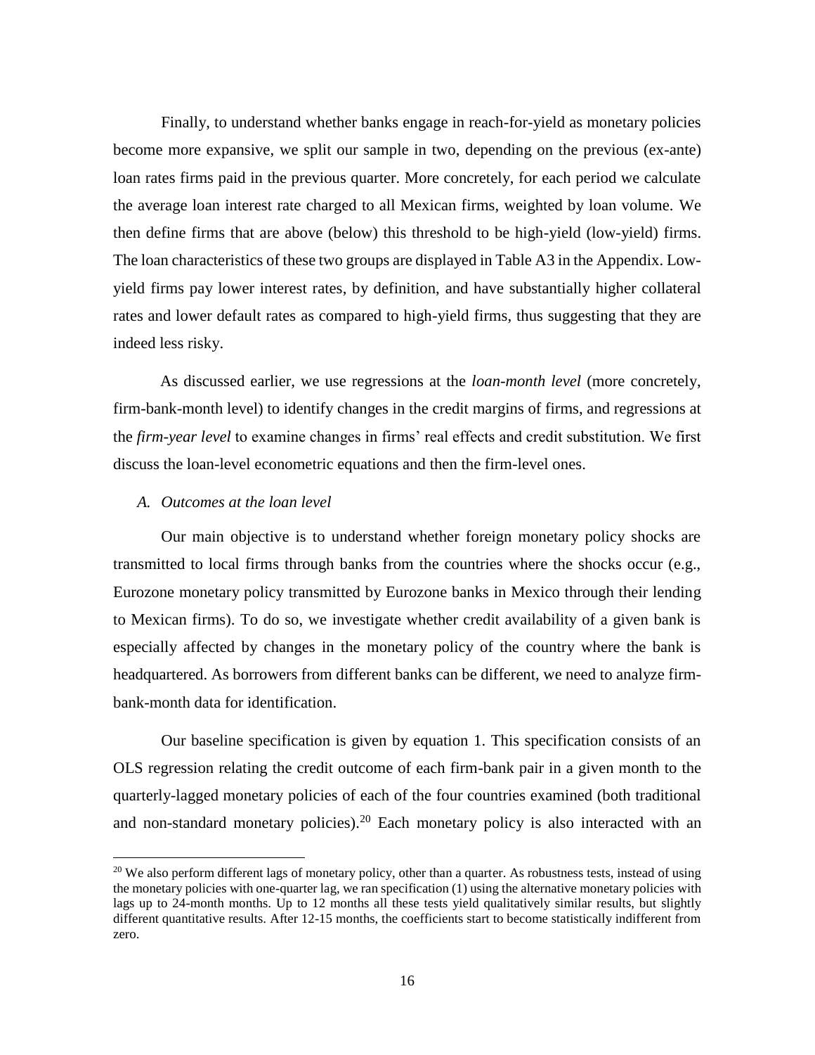Finally, to understand whether banks engage in reach-for-yield as monetary policies become more expansive, we split our sample in two, depending on the previous (ex-ante) loan rates firms paid in the previous quarter. More concretely, for each period we calculate the average loan interest rate charged to all Mexican firms, weighted by loan volume. We then define firms that are above (below) this threshold to be high-yield (low-yield) firms. The loan characteristics of these two groups are displayed in Table A3 in the Appendix. Low-yield firms pay lower interest rates, by definition, and have substantially higher collateral rates and lower default rates as compared to high-yield firms, thus suggesting that they are indeed less risky.

As discussed earlier, we use regressions at the *loan-month level* (more concretely, firm-bank-month level) to identify changes in the credit margins of firms, and regressions at the *firm-year level* to examine changes in firms' real effects and credit substitution. We first discuss the loan-level econometric equations and then the firm-level ones.

### A. *Outcomes at the loan level*

Our main objective is to understand whether foreign monetary policy shocks are transmitted to local firms through banks from the countries where the shocks occur (e.g., Eurozone monetary policy transmitted by Eurozone banks in Mexico through their lending to Mexican firms). To do so, we investigate whether credit availability of a given bank is especially affected by changes in the monetary policy of the country where the bank is headquartered. As borrowers from different banks can be different, we need to analyze firm-bank-month data for identification.

Our baseline specification is given by equation 1. This specification consists of an OLS regression relating the credit outcome of each firm-bank pair in a given month to the quarterly-lagged monetary policies of each of the four countries examined (both traditional and non-standard monetary policies).[20] Each monetary policy is also interacted with an

[20] We also perform different lags of monetary policy, other than a quarter. As robustness tests, instead of using the monetary policies with one-quarter lag, we ran specification (1) using the alternative monetary policies with lags up to 24-month months. Up to 12 months all these tests yield qualitatively similar results, but slightly different quantitative results. After 12-15 months, the coefficients start to become statistically indifferent from zero.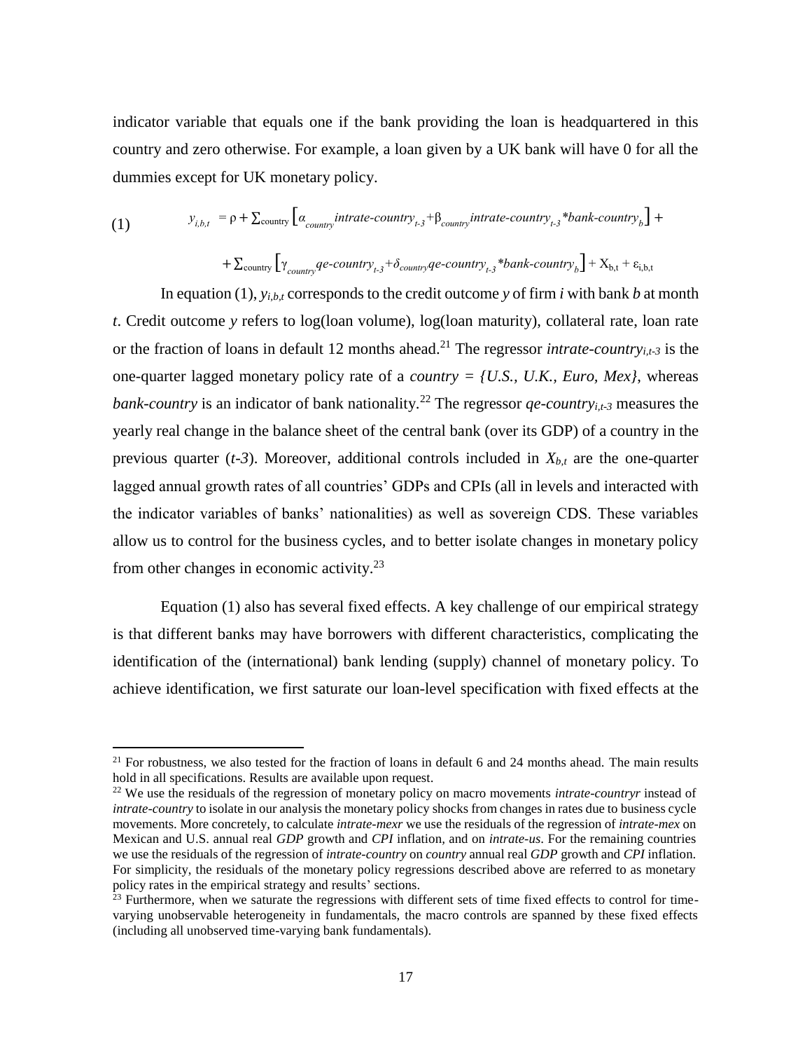indicator variable that equals one if the bank providing the loan is headquartered in this country and zero otherwise. For example, a loan given by a UK bank will have 0 for all the dummies except for UK monetary policy.

$$(1) \qquad y_{i,b,t} = \rho + \sum\nolimits_{\text{country}} \left[ \alpha_{country} intrate\text{-}country_{t\text{-}3} + \beta_{country} intrate\text{-}country_{t\text{-}3} * bank\text{-}country_{b} \right] + $$

$$+ \sum\nolimits_{\text{country}} \left[ \gamma_{country} qe\text{-}country_{t\text{-}3} + \delta_{country} qe\text{-}country_{t\text{-}3} * bank\text{-}country_{b} \right] + X_{b,t} + \varepsilon_{i,b,t}$$

In equation (1), $y_{i,b,t}$ corresponds to the credit outcome $y$ of firm $i$ with bank $b$ at month $t$. Credit outcome $y$ refers to log(loan volume), log(loan maturity), collateral rate, loan rate or the fraction of loans in default 12 months ahead.[21] The regressor $intrate\text{-}country_{i,t\text{-}3}$ is the one-quarter lagged monetary policy rate of a $country = \{U.S., U.K., Euro, Mex\}$, whereas *bank-country* is an indicator of bank nationality.[22] The regressor $qe\text{-}country_{i,t\text{-}3}$ measures the yearly real change in the balance sheet of the central bank (over its GDP) of a country in the previous quarter ($t\text{-}3$). Moreover, additional controls included in $X_{b,t}$ are the one-quarter lagged annual growth rates of all countries' GDPs and CPIs (all in levels and interacted with the indicator variables of banks' nationalities) as well as sovereign CDS. These variables allow us to control for the business cycles, and to better isolate changes in monetary policy from other changes in economic activity.[23]

Equation (1) also has several fixed effects. A key challenge of our empirical strategy is that different banks may have borrowers with different characteristics, complicating the identification of the (international) bank lending (supply) channel of monetary policy. To achieve identification, we first saturate our loan-level specification with fixed effects at the

---

[21] For robustness, we also tested for the fraction of loans in default 6 and 24 months ahead. The main results hold in all specifications. Results are available upon request.

[22] We use the residuals of the regression of monetary policy on macro movements *intrate-countryr* instead of *intrate-country* to isolate in our analysis the monetary policy shocks from changes in rates due to business cycle movements. More concretely, to calculate *intrate-mexr* we use the residuals of the regression of *intrate-mex* on Mexican and U.S. annual real *GDP* growth and *CPI* inflation, and on *intrate-us*. For the remaining countries we use the residuals of the regression of *intrate-country* on *country* annual real *GDP* growth and *CPI* inflation. For simplicity, the residuals of the monetary policy regressions described above are referred to as monetary policy rates in the empirical strategy and results' sections.

[23] Furthermore, when we saturate the regressions with different sets of time fixed effects to control for time-varying unobservable heterogeneity in fundamentals, the macro controls are spanned by these fixed effects (including all unobserved time-varying bank fundamentals).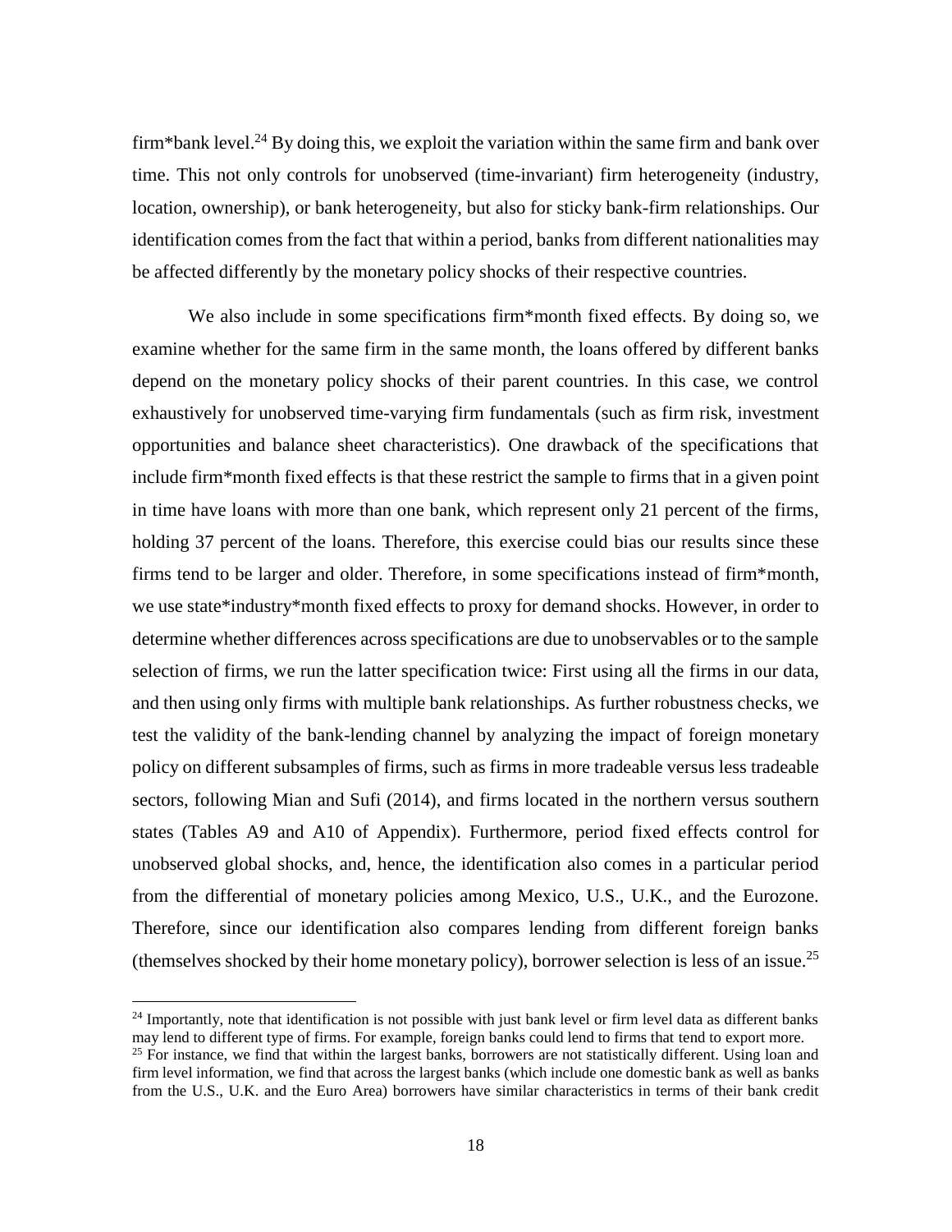firm*bank level.[24] By doing this, we exploit the variation within the same firm and bank over time. This not only controls for unobserved (time-invariant) firm heterogeneity (industry, location, ownership), or bank heterogeneity, but also for sticky bank-firm relationships. Our identification comes from the fact that within a period, banks from different nationalities may be affected differently by the monetary policy shocks of their respective countries.

We also include in some specifications firm*month fixed effects. By doing so, we examine whether for the same firm in the same month, the loans offered by different banks depend on the monetary policy shocks of their parent countries. In this case, we control exhaustively for unobserved time-varying firm fundamentals (such as firm risk, investment opportunities and balance sheet characteristics). One drawback of the specifications that include firm*month fixed effects is that these restrict the sample to firms that in a given point in time have loans with more than one bank, which represent only 21 percent of the firms, holding 37 percent of the loans. Therefore, this exercise could bias our results since these firms tend to be larger and older. Therefore, in some specifications instead of firm*month, we use state*industry*month fixed effects to proxy for demand shocks. However, in order to determine whether differences across specifications are due to unobservables or to the sample selection of firms, we run the latter specification twice: First using all the firms in our data, and then using only firms with multiple bank relationships. As further robustness checks, we test the validity of the bank-lending channel by analyzing the impact of foreign monetary policy on different subsamples of firms, such as firms in more tradeable versus less tradeable sectors, following Mian and Sufi (2014), and firms located in the northern versus southern states (Tables A9 and A10 of Appendix). Furthermore, period fixed effects control for unobserved global shocks, and, hence, the identification also comes in a particular period from the differential of monetary policies among Mexico, U.S., U.K., and the Eurozone. Therefore, since our identification also compares lending from different foreign banks (themselves shocked by their home monetary policy), borrower selection is less of an issue.[25]

---

[24] Importantly, note that identification is not possible with just bank level or firm level data as different banks may lend to different type of firms. For example, foreign banks could lend to firms that tend to export more.

[25] For instance, we find that within the largest banks, borrowers are not statistically different. Using loan and firm level information, we find that across the largest banks (which include one domestic bank as well as banks from the U.S., U.K. and the Euro Area) borrowers have similar characteristics in terms of their bank credit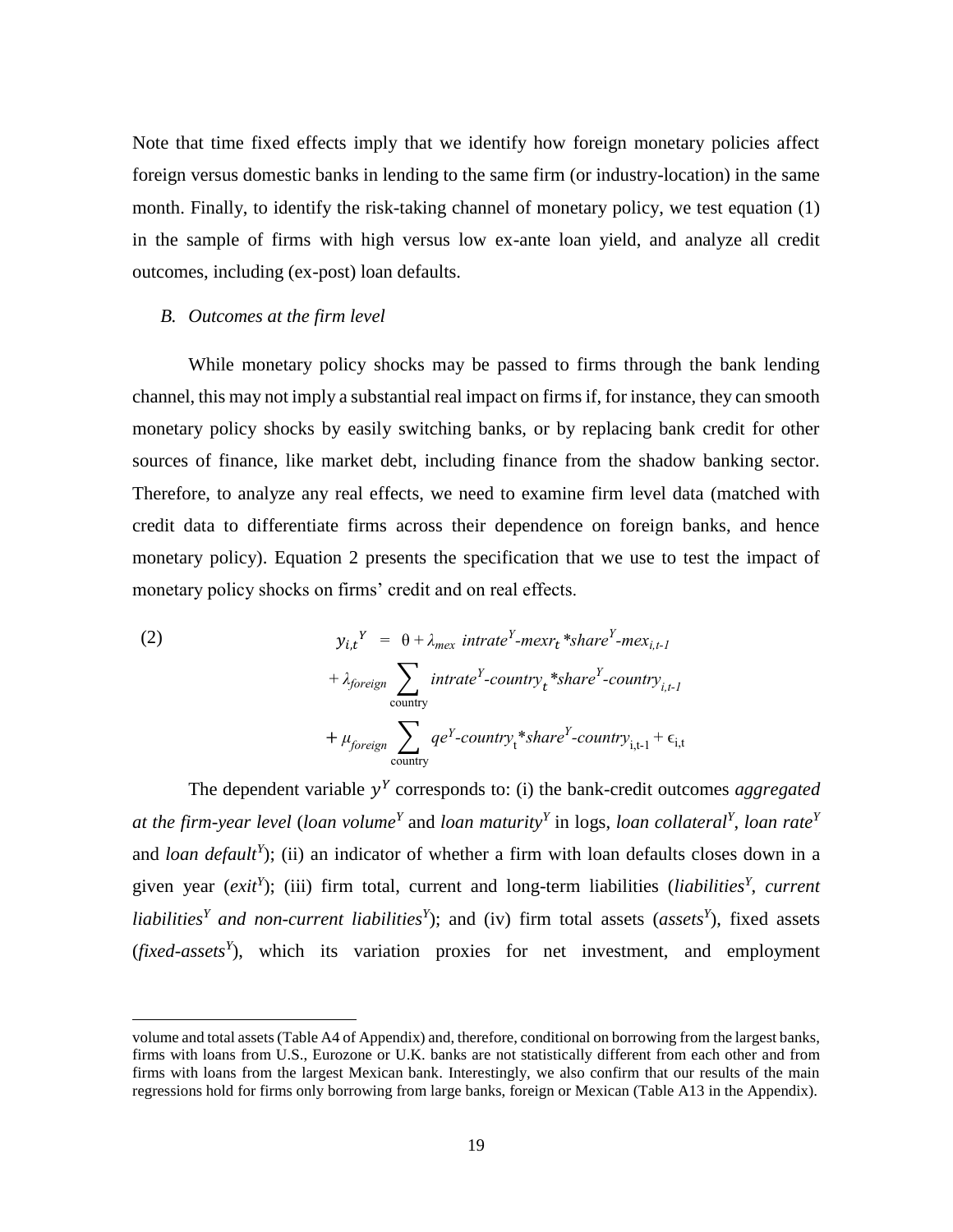Note that time fixed effects imply that we identify how foreign monetary policies affect foreign versus domestic banks in lending to the same firm (or industry-location) in the same month. Finally, to identify the risk-taking channel of monetary policy, we test equation (1) in the sample of firms with high versus low ex-ante loan yield, and analyze all credit outcomes, including (ex-post) loan defaults.

### *B. Outcomes at the firm level*

While monetary policy shocks may be passed to firms through the bank lending channel, this may not imply a substantial real impact on firms if, for instance, they can smooth monetary policy shocks by easily switching banks, or by replacing bank credit for other sources of finance, like market debt, including finance from the shadow banking sector. Therefore, to analyze any real effects, we need to examine firm level data (matched with credit data to differentiate firms across their dependence on foreign banks, and hence monetary policy). Equation 2 presents the specification that we use to test the impact of monetary policy shocks on firms' credit and on real effects.

$$
\begin{aligned}
(2) \qquad y_{i,t}^{Y} \;=\;& \theta + \lambda_{mex}\ intrate^{Y}\text{-}mexr_{t} * share^{Y}\text{-}mex_{i,t-1} \\
&+ \lambda_{foreign} \sum_{\text{country}} intrate^{Y}\text{-}country_{t} * share^{Y}\text{-}country_{i,t-1} \\
&+ \mu_{foreign} \sum_{\text{country}} qe^{Y}\text{-}country_{t} * share^{Y}\text{-}country_{i,t-1} + \epsilon_{i,t}
\end{aligned}
$$

The dependent variable $y^{Y}$ corresponds to: (i) the bank-credit outcomes *aggregated at the firm-year level* (*loan volume*$^{Y}$ and *loan maturity*$^{Y}$ in logs, *loan collateral*$^{Y}$, *loan rate*$^{Y}$ and *loan default*$^{Y}$); (ii) an indicator of whether a firm with loan defaults closes down in a given year (*exit*$^{Y}$); (iii) firm total, current and long-term liabilities (*liabilities*$^{Y}$, *current liabilities*$^{Y}$ *and non-current liabilities*$^{Y}$); and (iv) firm total assets (*assets*$^{Y}$), fixed assets (*fixed-assets*$^{Y}$), which its variation proxies for net investment, and employment

---

volume and total assets (Table A4 of Appendix) and, therefore, conditional on borrowing from the largest banks, firms with loans from U.S., Eurozone or U.K. banks are not statistically different from each other and from firms with loans from the largest Mexican bank. Interestingly, we also confirm that our results of the main regressions hold for firms only borrowing from large banks, foreign or Mexican (Table A13 in the Appendix).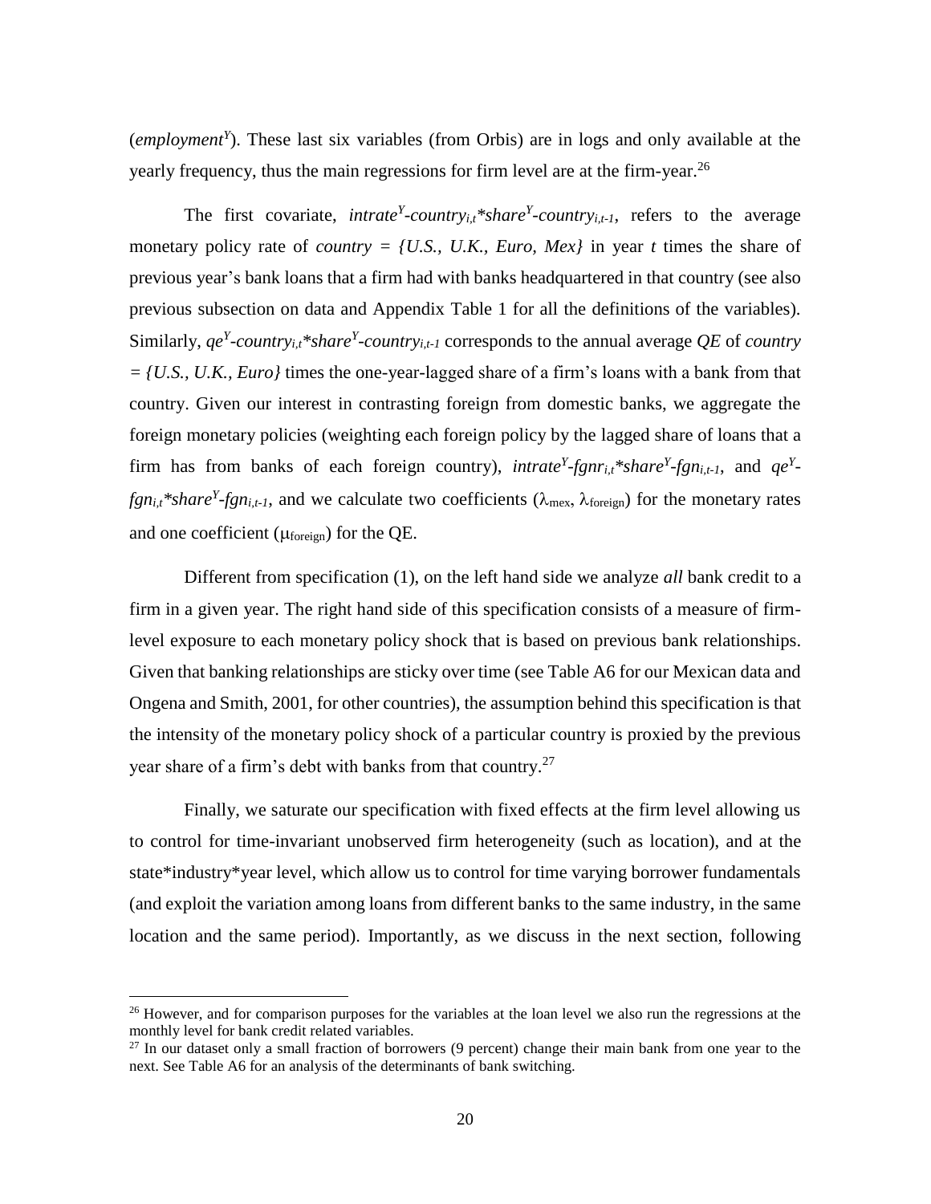(*employment*$^Y$). These last six variables (from Orbis) are in logs and only available at the yearly frequency, thus the main regressions for firm level are at the firm-year.[26]

The first covariate, $intrate^Y\text{-}country_{i,t}{*}share^Y\text{-}country_{i,t-1}$, refers to the average monetary policy rate of *country = {U.S., U.K., Euro, Mex}* in year *t* times the share of previous year's bank loans that a firm had with banks headquartered in that country (see also previous subsection on data and Appendix Table 1 for all the definitions of the variables). Similarly, $qe^Y\text{-}country_{i,t}{*}share^Y\text{-}country_{i,t-1}$ corresponds to the annual average *QE* of *country = {U.S., U.K., Euro}* times the one-year-lagged share of a firm's loans with a bank from that country. Given our interest in contrasting foreign from domestic banks, we aggregate the foreign monetary policies (weighting each foreign policy by the lagged share of loans that a firm has from banks of each foreign country), $intrate^Y\text{-}fgnr_{i,t}{*}share^Y\text{-}fgn_{i,t-1}$, and $qe^Y\text{-}fgn_{i,t}{*}share^Y\text{-}fgn_{i,t-1}$, and we calculate two coefficients ($\lambda_{\text{mex}}$, $\lambda_{\text{foreign}}$) for the monetary rates and one coefficient ($\mu_{\text{foreign}}$) for the QE.

Different from specification (1), on the left hand side we analyze *all* bank credit to a firm in a given year. The right hand side of this specification consists of a measure of firm-level exposure to each monetary policy shock that is based on previous bank relationships. Given that banking relationships are sticky over time (see Table A6 for our Mexican data and Ongena and Smith, 2001, for other countries), the assumption behind this specification is that the intensity of the monetary policy shock of a particular country is proxied by the previous year share of a firm's debt with banks from that country.[27]

Finally, we saturate our specification with fixed effects at the firm level allowing us to control for time-invariant unobserved firm heterogeneity (such as location), and at the state*industry*year level, which allow us to control for time varying borrower fundamentals (and exploit the variation among loans from different banks to the same industry, in the same location and the same period). Importantly, as we discuss in the next section, following

[26] However, and for comparison purposes for the variables at the loan level we also run the regressions at the monthly level for bank credit related variables.

[27] In our dataset only a small fraction of borrowers (9 percent) change their main bank from one year to the next. See Table A6 for an analysis of the determinants of bank switching.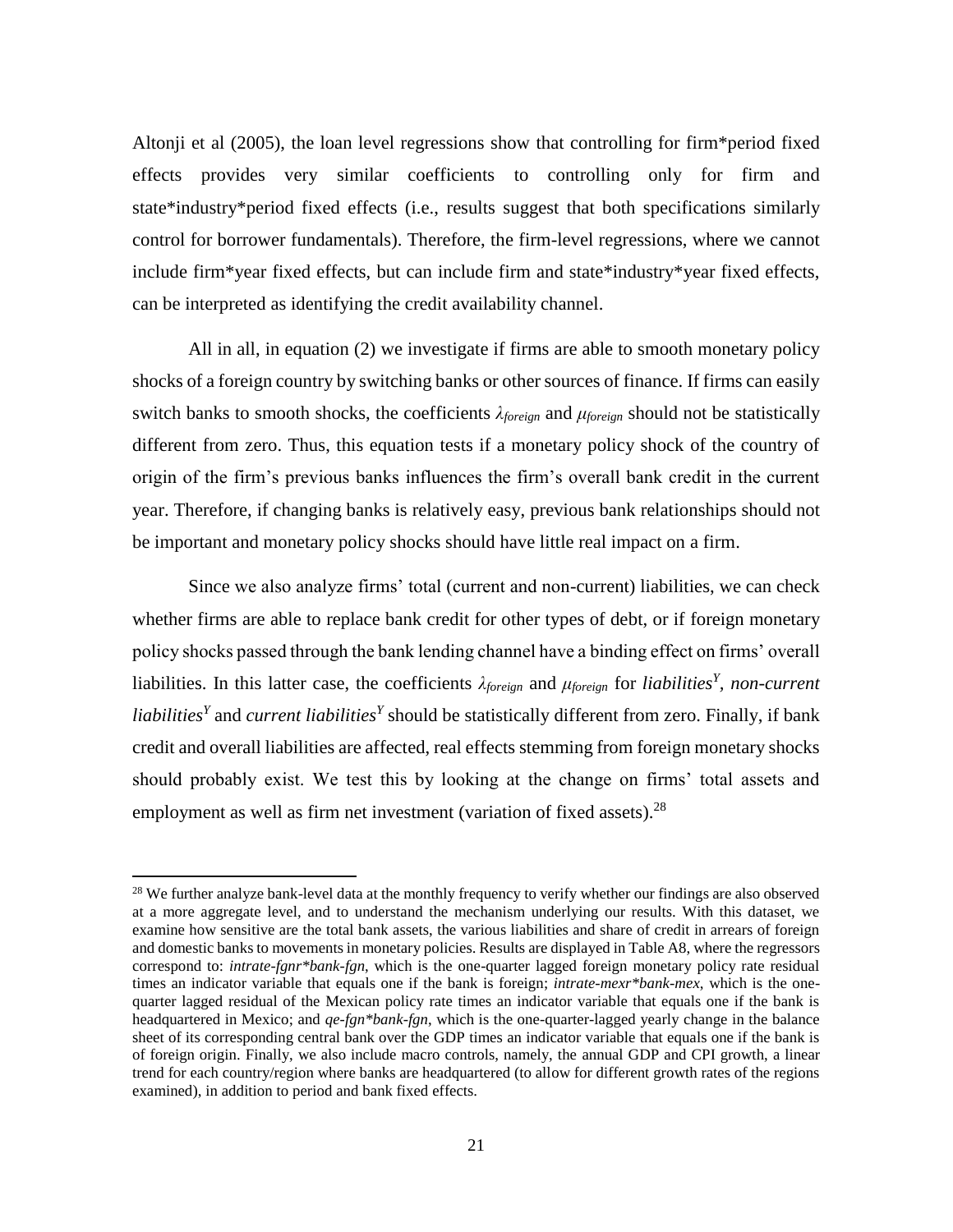Altonji et al (2005), the loan level regressions show that controlling for firm*period fixed effects provides very similar coefficients to controlling only for firm and state*industry*period fixed effects (i.e., results suggest that both specifications similarly control for borrower fundamentals). Therefore, the firm-level regressions, where we cannot include firm*year fixed effects, but can include firm and state*industry*year fixed effects, can be interpreted as identifying the credit availability channel.

All in all, in equation (2) we investigate if firms are able to smooth monetary policy shocks of a foreign country by switching banks or other sources of finance. If firms can easily switch banks to smooth shocks, the coefficients $\lambda_{foreign}$ and $\mu_{foreign}$ should not be statistically different from zero. Thus, this equation tests if a monetary policy shock of the country of origin of the firm's previous banks influences the firm's overall bank credit in the current year. Therefore, if changing banks is relatively easy, previous bank relationships should not be important and monetary policy shocks should have little real impact on a firm.

Since we also analyze firms' total (current and non-current) liabilities, we can check whether firms are able to replace bank credit for other types of debt, or if foreign monetary policy shocks passed through the bank lending channel have a binding effect on firms' overall liabilities. In this latter case, the coefficients $\lambda_{foreign}$ and $\mu_{foreign}$ for *liabilities*$^{Y}$, *non-current liabilities*$^{Y}$ and *current liabilities*$^{Y}$ should be statistically different from zero. Finally, if bank credit and overall liabilities are affected, real effects stemming from foreign monetary shocks should probably exist. We test this by looking at the change on firms' total assets and employment as well as firm net investment (variation of fixed assets).[28]

[28] We further analyze bank-level data at the monthly frequency to verify whether our findings are also observed at a more aggregate level, and to understand the mechanism underlying our results. With this dataset, we examine how sensitive are the total bank assets, the various liabilities and share of credit in arrears of foreign and domestic banks to movements in monetary policies. Results are displayed in Table A8, where the regressors correspond to: *intrate-fgnr*bank-fgn*, which is the one-quarter lagged foreign monetary policy rate residual times an indicator variable that equals one if the bank is foreign; *intrate-mexr*bank-mex*, which is the one-quarter lagged residual of the Mexican policy rate times an indicator variable that equals one if the bank is headquartered in Mexico; and *qe-fgn*bank-fgn*, which is the one-quarter-lagged yearly change in the balance sheet of its corresponding central bank over the GDP times an indicator variable that equals one if the bank is of foreign origin. Finally, we also include macro controls, namely, the annual GDP and CPI growth, a linear trend for each country/region where banks are headquartered (to allow for different growth rates of the regions examined), in addition to period and bank fixed effects.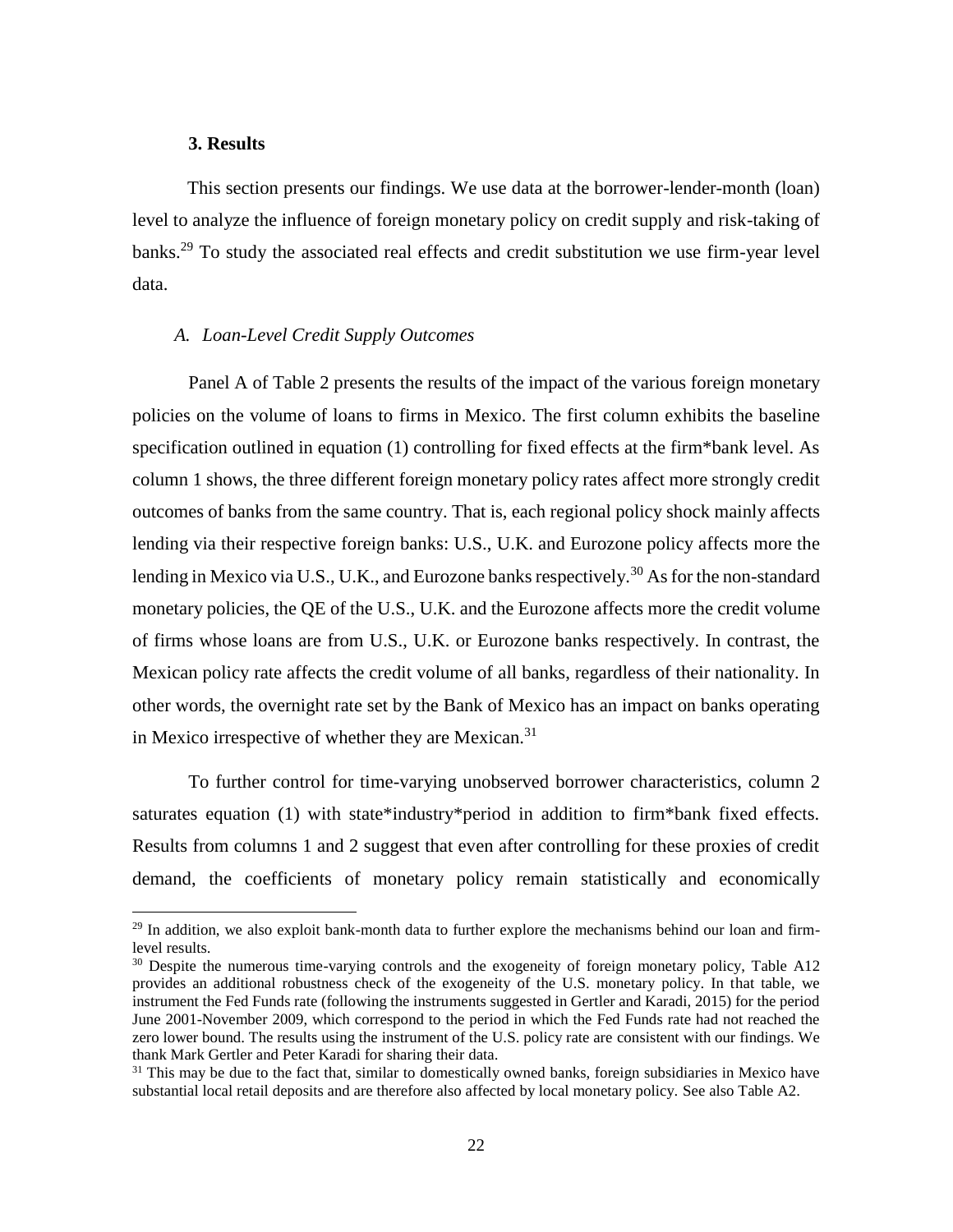### 3. Results

This section presents our findings. We use data at the borrower-lender-month (loan) level to analyze the influence of foreign monetary policy on credit supply and risk-taking of banks.[29] To study the associated real effects and credit substitution we use firm-year level data.

#### *A. Loan-Level Credit Supply Outcomes*

Panel A of Table 2 presents the results of the impact of the various foreign monetary policies on the volume of loans to firms in Mexico. The first column exhibits the baseline specification outlined in equation (1) controlling for fixed effects at the firm*bank level. As column 1 shows, the three different foreign monetary policy rates affect more strongly credit outcomes of banks from the same country. That is, each regional policy shock mainly affects lending via their respective foreign banks: U.S., U.K. and Eurozone policy affects more the lending in Mexico via U.S., U.K., and Eurozone banks respectively.[30] As for the non-standard monetary policies, the QE of the U.S., U.K. and the Eurozone affects more the credit volume of firms whose loans are from U.S., U.K. or Eurozone banks respectively. In contrast, the Mexican policy rate affects the credit volume of all banks, regardless of their nationality. In other words, the overnight rate set by the Bank of Mexico has an impact on banks operating in Mexico irrespective of whether they are Mexican.[31]

To further control for time-varying unobserved borrower characteristics, column 2 saturates equation (1) with state*industry*period in addition to firm*bank fixed effects. Results from columns 1 and 2 suggest that even after controlling for these proxies of credit demand, the coefficients of monetary policy remain statistically and economically

---

[29] In addition, we also exploit bank-month data to further explore the mechanisms behind our loan and firm-level results.

[30] Despite the numerous time-varying controls and the exogeneity of foreign monetary policy, Table A12 provides an additional robustness check of the exogeneity of the U.S. monetary policy. In that table, we instrument the Fed Funds rate (following the instruments suggested in Gertler and Karadi, 2015) for the period June 2001-November 2009, which correspond to the period in which the Fed Funds rate had not reached the zero lower bound. The results using the instrument of the U.S. policy rate are consistent with our findings. We thank Mark Gertler and Peter Karadi for sharing their data.

[31] This may be due to the fact that, similar to domestically owned banks, foreign subsidiaries in Mexico have substantial local retail deposits and are therefore also affected by local monetary policy. See also Table A2.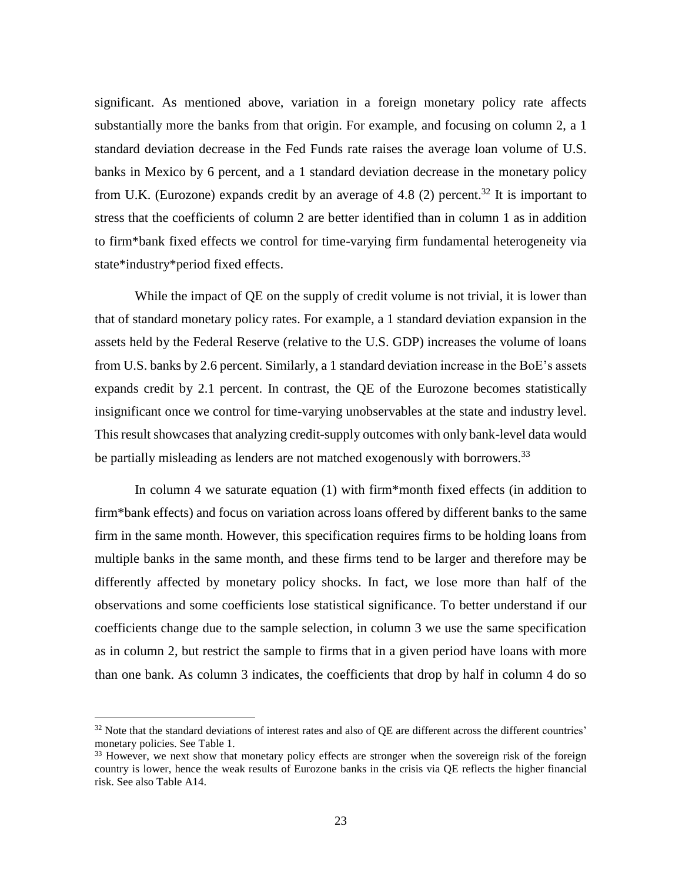significant. As mentioned above, variation in a foreign monetary policy rate affects substantially more the banks from that origin. For example, and focusing on column 2, a 1 standard deviation decrease in the Fed Funds rate raises the average loan volume of U.S. banks in Mexico by 6 percent, and a 1 standard deviation decrease in the monetary policy from U.K. (Eurozone) expands credit by an average of 4.8 (2) percent.[32] It is important to stress that the coefficients of column 2 are better identified than in column 1 as in addition to firm*bank fixed effects we control for time-varying firm fundamental heterogeneity via state*industry*period fixed effects.

While the impact of QE on the supply of credit volume is not trivial, it is lower than that of standard monetary policy rates. For example, a 1 standard deviation expansion in the assets held by the Federal Reserve (relative to the U.S. GDP) increases the volume of loans from U.S. banks by 2.6 percent. Similarly, a 1 standard deviation increase in the BoE's assets expands credit by 2.1 percent. In contrast, the QE of the Eurozone becomes statistically insignificant once we control for time-varying unobservables at the state and industry level. This result showcases that analyzing credit-supply outcomes with only bank-level data would be partially misleading as lenders are not matched exogenously with borrowers.[33]

In column 4 we saturate equation (1) with firm*month fixed effects (in addition to firm*bank effects) and focus on variation across loans offered by different banks to the same firm in the same month. However, this specification requires firms to be holding loans from multiple banks in the same month, and these firms tend to be larger and therefore may be differently affected by monetary policy shocks. In fact, we lose more than half of the observations and some coefficients lose statistical significance. To better understand if our coefficients change due to the sample selection, in column 3 we use the same specification as in column 2, but restrict the sample to firms that in a given period have loans with more than one bank. As column 3 indicates, the coefficients that drop by half in column 4 do so

[32] Note that the standard deviations of interest rates and also of QE are different across the different countries' monetary policies. See Table 1.

[33] However, we next show that monetary policy effects are stronger when the sovereign risk of the foreign country is lower, hence the weak results of Eurozone banks in the crisis via QE reflects the higher financial risk. See also Table A14.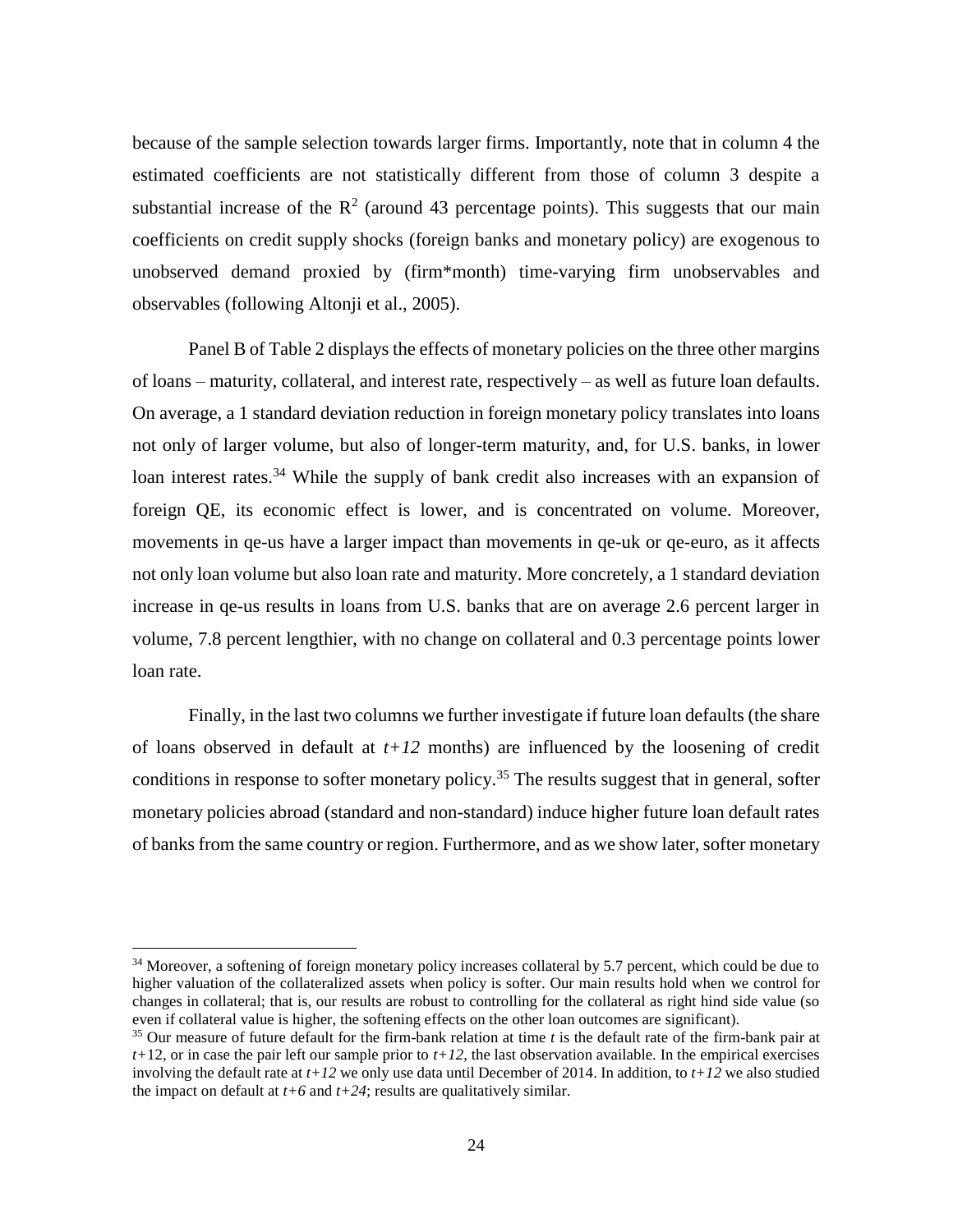because of the sample selection towards larger firms. Importantly, note that in column 4 the estimated coefficients are not statistically different from those of column 3 despite a substantial increase of the $R^2$ (around 43 percentage points). This suggests that our main coefficients on credit supply shocks (foreign banks and monetary policy) are exogenous to unobserved demand proxied by (firm*month) time-varying firm unobservables and observables (following Altonji et al., 2005).

Panel B of Table 2 displays the effects of monetary policies on the three other margins of loans – maturity, collateral, and interest rate, respectively – as well as future loan defaults. On average, a 1 standard deviation reduction in foreign monetary policy translates into loans not only of larger volume, but also of longer-term maturity, and, for U.S. banks, in lower loan interest rates.[34] While the supply of bank credit also increases with an expansion of foreign QE, its economic effect is lower, and is concentrated on volume. Moreover, movements in qe-us have a larger impact than movements in qe-uk or qe-euro, as it affects not only loan volume but also loan rate and maturity. More concretely, a 1 standard deviation increase in qe-us results in loans from U.S. banks that are on average 2.6 percent larger in volume, 7.8 percent lengthier, with no change on collateral and 0.3 percentage points lower loan rate.

Finally, in the last two columns we further investigate if future loan defaults (the share of loans observed in default at *t+12* months) are influenced by the loosening of credit conditions in response to softer monetary policy.[35] The results suggest that in general, softer monetary policies abroad (standard and non-standard) induce higher future loan default rates of banks from the same country or region. Furthermore, and as we show later, softer monetary

---

[34] Moreover, a softening of foreign monetary policy increases collateral by 5.7 percent, which could be due to higher valuation of the collateralized assets when policy is softer. Our main results hold when we control for changes in collateral; that is, our results are robust to controlling for the collateral as right hind side value (so even if collateral value is higher, the softening effects on the other loan outcomes are significant).

[35] Our measure of future default for the firm-bank relation at time *t* is the default rate of the firm-bank pair at *t*+12, or in case the pair left our sample prior to *t+12,* the last observation available. In the empirical exercises involving the default rate at *t+12* we only use data until December of 2014. In addition, to *t+12* we also studied the impact on default at *t+6* and *t+24*; results are qualitatively similar.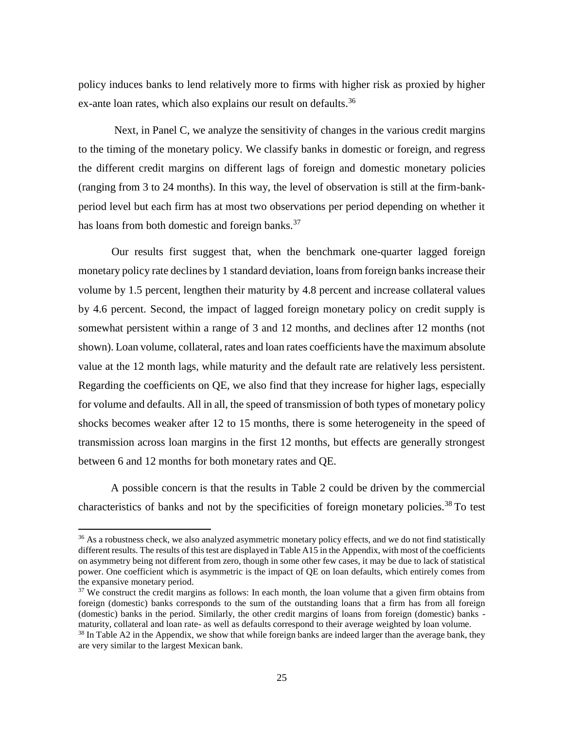policy induces banks to lend relatively more to firms with higher risk as proxied by higher ex-ante loan rates, which also explains our result on defaults.[36]

Next, in Panel C, we analyze the sensitivity of changes in the various credit margins to the timing of the monetary policy. We classify banks in domestic or foreign, and regress the different credit margins on different lags of foreign and domestic monetary policies (ranging from 3 to 24 months). In this way, the level of observation is still at the firm-bank-period level but each firm has at most two observations per period depending on whether it has loans from both domestic and foreign banks.[37]

Our results first suggest that, when the benchmark one-quarter lagged foreign monetary policy rate declines by 1 standard deviation, loans from foreign banks increase their volume by 1.5 percent, lengthen their maturity by 4.8 percent and increase collateral values by 4.6 percent. Second, the impact of lagged foreign monetary policy on credit supply is somewhat persistent within a range of 3 and 12 months, and declines after 12 months (not shown). Loan volume, collateral, rates and loan rates coefficients have the maximum absolute value at the 12 month lags, while maturity and the default rate are relatively less persistent. Regarding the coefficients on QE, we also find that they increase for higher lags, especially for volume and defaults. All in all, the speed of transmission of both types of monetary policy shocks becomes weaker after 12 to 15 months, there is some heterogeneity in the speed of transmission across loan margins in the first 12 months, but effects are generally strongest between 6 and 12 months for both monetary rates and QE.

A possible concern is that the results in Table 2 could be driven by the commercial characteristics of banks and not by the specificities of foreign monetary policies.[38] To test

---

[36] As a robustness check, we also analyzed asymmetric monetary policy effects, and we do not find statistically different results. The results of this test are displayed in Table A15 in the Appendix, with most of the coefficients on asymmetry being not different from zero, though in some other few cases, it may be due to lack of statistical power. One coefficient which is asymmetric is the impact of QE on loan defaults, which entirely comes from the expansive monetary period.

[37] We construct the credit margins as follows: In each month, the loan volume that a given firm obtains from foreign (domestic) banks corresponds to the sum of the outstanding loans that a firm has from all foreign (domestic) banks in the period. Similarly, the other credit margins of loans from foreign (domestic) banks - maturity, collateral and loan rate- as well as defaults correspond to their average weighted by loan volume.

[38] In Table A2 in the Appendix, we show that while foreign banks are indeed larger than the average bank, they are very similar to the largest Mexican bank.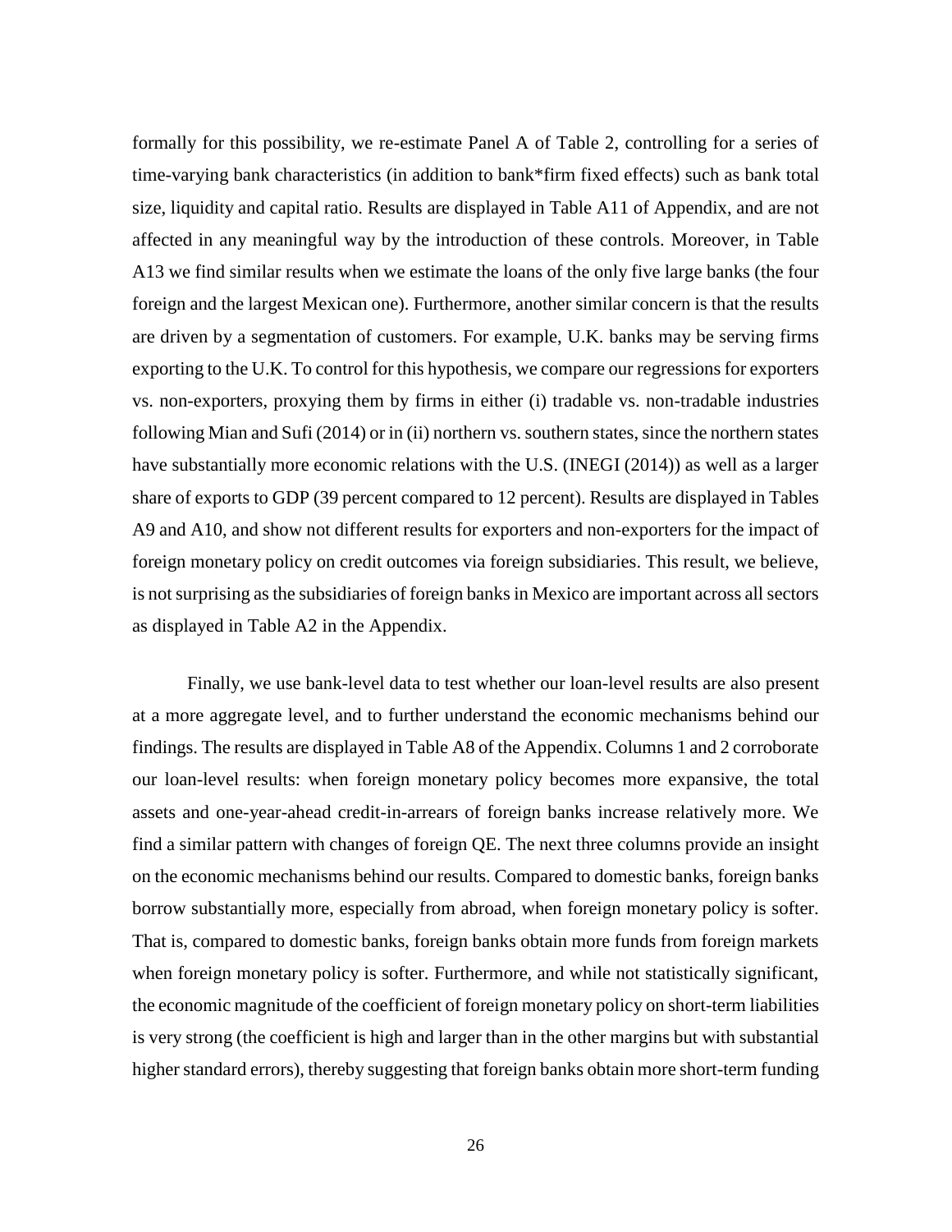formally for this possibility, we re-estimate Panel A of Table 2, controlling for a series of time-varying bank characteristics (in addition to bank*firm fixed effects) such as bank total size, liquidity and capital ratio. Results are displayed in Table A11 of Appendix, and are not affected in any meaningful way by the introduction of these controls. Moreover, in Table A13 we find similar results when we estimate the loans of the only five large banks (the four foreign and the largest Mexican one). Furthermore, another similar concern is that the results are driven by a segmentation of customers. For example, U.K. banks may be serving firms exporting to the U.K. To control for this hypothesis, we compare our regressions for exporters vs. non-exporters, proxying them by firms in either (i) tradable vs. non-tradable industries following Mian and Sufi (2014) or in (ii) northern vs. southern states, since the northern states have substantially more economic relations with the U.S. (INEGI (2014)) as well as a larger share of exports to GDP (39 percent compared to 12 percent). Results are displayed in Tables A9 and A10, and show not different results for exporters and non-exporters for the impact of foreign monetary policy on credit outcomes via foreign subsidiaries. This result, we believe, is not surprising as the subsidiaries of foreign banks in Mexico are important across all sectors as displayed in Table A2 in the Appendix.

Finally, we use bank-level data to test whether our loan-level results are also present at a more aggregate level, and to further understand the economic mechanisms behind our findings. The results are displayed in Table A8 of the Appendix. Columns 1 and 2 corroborate our loan-level results: when foreign monetary policy becomes more expansive, the total assets and one-year-ahead credit-in-arrears of foreign banks increase relatively more. We find a similar pattern with changes of foreign QE. The next three columns provide an insight on the economic mechanisms behind our results. Compared to domestic banks, foreign banks borrow substantially more, especially from abroad, when foreign monetary policy is softer. That is, compared to domestic banks, foreign banks obtain more funds from foreign markets when foreign monetary policy is softer. Furthermore, and while not statistically significant, the economic magnitude of the coefficient of foreign monetary policy on short-term liabilities is very strong (the coefficient is high and larger than in the other margins but with substantial higher standard errors), thereby suggesting that foreign banks obtain more short-term funding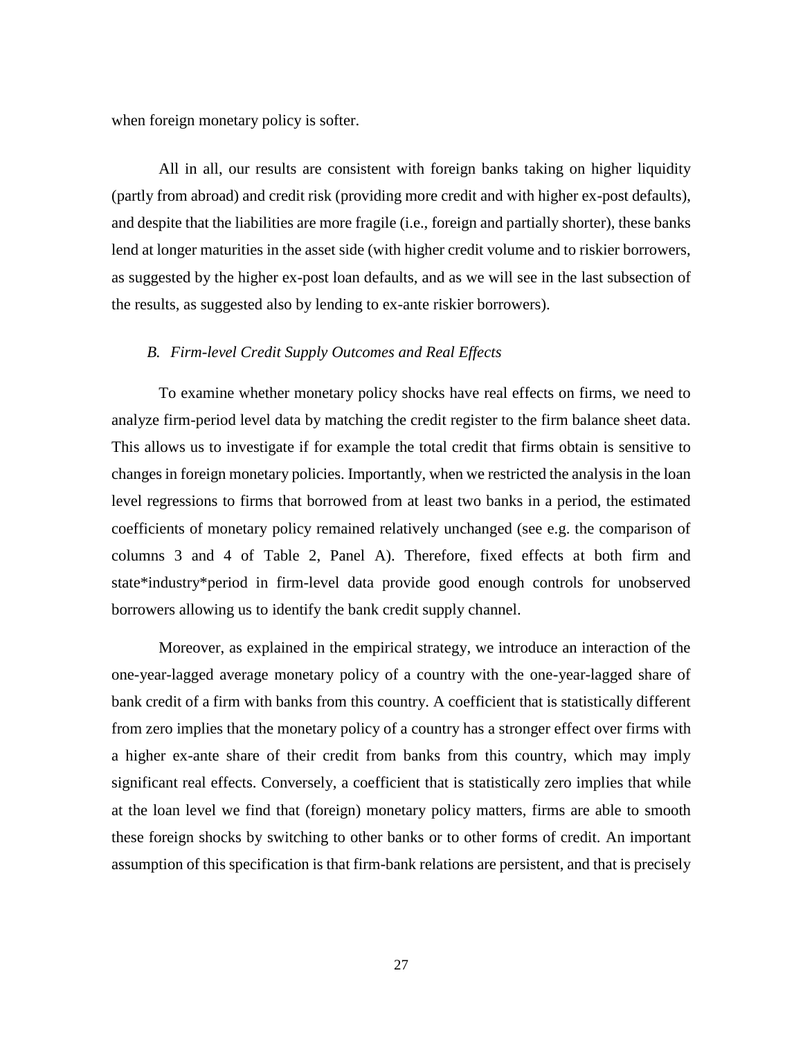when foreign monetary policy is softer.

All in all, our results are consistent with foreign banks taking on higher liquidity (partly from abroad) and credit risk (providing more credit and with higher ex-post defaults), and despite that the liabilities are more fragile (i.e., foreign and partially shorter), these banks lend at longer maturities in the asset side (with higher credit volume and to riskier borrowers, as suggested by the higher ex-post loan defaults, and as we will see in the last subsection of the results, as suggested also by lending to ex-ante riskier borrowers).

### *B. Firm-level Credit Supply Outcomes and Real Effects*

To examine whether monetary policy shocks have real effects on firms, we need to analyze firm-period level data by matching the credit register to the firm balance sheet data. This allows us to investigate if for example the total credit that firms obtain is sensitive to changes in foreign monetary policies. Importantly, when we restricted the analysis in the loan level regressions to firms that borrowed from at least two banks in a period, the estimated coefficients of monetary policy remained relatively unchanged (see e.g. the comparison of columns 3 and 4 of Table 2, Panel A). Therefore, fixed effects at both firm and state*industry*period in firm-level data provide good enough controls for unobserved borrowers allowing us to identify the bank credit supply channel.

Moreover, as explained in the empirical strategy, we introduce an interaction of the one-year-lagged average monetary policy of a country with the one-year-lagged share of bank credit of a firm with banks from this country. A coefficient that is statistically different from zero implies that the monetary policy of a country has a stronger effect over firms with a higher ex-ante share of their credit from banks from this country, which may imply significant real effects. Conversely, a coefficient that is statistically zero implies that while at the loan level we find that (foreign) monetary policy matters, firms are able to smooth these foreign shocks by switching to other banks or to other forms of credit. An important assumption of this specification is that firm-bank relations are persistent, and that is precisely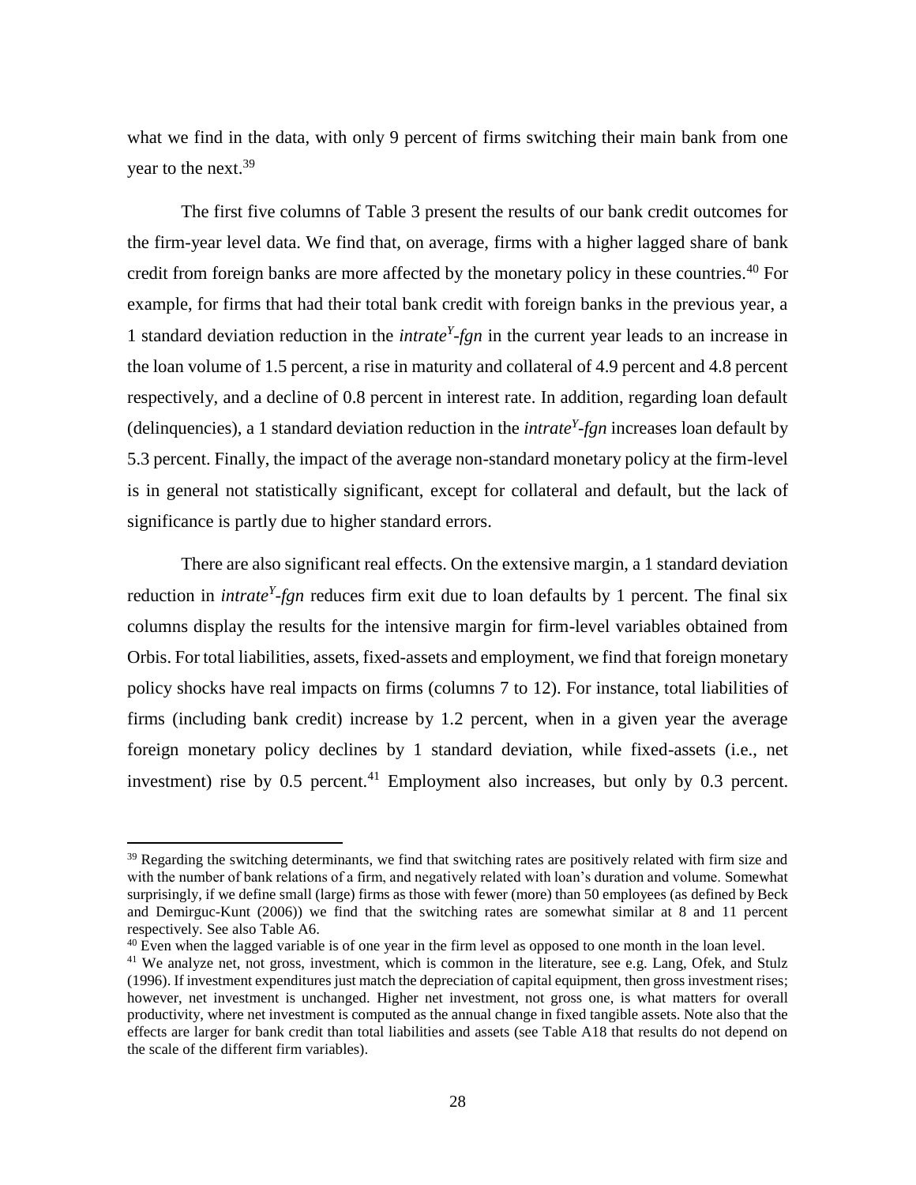what we find in the data, with only 9 percent of firms switching their main bank from one year to the next.[39]

The first five columns of Table 3 present the results of our bank credit outcomes for the firm-year level data. We find that, on average, firms with a higher lagged share of bank credit from foreign banks are more affected by the monetary policy in these countries.[40] For example, for firms that had their total bank credit with foreign banks in the previous year, a 1 standard deviation reduction in the *intrate*$^{Y}$*-fgn* in the current year leads to an increase in the loan volume of 1.5 percent, a rise in maturity and collateral of 4.9 percent and 4.8 percent respectively, and a decline of 0.8 percent in interest rate. In addition, regarding loan default (delinquencies), a 1 standard deviation reduction in the *intrate*$^{Y}$*-fgn* increases loan default by 5.3 percent. Finally, the impact of the average non-standard monetary policy at the firm-level is in general not statistically significant, except for collateral and default, but the lack of significance is partly due to higher standard errors.

There are also significant real effects. On the extensive margin, a 1 standard deviation reduction in *intrate*$^{Y}$*-fgn* reduces firm exit due to loan defaults by 1 percent. The final six columns display the results for the intensive margin for firm-level variables obtained from Orbis. For total liabilities, assets, fixed-assets and employment, we find that foreign monetary policy shocks have real impacts on firms (columns 7 to 12). For instance, total liabilities of firms (including bank credit) increase by 1.2 percent, when in a given year the average foreign monetary policy declines by 1 standard deviation, while fixed-assets (i.e., net investment) rise by 0.5 percent.[41] Employment also increases, but only by 0.3 percent.

---

[39] Regarding the switching determinants, we find that switching rates are positively related with firm size and with the number of bank relations of a firm, and negatively related with loan's duration and volume. Somewhat surprisingly, if we define small (large) firms as those with fewer (more) than 50 employees (as defined by Beck and Demirguc-Kunt (2006)) we find that the switching rates are somewhat similar at 8 and 11 percent respectively. See also Table A6.

[40] Even when the lagged variable is of one year in the firm level as opposed to one month in the loan level.

[41] We analyze net, not gross, investment, which is common in the literature, see e.g. Lang, Ofek, and Stulz (1996). If investment expenditures just match the depreciation of capital equipment, then gross investment rises; however, net investment is unchanged. Higher net investment, not gross one, is what matters for overall productivity, where net investment is computed as the annual change in fixed tangible assets. Note also that the effects are larger for bank credit than total liabilities and assets (see Table A18 that results do not depend on the scale of the different firm variables).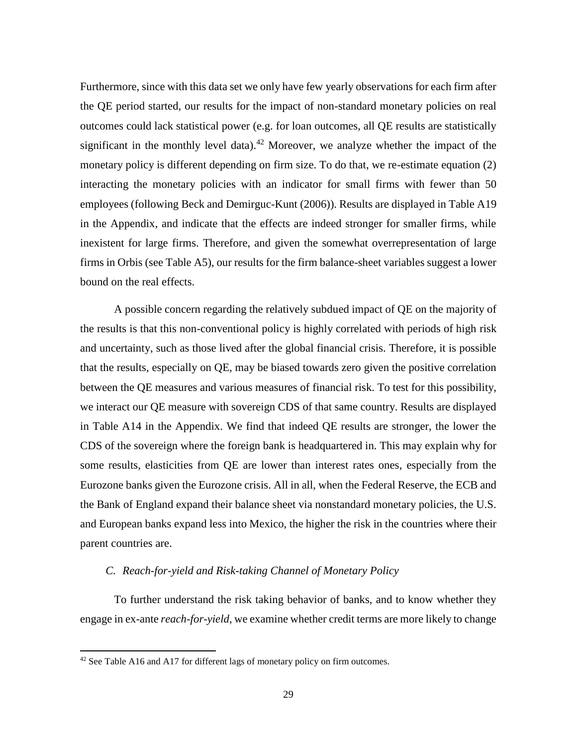Furthermore, since with this data set we only have few yearly observations for each firm after the QE period started, our results for the impact of non-standard monetary policies on real outcomes could lack statistical power (e.g. for loan outcomes, all QE results are statistically significant in the monthly level data).[42] Moreover, we analyze whether the impact of the monetary policy is different depending on firm size. To do that, we re-estimate equation (2) interacting the monetary policies with an indicator for small firms with fewer than 50 employees (following Beck and Demirguc-Kunt (2006)). Results are displayed in Table A19 in the Appendix, and indicate that the effects are indeed stronger for smaller firms, while inexistent for large firms. Therefore, and given the somewhat overrepresentation of large firms in Orbis (see Table A5), our results for the firm balance-sheet variables suggest a lower bound on the real effects.

A possible concern regarding the relatively subdued impact of QE on the majority of the results is that this non-conventional policy is highly correlated with periods of high risk and uncertainty, such as those lived after the global financial crisis. Therefore, it is possible that the results, especially on QE, may be biased towards zero given the positive correlation between the QE measures and various measures of financial risk. To test for this possibility, we interact our QE measure with sovereign CDS of that same country. Results are displayed in Table A14 in the Appendix. We find that indeed QE results are stronger, the lower the CDS of the sovereign where the foreign bank is headquartered in. This may explain why for some results, elasticities from QE are lower than interest rates ones, especially from the Eurozone banks given the Eurozone crisis. All in all, when the Federal Reserve, the ECB and the Bank of England expand their balance sheet via nonstandard monetary policies, the U.S. and European banks expand less into Mexico, the higher the risk in the countries where their parent countries are.

### *C. Reach-for-yield and Risk-taking Channel of Monetary Policy*

To further understand the risk taking behavior of banks, and to know whether they engage in ex-ante *reach-for-yield*, we examine whether credit terms are more likely to change

[42] See Table A16 and A17 for different lags of monetary policy on firm outcomes.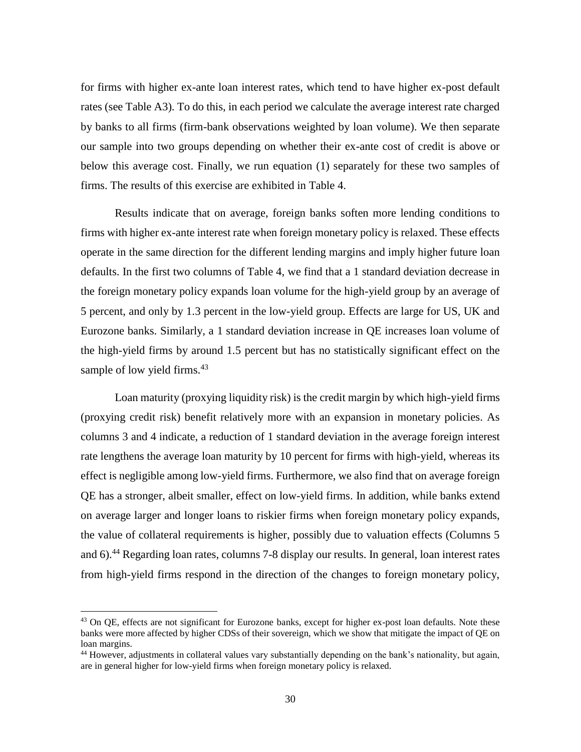for firms with higher ex-ante loan interest rates, which tend to have higher ex-post default rates (see Table A3). To do this, in each period we calculate the average interest rate charged by banks to all firms (firm-bank observations weighted by loan volume). We then separate our sample into two groups depending on whether their ex-ante cost of credit is above or below this average cost. Finally, we run equation (1) separately for these two samples of firms. The results of this exercise are exhibited in Table 4.

Results indicate that on average, foreign banks soften more lending conditions to firms with higher ex-ante interest rate when foreign monetary policy is relaxed. These effects operate in the same direction for the different lending margins and imply higher future loan defaults. In the first two columns of Table 4, we find that a 1 standard deviation decrease in the foreign monetary policy expands loan volume for the high-yield group by an average of 5 percent, and only by 1.3 percent in the low-yield group. Effects are large for US, UK and Eurozone banks. Similarly, a 1 standard deviation increase in QE increases loan volume of the high-yield firms by around 1.5 percent but has no statistically significant effect on the sample of low yield firms.[43]

Loan maturity (proxying liquidity risk) is the credit margin by which high-yield firms (proxying credit risk) benefit relatively more with an expansion in monetary policies. As columns 3 and 4 indicate, a reduction of 1 standard deviation in the average foreign interest rate lengthens the average loan maturity by 10 percent for firms with high-yield, whereas its effect is negligible among low-yield firms. Furthermore, we also find that on average foreign QE has a stronger, albeit smaller, effect on low-yield firms. In addition, while banks extend on average larger and longer loans to riskier firms when foreign monetary policy expands, the value of collateral requirements is higher, possibly due to valuation effects (Columns 5 and 6).[44] Regarding loan rates, columns 7-8 display our results. In general, loan interest rates from high-yield firms respond in the direction of the changes to foreign monetary policy,

---

[43] On QE, effects are not significant for Eurozone banks, except for higher ex-post loan defaults. Note these banks were more affected by higher CDSs of their sovereign, which we show that mitigate the impact of QE on loan margins.

[44] However, adjustments in collateral values vary substantially depending on the bank's nationality, but again, are in general higher for low-yield firms when foreign monetary policy is relaxed.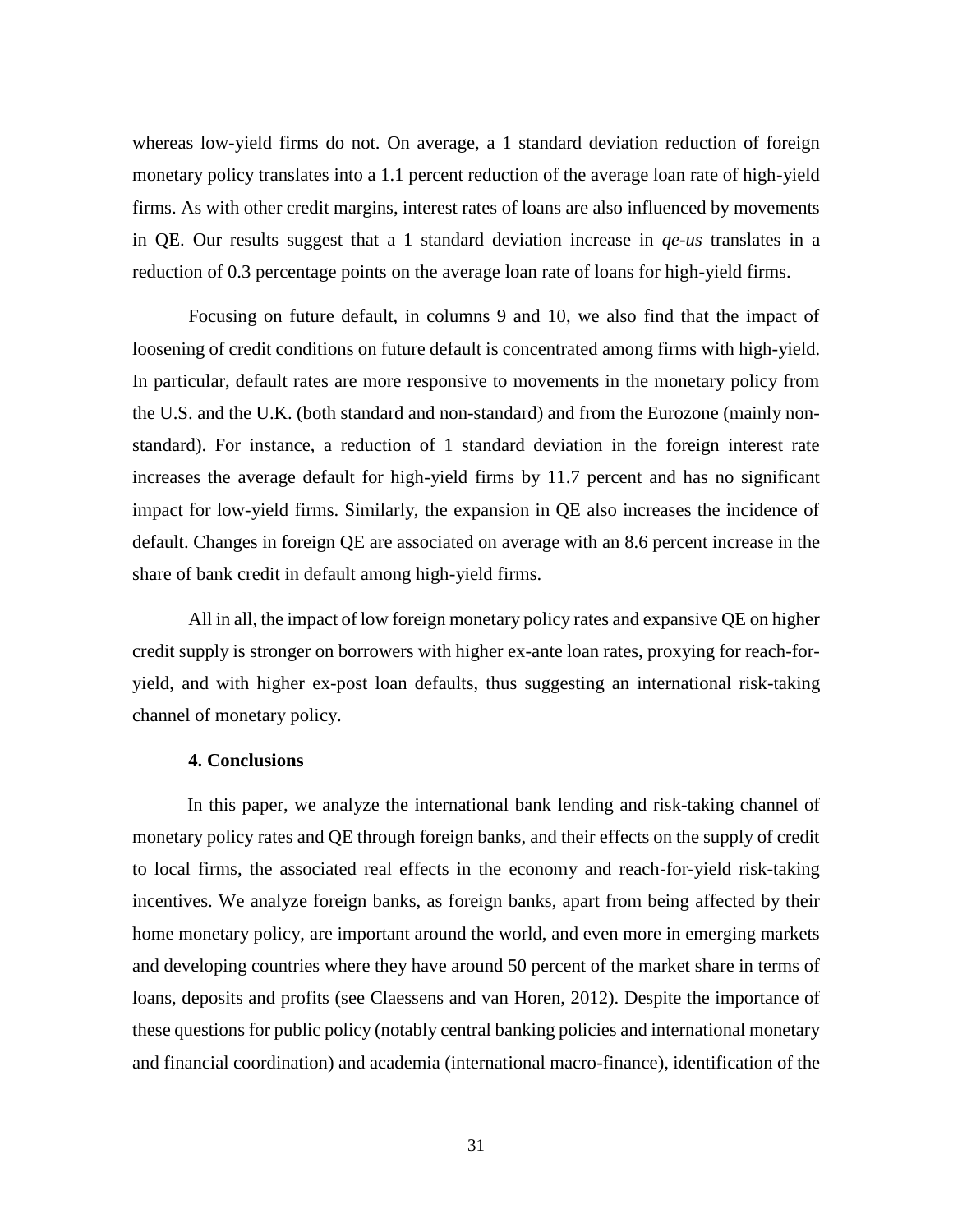whereas low-yield firms do not. On average, a 1 standard deviation reduction of foreign monetary policy translates into a 1.1 percent reduction of the average loan rate of high-yield firms. As with other credit margins, interest rates of loans are also influenced by movements in QE. Our results suggest that a 1 standard deviation increase in *qe-us* translates in a reduction of 0.3 percentage points on the average loan rate of loans for high-yield firms.

Focusing on future default, in columns 9 and 10, we also find that the impact of loosening of credit conditions on future default is concentrated among firms with high-yield. In particular, default rates are more responsive to movements in the monetary policy from the U.S. and the U.K. (both standard and non-standard) and from the Eurozone (mainly non-standard). For instance, a reduction of 1 standard deviation in the foreign interest rate increases the average default for high-yield firms by 11.7 percent and has no significant impact for low-yield firms. Similarly, the expansion in QE also increases the incidence of default. Changes in foreign QE are associated on average with an 8.6 percent increase in the share of bank credit in default among high-yield firms.

All in all, the impact of low foreign monetary policy rates and expansive QE on higher credit supply is stronger on borrowers with higher ex-ante loan rates, proxying for reach-for-yield, and with higher ex-post loan defaults, thus suggesting an international risk-taking channel of monetary policy.

## 4. Conclusions

In this paper, we analyze the international bank lending and risk-taking channel of monetary policy rates and QE through foreign banks, and their effects on the supply of credit to local firms, the associated real effects in the economy and reach-for-yield risk-taking incentives. We analyze foreign banks, as foreign banks, apart from being affected by their home monetary policy, are important around the world, and even more in emerging markets and developing countries where they have around 50 percent of the market share in terms of loans, deposits and profits (see Claessens and van Horen, 2012). Despite the importance of these questions for public policy (notably central banking policies and international monetary and financial coordination) and academia (international macro-finance), identification of the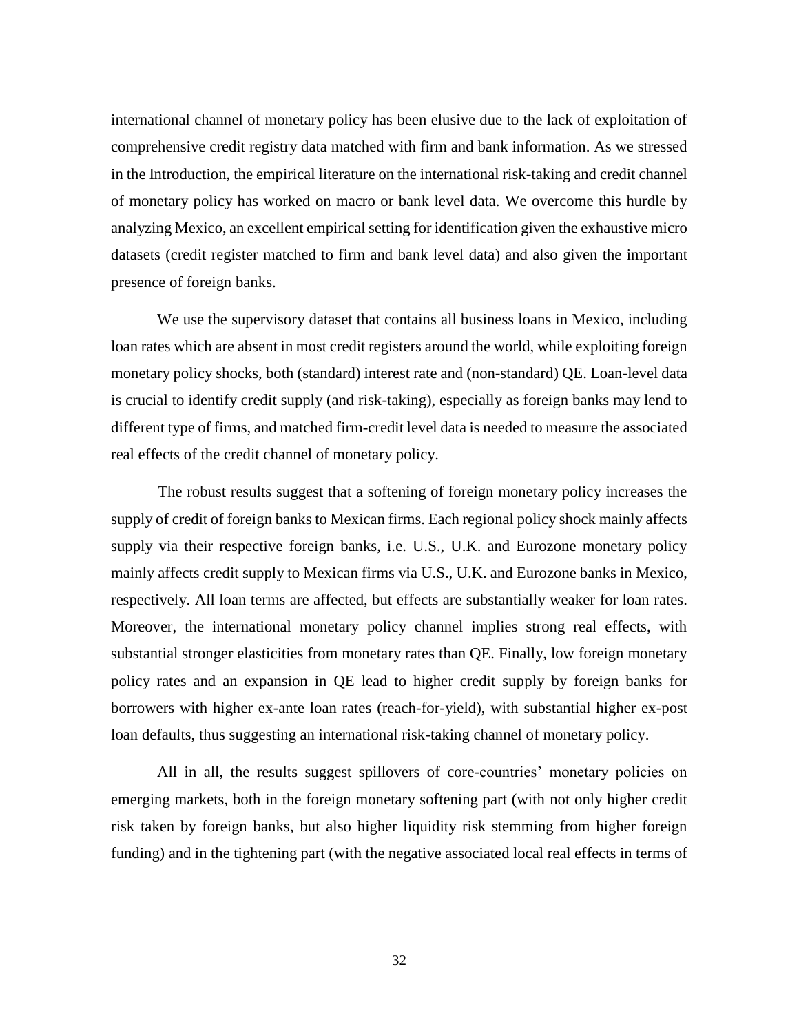international channel of monetary policy has been elusive due to the lack of exploitation of comprehensive credit registry data matched with firm and bank information. As we stressed in the Introduction, the empirical literature on the international risk-taking and credit channel of monetary policy has worked on macro or bank level data. We overcome this hurdle by analyzing Mexico, an excellent empirical setting for identification given the exhaustive micro datasets (credit register matched to firm and bank level data) and also given the important presence of foreign banks.

We use the supervisory dataset that contains all business loans in Mexico, including loan rates which are absent in most credit registers around the world, while exploiting foreign monetary policy shocks, both (standard) interest rate and (non-standard) QE. Loan-level data is crucial to identify credit supply (and risk-taking), especially as foreign banks may lend to different type of firms, and matched firm-credit level data is needed to measure the associated real effects of the credit channel of monetary policy.

The robust results suggest that a softening of foreign monetary policy increases the supply of credit of foreign banks to Mexican firms. Each regional policy shock mainly affects supply via their respective foreign banks, i.e. U.S., U.K. and Eurozone monetary policy mainly affects credit supply to Mexican firms via U.S., U.K. and Eurozone banks in Mexico, respectively. All loan terms are affected, but effects are substantially weaker for loan rates. Moreover, the international monetary policy channel implies strong real effects, with substantial stronger elasticities from monetary rates than QE. Finally, low foreign monetary policy rates and an expansion in QE lead to higher credit supply by foreign banks for borrowers with higher ex-ante loan rates (reach-for-yield), with substantial higher ex-post loan defaults, thus suggesting an international risk-taking channel of monetary policy.

All in all, the results suggest spillovers of core-countries' monetary policies on emerging markets, both in the foreign monetary softening part (with not only higher credit risk taken by foreign banks, but also higher liquidity risk stemming from higher foreign funding) and in the tightening part (with the negative associated local real effects in terms of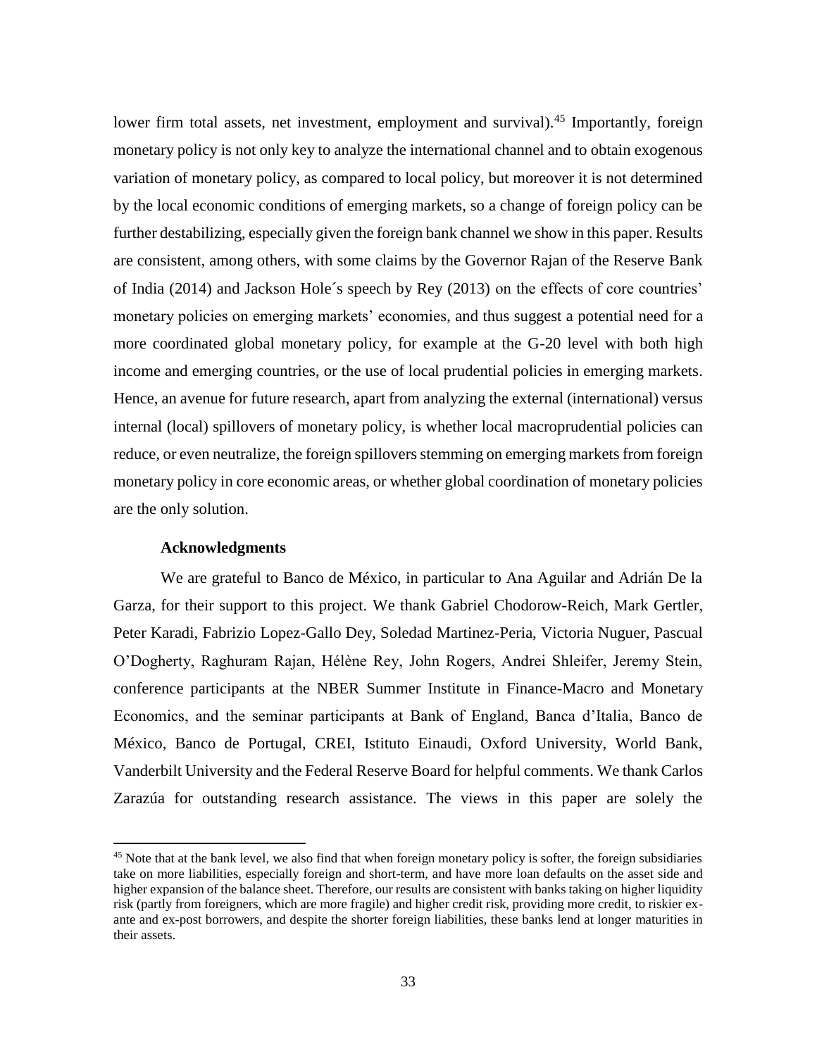lower firm total assets, net investment, employment and survival).[45] Importantly, foreign monetary policy is not only key to analyze the international channel and to obtain exogenous variation of monetary policy, as compared to local policy, but moreover it is not determined by the local economic conditions of emerging markets, so a change of foreign policy can be further destabilizing, especially given the foreign bank channel we show in this paper. Results are consistent, among others, with some claims by the Governor Rajan of the Reserve Bank of India (2014) and Jackson Hole´s speech by Rey (2013) on the effects of core countries' monetary policies on emerging markets' economies, and thus suggest a potential need for a more coordinated global monetary policy, for example at the G-20 level with both high income and emerging countries, or the use of local prudential policies in emerging markets. Hence, an avenue for future research, apart from analyzing the external (international) versus internal (local) spillovers of monetary policy, is whether local macroprudential policies can reduce, or even neutralize, the foreign spillovers stemming on emerging markets from foreign monetary policy in core economic areas, or whether global coordination of monetary policies are the only solution.

**Acknowledgments**

We are grateful to Banco de México, in particular to Ana Aguilar and Adrián De la Garza, for their support to this project. We thank Gabriel Chodorow-Reich, Mark Gertler, Peter Karadi, Fabrizio Lopez-Gallo Dey, Soledad Martinez-Peria, Victoria Nuguer, Pascual O'Dogherty, Raghuram Rajan, Hélène Rey, John Rogers, Andrei Shleifer, Jeremy Stein, conference participants at the NBER Summer Institute in Finance-Macro and Monetary Economics, and the seminar participants at Bank of England, Banca d'Italia, Banco de México, Banco de Portugal, CREI, Istituto Einaudi, Oxford University, World Bank, Vanderbilt University and the Federal Reserve Board for helpful comments. We thank Carlos Zarazúa for outstanding research assistance. The views in this paper are solely the

[45] Note that at the bank level, we also find that when foreign monetary policy is softer, the foreign subsidiaries take on more liabilities, especially foreign and short-term, and have more loan defaults on the asset side and higher expansion of the balance sheet. Therefore, our results are consistent with banks taking on higher liquidity risk (partly from foreigners, which are more fragile) and higher credit risk, providing more credit, to riskier ex-ante and ex-post borrowers, and despite the shorter foreign liabilities, these banks lend at longer maturities in their assets.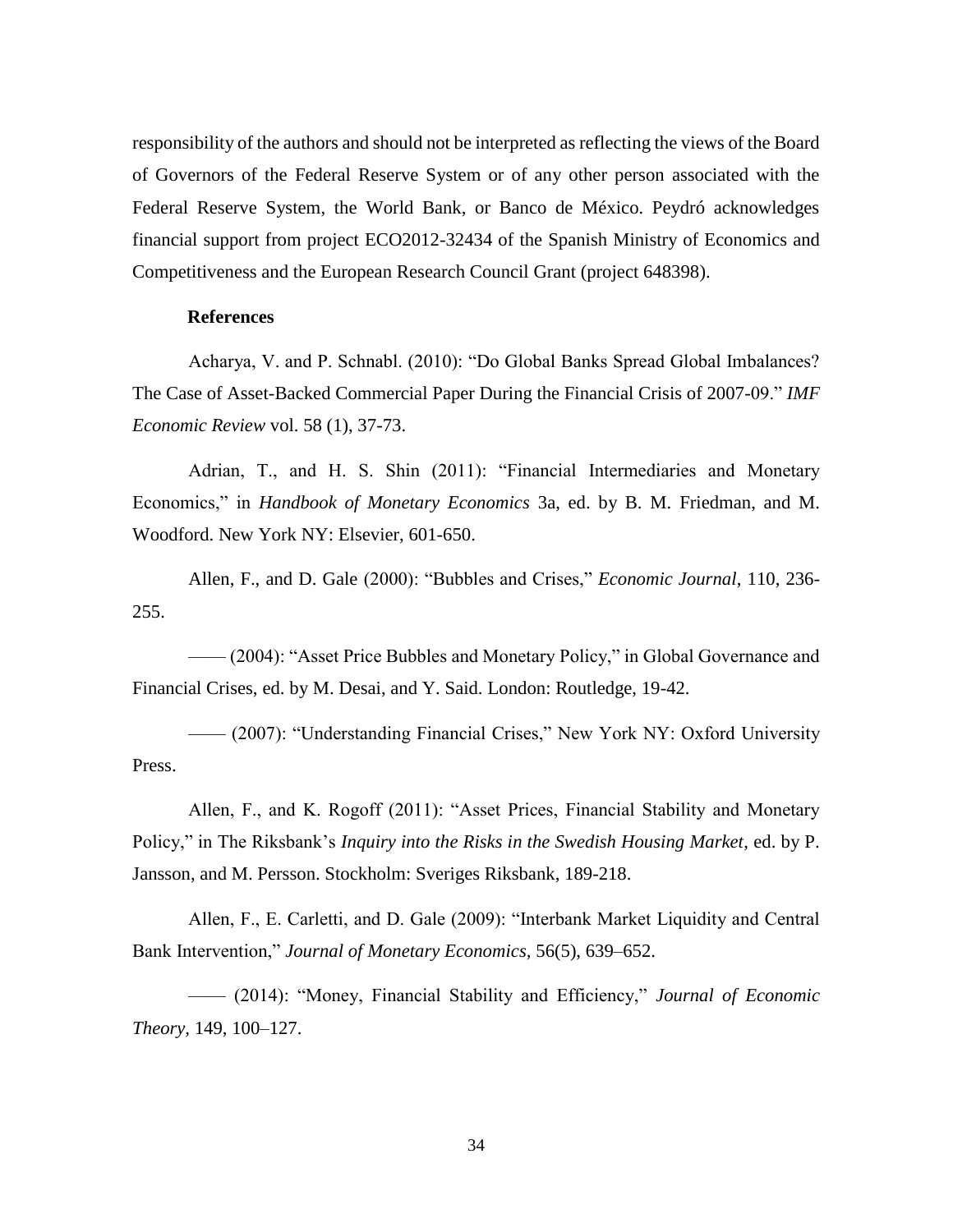responsibility of the authors and should not be interpreted as reflecting the views of the Board of Governors of the Federal Reserve System or of any other person associated with the Federal Reserve System, the World Bank, or Banco de México. Peydró acknowledges financial support from project ECO2012-32434 of the Spanish Ministry of Economics and Competitiveness and the European Research Council Grant (project 648398).

## References

Acharya, V. and P. Schnabl. (2010): "Do Global Banks Spread Global Imbalances? The Case of Asset-Backed Commercial Paper During the Financial Crisis of 2007-09." *IMF Economic Review* vol. 58 (1), 37-73.

Adrian, T., and H. S. Shin (2011): "Financial Intermediaries and Monetary Economics," in *Handbook of Monetary Economics* 3a, ed. by B. M. Friedman, and M. Woodford. New York NY: Elsevier, 601-650.

Allen, F., and D. Gale (2000): "Bubbles and Crises," *Economic Journal*, 110, 236-255.

—— (2004): "Asset Price Bubbles and Monetary Policy," in Global Governance and Financial Crises, ed. by M. Desai, and Y. Said. London: Routledge, 19-42.

—— (2007): "Understanding Financial Crises," New York NY: Oxford University Press.

Allen, F., and K. Rogoff (2011): "Asset Prices, Financial Stability and Monetary Policy," in The Riksbank's *Inquiry into the Risks in the Swedish Housing Market*, ed. by P. Jansson, and M. Persson. Stockholm: Sveriges Riksbank, 189-218.

Allen, F., E. Carletti, and D. Gale (2009): "Interbank Market Liquidity and Central Bank Intervention," *Journal of Monetary Economics,* 56(5), 639–652.

—— (2014): "Money, Financial Stability and Efficiency," *Journal of Economic Theory,* 149, 100–127.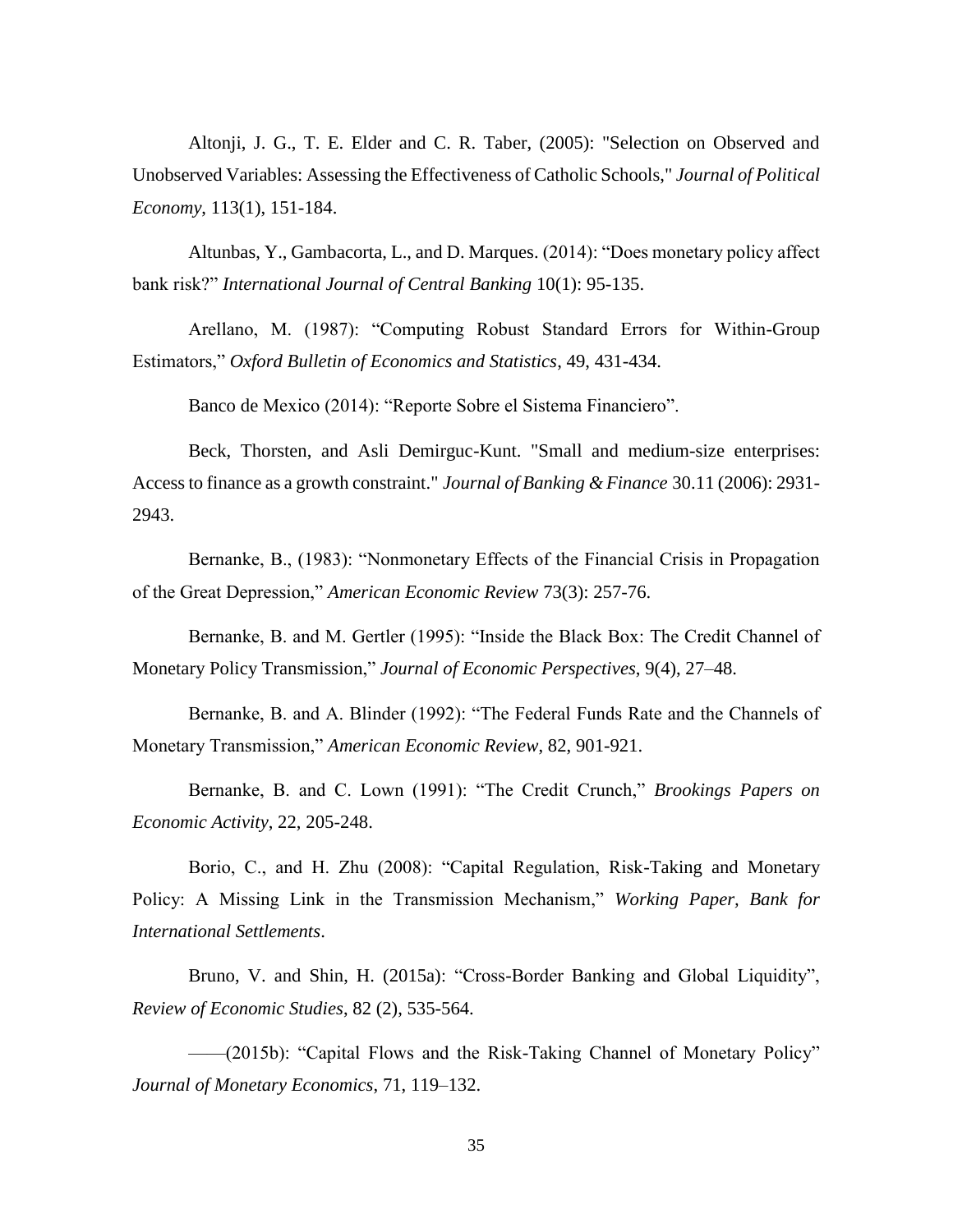Altonji, J. G., T. E. Elder and C. R. Taber, (2005): "Selection on Observed and Unobserved Variables: Assessing the Effectiveness of Catholic Schools," *Journal of Political Economy*, 113(1), 151-184.

Altunbas, Y., Gambacorta, L., and D. Marques. (2014): "Does monetary policy affect bank risk?" *International Journal of Central Banking* 10(1): 95-135.

Arellano, M. (1987): "Computing Robust Standard Errors for Within-Group Estimators," *Oxford Bulletin of Economics and Statistics*, 49, 431-434.

Banco de Mexico (2014): "Reporte Sobre el Sistema Financiero".

Beck, Thorsten, and Asli Demirguc-Kunt. "Small and medium-size enterprises: Access to finance as a growth constraint." *Journal of Banking & Finance* 30.11 (2006): 2931-2943.

Bernanke, B., (1983): "Nonmonetary Effects of the Financial Crisis in Propagation of the Great Depression," *American Economic Review* 73(3): 257-76.

Bernanke, B. and M. Gertler (1995): "Inside the Black Box: The Credit Channel of Monetary Policy Transmission," *Journal of Economic Perspectives*, 9(4), 27–48.

Bernanke, B. and A. Blinder (1992): "The Federal Funds Rate and the Channels of Monetary Transmission," *American Economic Review*, 82, 901-921.

Bernanke, B. and C. Lown (1991): "The Credit Crunch," *Brookings Papers on Economic Activity*, 22, 205-248.

Borio, C., and H. Zhu (2008): "Capital Regulation, Risk-Taking and Monetary Policy: A Missing Link in the Transmission Mechanism," *Working Paper, Bank for International Settlements*.

Bruno, V. and Shin, H. (2015a): "Cross-Border Banking and Global Liquidity", *Review of Economic Studies*, 82 (2), 535-564.

——(2015b): "Capital Flows and the Risk-Taking Channel of Monetary Policy" *Journal of Monetary Economics*, 71, 119–132.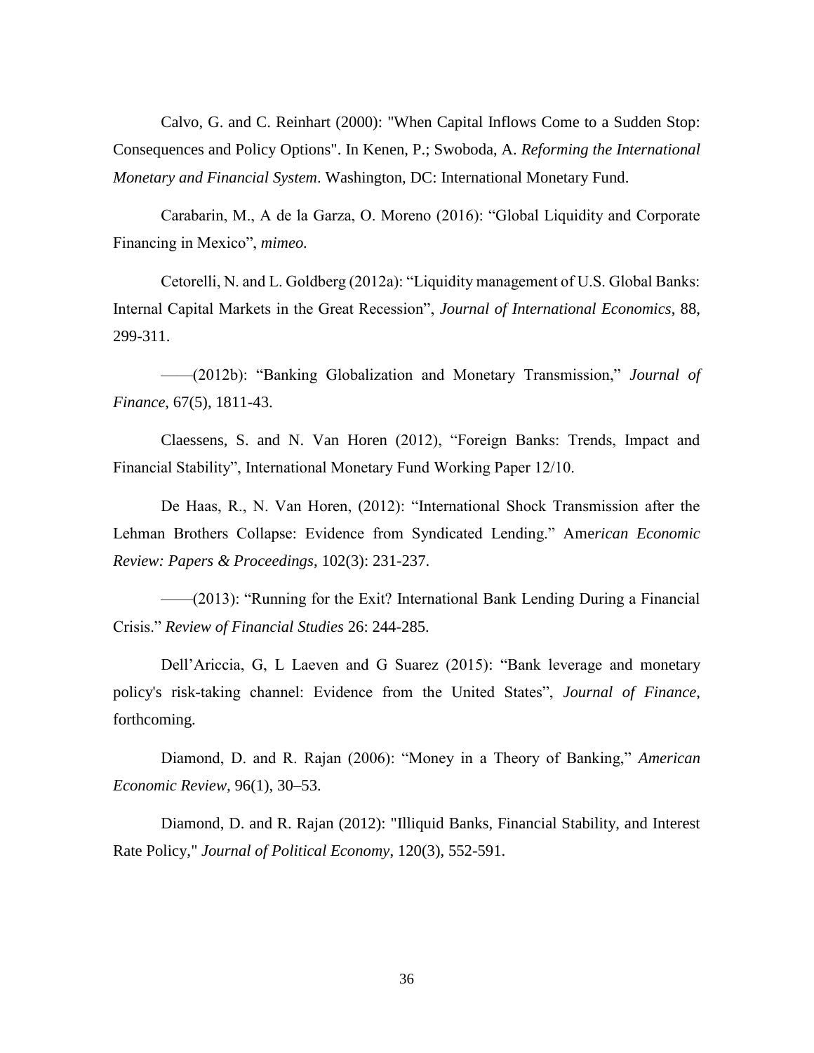Calvo, G. and C. Reinhart (2000): "When Capital Inflows Come to a Sudden Stop: Consequences and Policy Options". In Kenen, P.; Swoboda, A. *Reforming the International Monetary and Financial System*. Washington, DC: International Monetary Fund.

Carabarin, M., A de la Garza, O. Moreno (2016): "Global Liquidity and Corporate Financing in Mexico", *mimeo.*

Cetorelli, N. and L. Goldberg (2012a): "Liquidity management of U.S. Global Banks: Internal Capital Markets in the Great Recession", *Journal of International Economics*, 88, 299-311.

——(2012b): "Banking Globalization and Monetary Transmission," *Journal of Finance*, 67(5), 1811-43.

Claessens, S. and N. Van Horen (2012), "Foreign Banks: Trends, Impact and Financial Stability", International Monetary Fund Working Paper 12/10.

De Haas, R., N. Van Horen, (2012): "International Shock Transmission after the Lehman Brothers Collapse: Evidence from Syndicated Lending." Am*erican Economic Review: Papers & Proceedings*, 102(3): 231-237.

——(2013): "Running for the Exit? International Bank Lending During a Financial Crisis." *Review of Financial Studies* 26: 244-285.

Dell'Ariccia, G, L Laeven and G Suarez (2015): "Bank leverage and monetary policy's risk-taking channel: Evidence from the United States", *Journal of Finance*, forthcoming.

Diamond, D. and R. Rajan (2006): "Money in a Theory of Banking," *American Economic Review,* 96(1), 30–53.

Diamond, D. and R. Rajan (2012): "Illiquid Banks, Financial Stability, and Interest Rate Policy," *Journal of Political Economy*, 120(3), 552-591.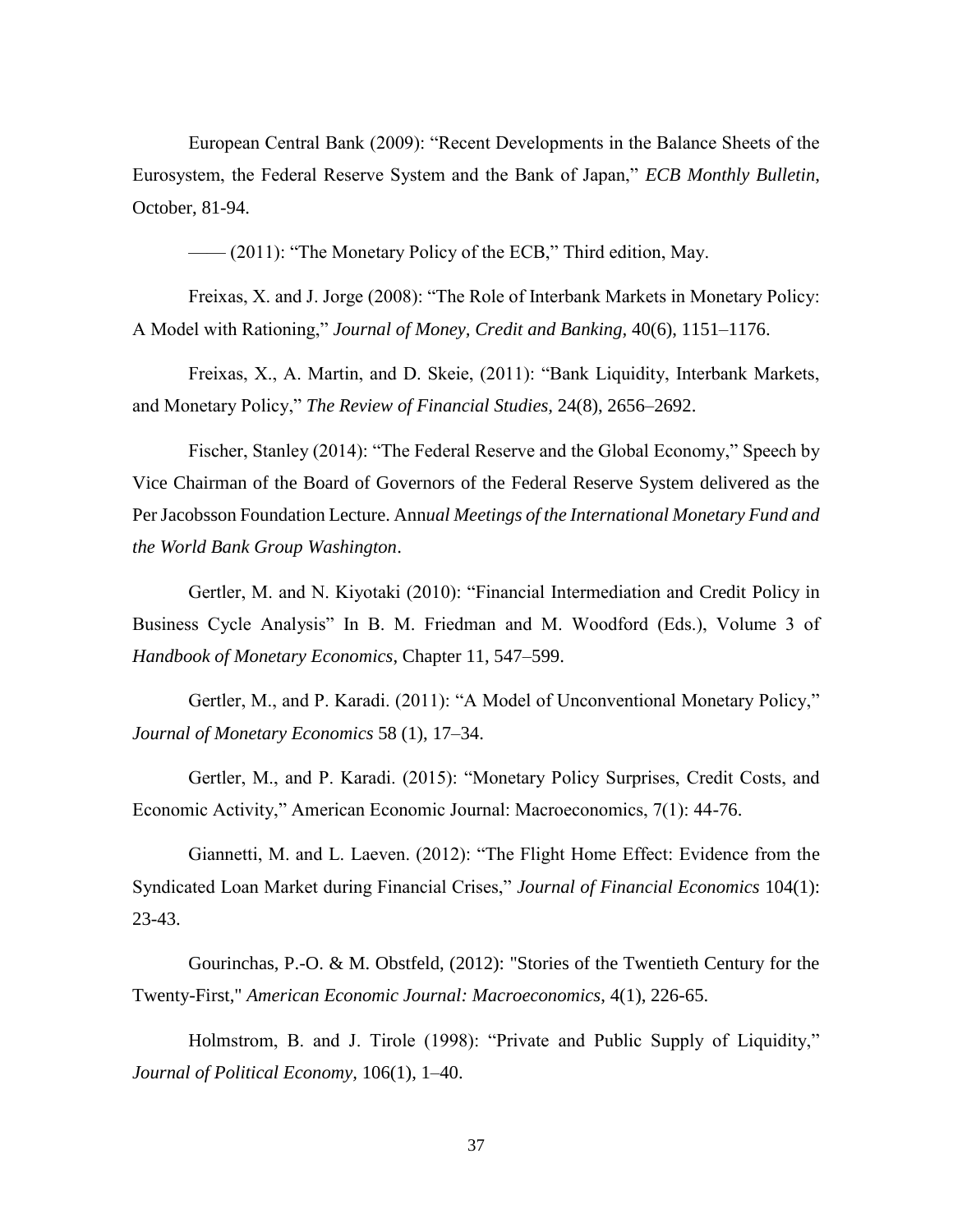European Central Bank (2009): “Recent Developments in the Balance Sheets of the Eurosystem, the Federal Reserve System and the Bank of Japan,” *ECB Monthly Bulletin*, October, 81-94.

—— (2011): “The Monetary Policy of the ECB,” Third edition, May.

Freixas, X. and J. Jorge (2008): “The Role of Interbank Markets in Monetary Policy: A Model with Rationing,” *Journal of Money, Credit and Banking*, 40(6), 1151–1176.

Freixas, X., A. Martin, and D. Skeie, (2011): “Bank Liquidity, Interbank Markets, and Monetary Policy,” *The Review of Financial Studies*, 24(8), 2656–2692.

Fischer, Stanley (2014): “The Federal Reserve and the Global Economy,” Speech by Vice Chairman of the Board of Governors of the Federal Reserve System delivered as the Per Jacobsson Foundation Lecture. Ann*ual Meetings of the International Monetary Fund and the World Bank Group Washington*.

Gertler, M. and N. Kiyotaki (2010): “Financial Intermediation and Credit Policy in Business Cycle Analysis” In B. M. Friedman and M. Woodford (Eds.), Volume 3 of *Handbook of Monetary Economics*, Chapter 11, 547–599.

Gertler, M., and P. Karadi. (2011): “A Model of Unconventional Monetary Policy,” *Journal of Monetary Economics* 58 (1), 17–34.

Gertler, M., and P. Karadi. (2015): “Monetary Policy Surprises, Credit Costs, and Economic Activity,” American Economic Journal: Macroeconomics, 7(1): 44-76.

Giannetti, M. and L. Laeven. (2012): “The Flight Home Effect: Evidence from the Syndicated Loan Market during Financial Crises,” *Journal of Financial Economics* 104(1): 23-43.

Gourinchas, P.-O. & M. Obstfeld, (2012): "Stories of the Twentieth Century for the Twenty-First," *American Economic Journal: Macroeconomics*, 4(1), 226-65.

Holmstrom, B. and J. Tirole (1998): “Private and Public Supply of Liquidity,” *Journal of Political Economy*, 106(1), 1–40.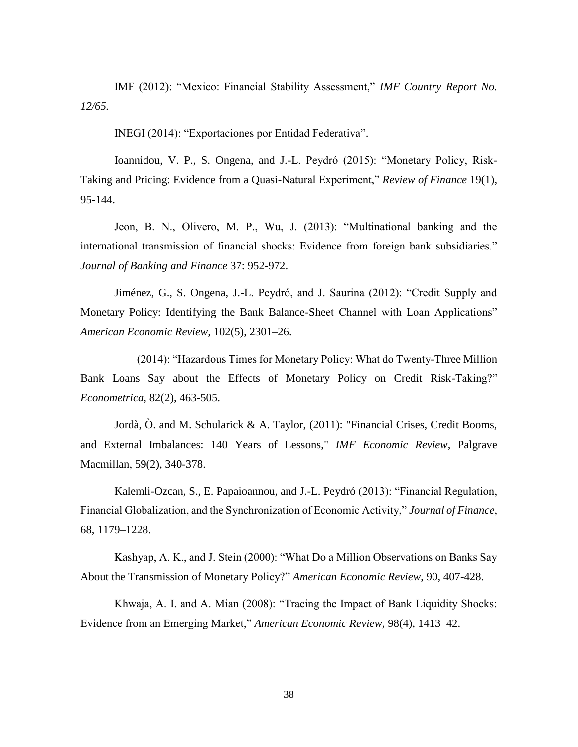IMF (2012): “Mexico: Financial Stability Assessment,” *IMF Country Report No. 12/65.*

INEGI (2014): “Exportaciones por Entidad Federativa”.

Ioannidou, V. P., S. Ongena, and J.-L. Peydró (2015): “Monetary Policy, Risk-Taking and Pricing: Evidence from a Quasi-Natural Experiment,” *Review of Finance* 19(1), 95-144.

Jeon, B. N., Olivero, M. P., Wu, J. (2013): “Multinational banking and the international transmission of financial shocks: Evidence from foreign bank subsidiaries.” *Journal of Banking and Finance* 37: 952-972.

Jiménez, G., S. Ongena, J.-L. Peydró, and J. Saurina (2012): “Credit Supply and Monetary Policy: Identifying the Bank Balance-Sheet Channel with Loan Applications” *American Economic Review*, 102(5), 2301–26.

——(2014): “Hazardous Times for Monetary Policy: What do Twenty-Three Million Bank Loans Say about the Effects of Monetary Policy on Credit Risk-Taking?” *Econometrica*, 82(2), 463-505.

Jordà, Ò. and M. Schularick & A. Taylor, (2011): "Financial Crises, Credit Booms, and External Imbalances: 140 Years of Lessons," *IMF Economic Review*, Palgrave Macmillan, 59(2), 340-378.

Kalemli-Ozcan, S., E. Papaioannou, and J.-L. Peydró (2013): “Financial Regulation, Financial Globalization, and the Synchronization of Economic Activity,” *Journal of Finance*, 68, 1179–1228.

Kashyap, A. K., and J. Stein (2000): “What Do a Million Observations on Banks Say About the Transmission of Monetary Policy?” *American Economic Review*, 90, 407-428.

Khwaja, A. I. and A. Mian (2008): “Tracing the Impact of Bank Liquidity Shocks: Evidence from an Emerging Market,” *American Economic Review*, 98(4), 1413–42.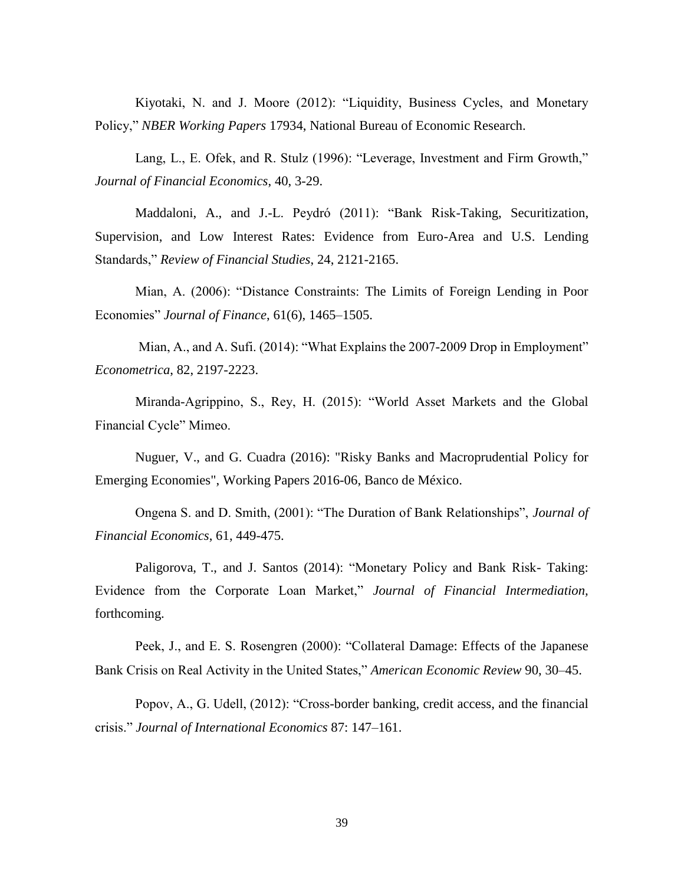Kiyotaki, N. and J. Moore (2012): "Liquidity, Business Cycles, and Monetary Policy," *NBER Working Papers* 17934, National Bureau of Economic Research.

Lang, L., E. Ofek, and R. Stulz (1996): "Leverage, Investment and Firm Growth," *Journal of Financial Economics*, 40, 3-29.

Maddaloni, A., and J.-L. Peydró (2011): "Bank Risk-Taking, Securitization, Supervision, and Low Interest Rates: Evidence from Euro-Area and U.S. Lending Standards," *Review of Financial Studies*, 24, 2121-2165.

Mian, A. (2006): "Distance Constraints: The Limits of Foreign Lending in Poor Economies" *Journal of Finance*, 61(6), 1465–1505.

Mian, A., and A. Sufi. (2014): "What Explains the 2007-2009 Drop in Employment" *Econometrica*, 82, 2197-2223.

Miranda-Agrippino, S., Rey, H. (2015): "World Asset Markets and the Global Financial Cycle" Mimeo.

Nuguer, V., and G. Cuadra (2016): "Risky Banks and Macroprudential Policy for Emerging Economies", Working Papers 2016-06, Banco de México.

Ongena S. and D. Smith, (2001): "The Duration of Bank Relationships", *Journal of Financial Economics*, 61, 449-475.

Paligorova, T., and J. Santos (2014): "Monetary Policy and Bank Risk- Taking: Evidence from the Corporate Loan Market," *Journal of Financial Intermediation*, forthcoming.

Peek, J., and E. S. Rosengren (2000): "Collateral Damage: Effects of the Japanese Bank Crisis on Real Activity in the United States," *American Economic Review* 90, 30–45.

Popov, A., G. Udell, (2012): "Cross-border banking, credit access, and the financial crisis." *Journal of International Economics* 87: 147–161.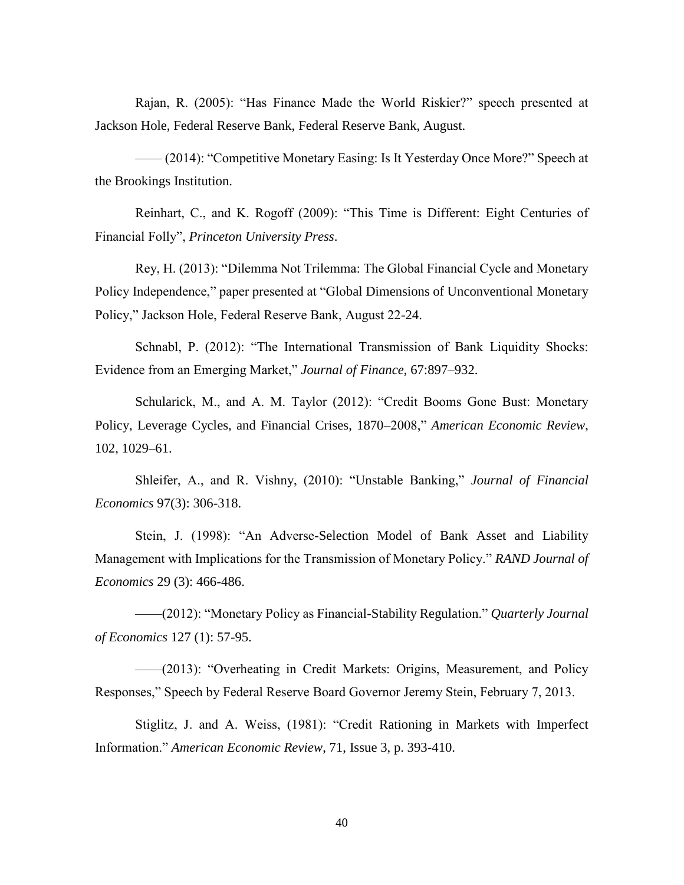Rajan, R. (2005): "Has Finance Made the World Riskier?" speech presented at Jackson Hole, Federal Reserve Bank, Federal Reserve Bank, August.

—— (2014): "Competitive Monetary Easing: Is It Yesterday Once More?" Speech at the Brookings Institution.

Reinhart, C., and K. Rogoff (2009): "This Time is Different: Eight Centuries of Financial Folly", *Princeton University Press*.

Rey, H. (2013): "Dilemma Not Trilemma: The Global Financial Cycle and Monetary Policy Independence," paper presented at "Global Dimensions of Unconventional Monetary Policy," Jackson Hole, Federal Reserve Bank, August 22-24.

Schnabl, P. (2012): "The International Transmission of Bank Liquidity Shocks: Evidence from an Emerging Market," *Journal of Finance*, 67:897–932.

Schularick, M., and A. M. Taylor (2012): "Credit Booms Gone Bust: Monetary Policy, Leverage Cycles, and Financial Crises, 1870–2008," *American Economic Review*, 102, 1029–61.

Shleifer, A., and R. Vishny, (2010): "Unstable Banking," *Journal of Financial Economics* 97(3): 306-318.

Stein, J. (1998): "An Adverse-Selection Model of Bank Asset and Liability Management with Implications for the Transmission of Monetary Policy." *RAND Journal of Economics* 29 (3): 466-486.

——(2012): "Monetary Policy as Financial-Stability Regulation." *Quarterly Journal of Economics* 127 (1): 57-95.

——(2013): "Overheating in Credit Markets: Origins, Measurement, and Policy Responses," Speech by Federal Reserve Board Governor Jeremy Stein, February 7, 2013.

Stiglitz, J. and A. Weiss, (1981): "Credit Rationing in Markets with Imperfect Information." *American Economic Review*, 71, Issue 3, p. 393-410.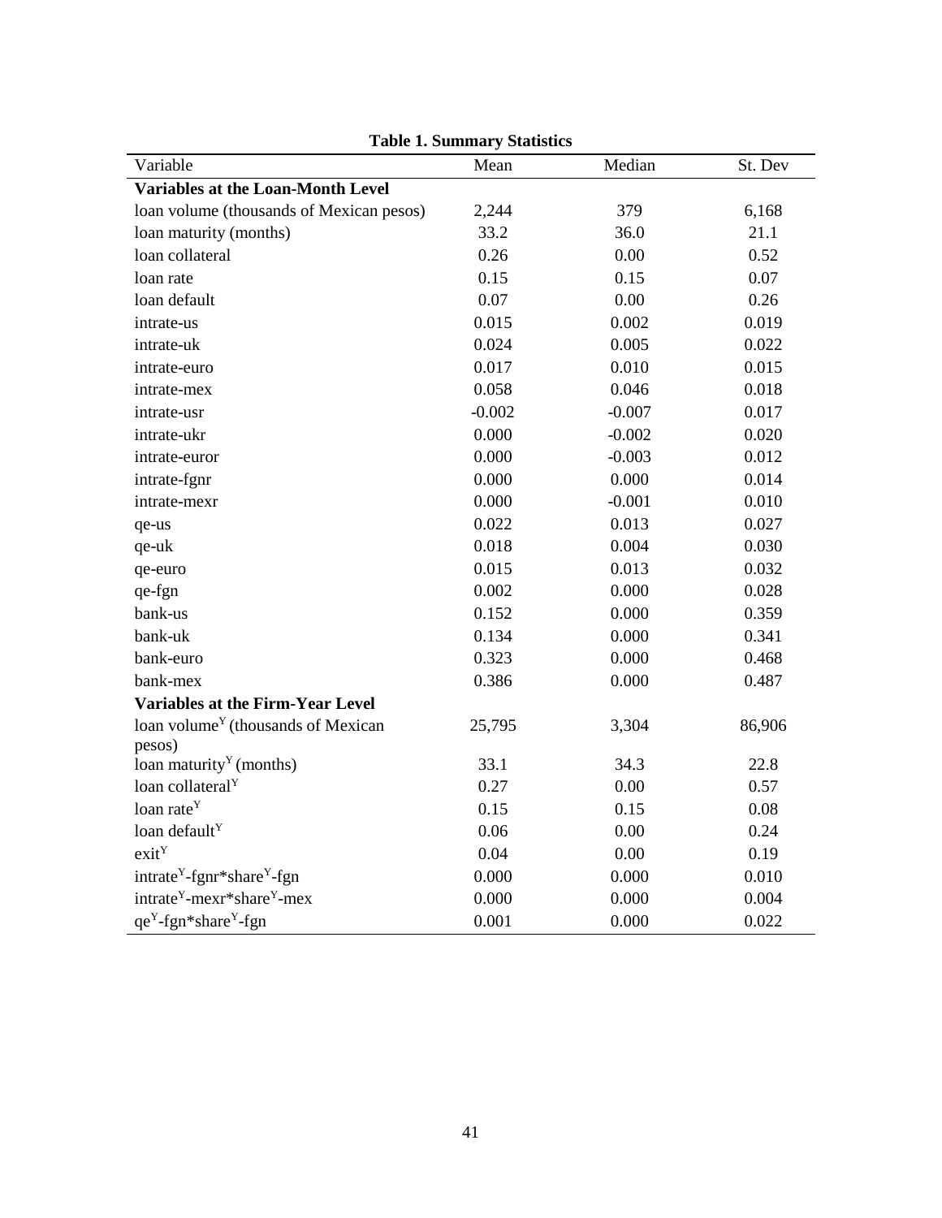**Table 1. Summary Statistics**

| Variable | Mean | Median | St. Dev |
|---|---|---|---|
| **Variables at the Loan-Month Level** | | | |
| loan volume (thousands of Mexican pesos) | 2,244 | 379 | 6,168 |
| loan maturity (months) | 33.2 | 36.0 | 21.1 |
| loan collateral | 0.26 | 0.00 | 0.52 |
| loan rate | 0.15 | 0.15 | 0.07 |
| loan default | 0.07 | 0.00 | 0.26 |
| intrate-us | 0.015 | 0.002 | 0.019 |
| intrate-uk | 0.024 | 0.005 | 0.022 |
| intrate-euro | 0.017 | 0.010 | 0.015 |
| intrate-mex | 0.058 | 0.046 | 0.018 |
| intrate-usr | -0.002 | -0.007 | 0.017 |
| intrate-ukr | 0.000 | -0.002 | 0.020 |
| intrate-euror | 0.000 | -0.003 | 0.012 |
| intrate-fgnr | 0.000 | 0.000 | 0.014 |
| intrate-mexr | 0.000 | -0.001 | 0.010 |
| qe-us | 0.022 | 0.013 | 0.027 |
| qe-uk | 0.018 | 0.004 | 0.030 |
| qe-euro | 0.015 | 0.013 | 0.032 |
| qe-fgn | 0.002 | 0.000 | 0.028 |
| bank-us | 0.152 | 0.000 | 0.359 |
| bank-uk | 0.134 | 0.000 | 0.341 |
| bank-euro | 0.323 | 0.000 | 0.468 |
| bank-mex | 0.386 | 0.000 | 0.487 |
| **Variables at the Firm-Year Level** | | | |
| loan volume$^{Y}$ (thousands of Mexican pesos) | 25,795 | 3,304 | 86,906 |
| loan maturity$^{Y}$ (months) | 33.1 | 34.3 | 22.8 |
| loan collateral$^{Y}$ | 0.27 | 0.00 | 0.57 |
| loan rate$^{Y}$ | 0.15 | 0.15 | 0.08 |
| loan default$^{Y}$ | 0.06 | 0.00 | 0.24 |
| exit$^{Y}$ | 0.04 | 0.00 | 0.19 |
| intrate$^{Y}$-fgnr*share$^{Y}$-fgn | 0.000 | 0.000 | 0.010 |
| intrate$^{Y}$-mexr*share$^{Y}$-mex | 0.000 | 0.000 | 0.004 |
| qe$^{Y}$-fgn*share$^{Y}$-fgn | 0.001 | 0.000 | 0.022 |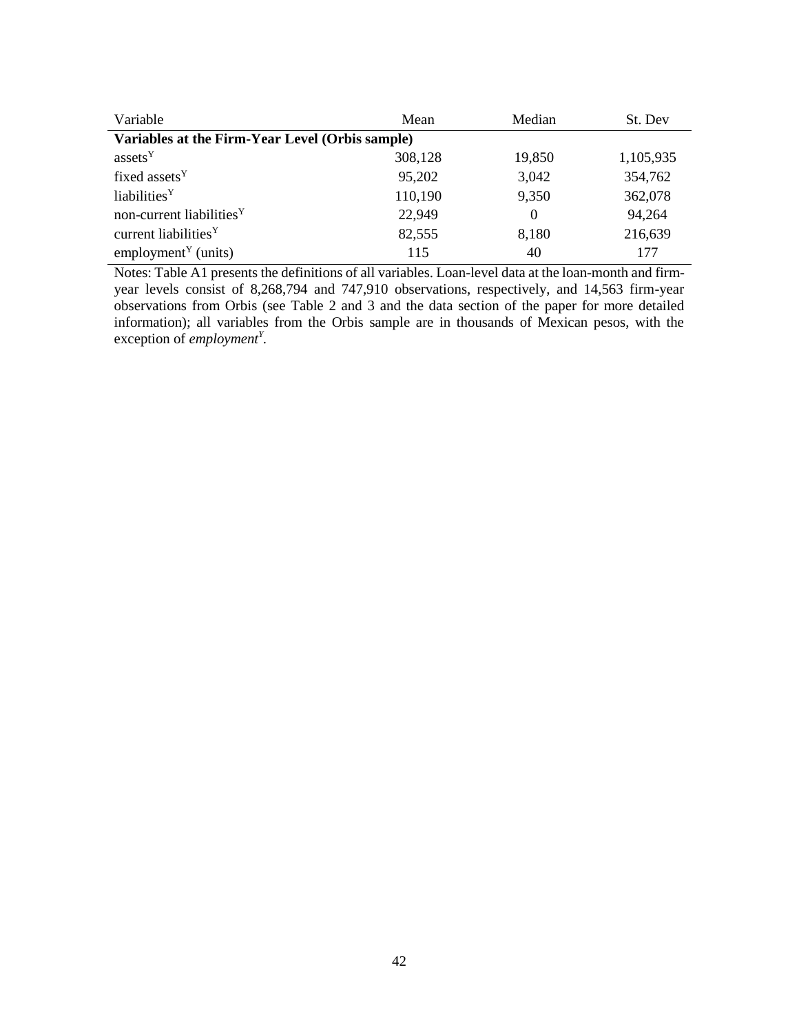| Variable | Mean | Median | St. Dev |
|---|---|---|---|
| **Variables at the Firm-Year Level (Orbis sample)** | | | |
| assets$^{Y}$ | 308,128 | 19,850 | 1,105,935 |
| fixed assets$^{Y}$ | 95,202 | 3,042 | 354,762 |
| liabilities$^{Y}$ | 110,190 | 9,350 | 362,078 |
| non-current liabilities$^{Y}$ | 22,949 | 0 | 94,264 |
| current liabilities$^{Y}$ | 82,555 | 8,180 | 216,639 |
| employment$^{Y}$ (units) | 115 | 40 | 177 |

Notes: Table A1 presents the definitions of all variables. Loan-level data at the loan-month and firm-year levels consist of 8,268,794 and 747,910 observations, respectively, and 14,563 firm-year observations from Orbis (see Table 2 and 3 and the data section of the paper for more detailed information); all variables from the Orbis sample are in thousands of Mexican pesos, with the exception of *employment*$^{Y}$.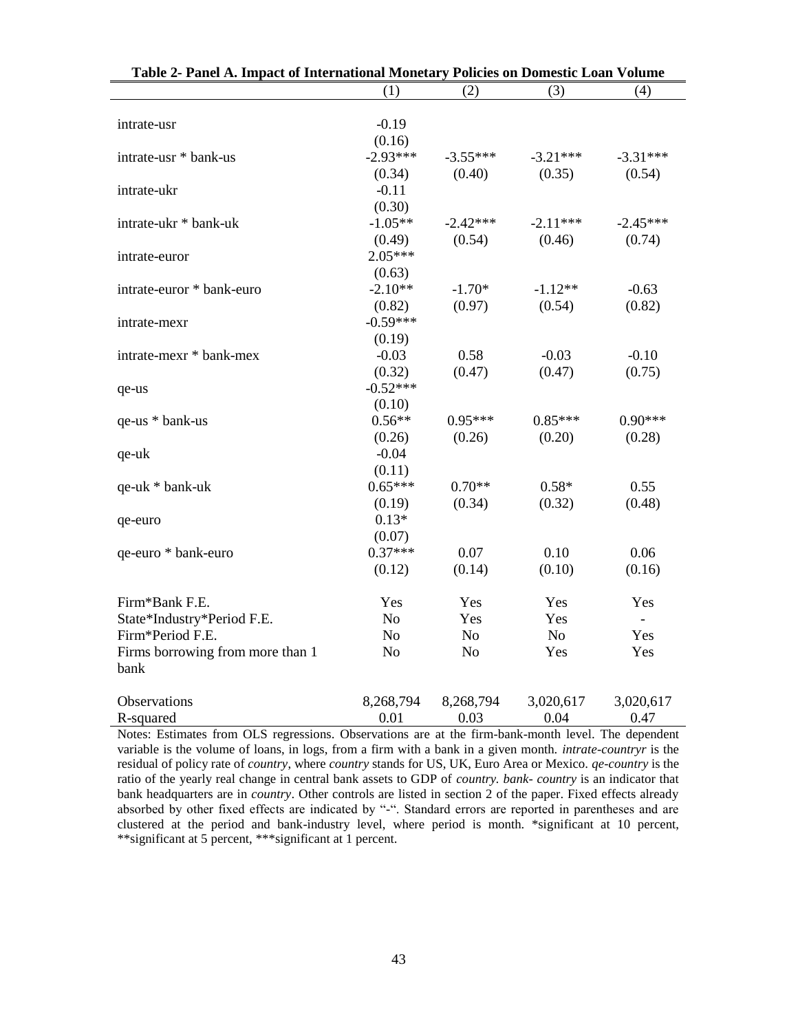**Table 2- Panel A. Impact of International Monetary Policies on Domestic Loan Volume**

| | (1) | (2) | (3) | (4) |
|---|---|---|---|---|
| intrate-usr | -0.19 | | | |
| | (0.16) | | | |
| intrate-usr * bank-us | -2.93*** | -3.55*** | -3.21*** | -3.31*** |
| | (0.34) | (0.40) | (0.35) | (0.54) |
| intrate-ukr | -0.11 | | | |
| | (0.30) | | | |
| intrate-ukr * bank-uk | -1.05** | -2.42*** | -2.11*** | -2.45*** |
| | (0.49) | (0.54) | (0.46) | (0.74) |
| intrate-euror | 2.05*** | | | |
| | (0.63) | | | |
| intrate-euror * bank-euro | -2.10** | -1.70* | -1.12** | -0.63 |
| | (0.82) | (0.97) | (0.54) | (0.82) |
| intrate-mexr | -0.59*** | | | |
| | (0.19) | | | |
| intrate-mexr * bank-mex | -0.03 | 0.58 | -0.03 | -0.10 |
| | (0.32) | (0.47) | (0.47) | (0.75) |
| qe-us | -0.52*** | | | |
| | (0.10) | | | |
| qe-us * bank-us | 0.56** | 0.95*** | 0.85*** | 0.90*** |
| | (0.26) | (0.26) | (0.20) | (0.28) |
| qe-uk | -0.04 | | | |
| | (0.11) | | | |
| qe-uk * bank-uk | 0.65*** | 0.70** | 0.58* | 0.55 |
| | (0.19) | (0.34) | (0.32) | (0.48) |
| qe-euro | 0.13* | | | |
| | (0.07) | | | |
| qe-euro * bank-euro | 0.37*** | 0.07 | 0.10 | 0.06 |
| | (0.12) | (0.14) | (0.10) | (0.16) |
| Firm*Bank F.E. | Yes | Yes | Yes | Yes |
| State*Industry*Period F.E. | No | Yes | Yes | - |
| Firm*Period F.E. | No | No | No | Yes |
| Firms borrowing from more than 1 bank | No | No | Yes | Yes |
| Observations | 8,268,794 | 8,268,794 | 3,020,617 | 3,020,617 |
| R-squared | 0.01 | 0.03 | 0.04 | 0.47 |

Notes: Estimates from OLS regressions. Observations are at the firm-bank-month level. The dependent variable is the volume of loans, in logs, from a firm with a bank in a given month. *intrate-countryr* is the residual of policy rate of *country*, where *country* stands for US, UK, Euro Area or Mexico. *qe-country* is the ratio of the yearly real change in central bank assets to GDP of *country*. *bank- country* is an indicator that bank headquarters are in *country*. Other controls are listed in section 2 of the paper. Fixed effects already absorbed by other fixed effects are indicated by "-". Standard errors are reported in parentheses and are clustered at the period and bank-industry level, where period is month. *significant at 10 percent, **significant at 5 percent, ***significant at 1 percent.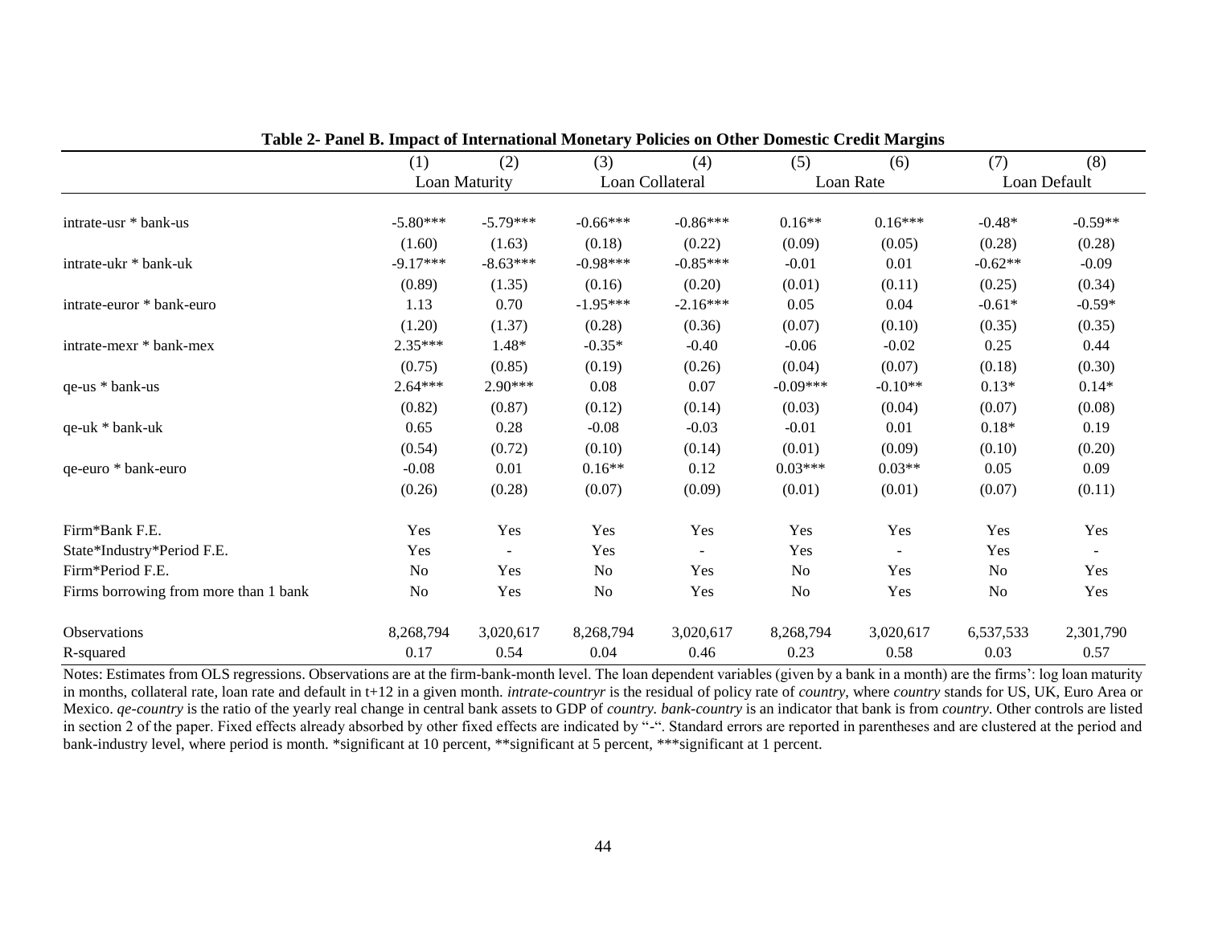**Table 2- Panel B. Impact of International Monetary Policies on Other Domestic Credit Margins**

| | (1) | (2) | (3) | (4) | (5) | (6) | (7) | (8) |
|---|---|---|---|---|---|---|---|---|
| | Loan Maturity | | Loan Collateral | | Loan Rate | | Loan Default | |
| intrate-usr * bank-us | -5.80*** | -5.79*** | -0.66*** | -0.86*** | 0.16** | 0.16*** | -0.48* | -0.59** |
| | (1.60) | (1.63) | (0.18) | (0.22) | (0.09) | (0.05) | (0.28) | (0.28) |
| intrate-ukr * bank-uk | -9.17*** | -8.63*** | -0.98*** | -0.85*** | -0.01 | 0.01 | -0.62** | -0.09 |
| | (0.89) | (1.35) | (0.16) | (0.20) | (0.01) | (0.11) | (0.25) | (0.34) |
| intrate-euror * bank-euro | 1.13 | 0.70 | -1.95*** | -2.16*** | 0.05 | 0.04 | -0.61* | -0.59* |
| | (1.20) | (1.37) | (0.28) | (0.36) | (0.07) | (0.10) | (0.35) | (0.35) |
| intrate-mexr * bank-mex | 2.35*** | 1.48* | -0.35* | -0.40 | -0.06 | -0.02 | 0.25 | 0.44 |
| | (0.75) | (0.85) | (0.19) | (0.26) | (0.04) | (0.07) | (0.18) | (0.30) |
| qe-us * bank-us | 2.64*** | 2.90*** | 0.08 | 0.07 | -0.09*** | -0.10** | 0.13* | 0.14* |
| | (0.82) | (0.87) | (0.12) | (0.14) | (0.03) | (0.04) | (0.07) | (0.08) |
| qe-uk * bank-uk | 0.65 | 0.28 | -0.08 | -0.03 | -0.01 | 0.01 | 0.18* | 0.19 |
| | (0.54) | (0.72) | (0.10) | (0.14) | (0.01) | (0.09) | (0.10) | (0.20) |
| qe-euro * bank-euro | -0.08 | 0.01 | 0.16** | 0.12 | 0.03*** | 0.03** | 0.05 | 0.09 |
| | (0.26) | (0.28) | (0.07) | (0.09) | (0.01) | (0.01) | (0.07) | (0.11) |
| Firm*Bank F.E. | Yes | Yes | Yes | Yes | Yes | Yes | Yes | Yes |
| State*Industry*Period F.E. | Yes | - | Yes | - | Yes | - | Yes | - |
| Firm*Period F.E. | No | Yes | No | Yes | No | Yes | No | Yes |
| Firms borrowing from more than 1 bank | No | Yes | No | Yes | No | Yes | No | Yes |
| Observations | 8,268,794 | 3,020,617 | 8,268,794 | 3,020,617 | 8,268,794 | 3,020,617 | 6,537,533 | 2,301,790 |
| R-squared | 0.17 | 0.54 | 0.04 | 0.46 | 0.23 | 0.58 | 0.03 | 0.57 |

Notes: Estimates from OLS regressions. Observations are at the firm-bank-month level. The loan dependent variables (given by a bank in a month) are the firms': log loan maturity in months, collateral rate, loan rate and default in t+12 in a given month. *intrate-countryr* is the residual of policy rate of *country*, where *country* stands for US, UK, Euro Area or Mexico. *qe-country* is the ratio of the yearly real change in central bank assets to GDP of *country*. *bank-country* is an indicator that bank is from *country*. Other controls are listed in section 2 of the paper. Fixed effects already absorbed by other fixed effects are indicated by "-". Standard errors are reported in parentheses and are clustered at the period and bank-industry level, where period is month. *significant at 10 percent, **significant at 5 percent, ***significant at 1 percent.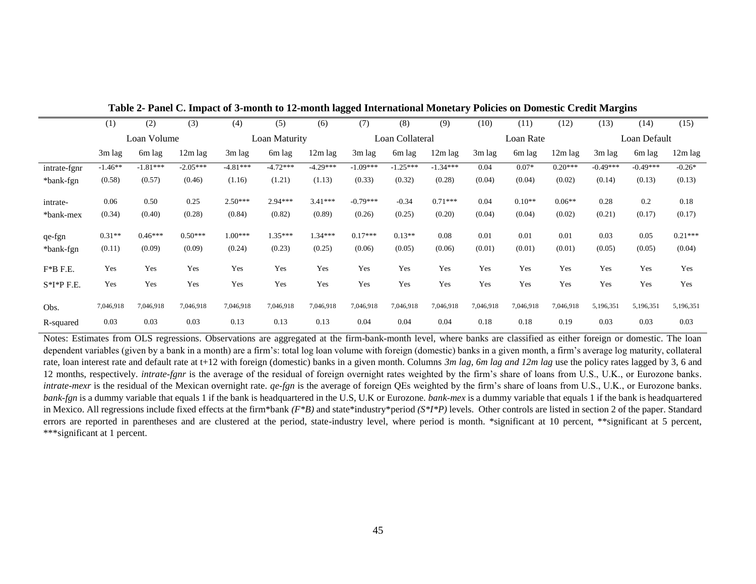**Table 2- Panel C. Impact of 3-month to 12-month lagged International Monetary Policies on Domestic Credit Margins**

| | (1) | (2) | (3) | (4) | (5) | (6) | (7) | (8) | (9) | (10) | (11) | (12) | (13) | (14) | (15) |
|---|---|---|---|---|---|---|---|---|---|---|---|---|---|---|---|
| | Loan Volume | | | Loan Maturity | | | Loan Collateral | | | Loan Rate | | | Loan Default | | |
| | 3m lag | 6m lag | 12m lag | 3m lag | 6m lag | 12m lag | 3m lag | 6m lag | 12m lag | 3m lag | 6m lag | 12m lag | 3m lag | 6m lag | 12m lag |
| intrate-fgnr | -1.46** | -1.81*** | -2.05*** | -4.81*** | -4.72*** | -4.29*** | -1.09*** | -1.25*** | -1.34*** | 0.04 | 0.07* | 0.20*** | -0.49*** | -0.49*** | -0.26* |
| *bank-fgn | (0.58) | (0.57) | (0.46) | (1.16) | (1.21) | (1.13) | (0.33) | (0.32) | (0.28) | (0.04) | (0.04) | (0.02) | (0.14) | (0.13) | (0.13) |
| intrate- | 0.06 | 0.50 | 0.25 | 2.50*** | 2.94*** | 3.41*** | -0.79*** | -0.34 | 0.71*** | 0.04 | 0.10** | 0.06** | 0.28 | 0.2 | 0.18 |
| *bank-mex | (0.34) | (0.40) | (0.28) | (0.84) | (0.82) | (0.89) | (0.26) | (0.25) | (0.20) | (0.04) | (0.04) | (0.02) | (0.21) | (0.17) | (0.17) |
| qe-fgn | 0.31** | 0.46*** | 0.50*** | 1.00*** | 1.35*** | 1.34*** | 0.17*** | 0.13** | 0.08 | 0.01 | 0.01 | 0.01 | 0.03 | 0.05 | 0.21*** |
| *bank-fgn | (0.11) | (0.09) | (0.09) | (0.24) | (0.23) | (0.25) | (0.06) | (0.05) | (0.06) | (0.01) | (0.01) | (0.01) | (0.05) | (0.05) | (0.04) |
| F*B F.E. | Yes | Yes | Yes | Yes | Yes | Yes | Yes | Yes | Yes | Yes | Yes | Yes | Yes | Yes | Yes |
| S*I*P F.E. | Yes | Yes | Yes | Yes | Yes | Yes | Yes | Yes | Yes | Yes | Yes | Yes | Yes | Yes | Yes |
| Obs. | 7,046,918 | 7,046,918 | 7,046,918 | 7,046,918 | 7,046,918 | 7,046,918 | 7,046,918 | 7,046,918 | 7,046,918 | 7,046,918 | 7,046,918 | 7,046,918 | 5,196,351 | 5,196,351 | 5,196,351 |
| R-squared | 0.03 | 0.03 | 0.03 | 0.13 | 0.13 | 0.13 | 0.04 | 0.04 | 0.04 | 0.18 | 0.18 | 0.19 | 0.03 | 0.03 | 0.03 |

Notes: Estimates from OLS regressions. Observations are aggregated at the firm-bank-month level, where banks are classified as either foreign or domestic. The loan dependent variables (given by a bank in a month) are a firm's: total log loan volume with foreign (domestic) banks in a given month, a firm's average log maturity, collateral rate, loan interest rate and default rate at t+12 with foreign (domestic) banks in a given month. Columns *3m lag, 6m lag and 12m lag* use the policy rates lagged by 3, 6 and 12 months, respectively. *intrate-fgnr* is the average of the residual of foreign overnight rates weighted by the firm's share of loans from U.S., U.K., or Eurozone banks. *intrate-mexr* is the residual of the Mexican overnight rate. *qe-fgn* is the average of foreign QEs weighted by the firm's share of loans from U.S., U.K., or Eurozone banks. *bank-fgn* is a dummy variable that equals 1 if the bank is headquartered in the U.S, U.K or Eurozone. *bank-mex* is a dummy variable that equals 1 if the bank is headquartered in Mexico. All regressions include fixed effects at the firm*bank *(F*B)* and state*industry*period *(S*I*P)* levels. Other controls are listed in section 2 of the paper. Standard errors are reported in parentheses and are clustered at the period, state-industry level, where period is month. *significant at 10 percent, **significant at 5 percent, ***significant at 1 percent.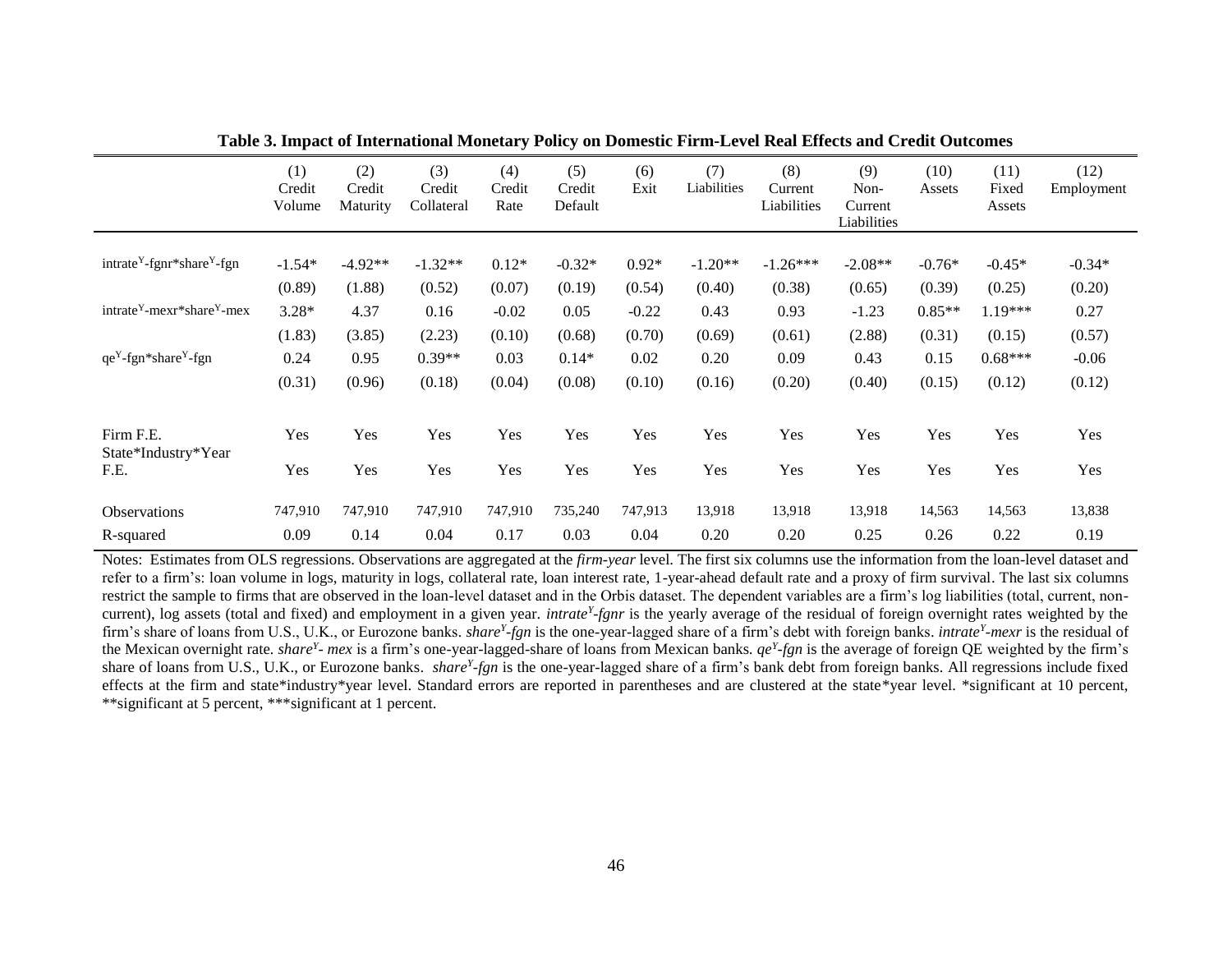**Table 3. Impact of International Monetary Policy on Domestic Firm-Level Real Effects and Credit Outcomes**

| | (1) Credit Volume | (2) Credit Maturity | (3) Credit Collateral | (4) Credit Rate | (5) Credit Default | (6) Exit | (7) Liabilities | (8) Current Liabilities | (9) Non-Current Liabilities | (10) Assets | (11) Fixed Assets | (12) Employment |
|---|---|---|---|---|---|---|---|---|---|---|---|---|
| $intrate^{Y}$-fgnr*$share^{Y}$-fgn | -1.54* | -4.92** | -1.32** | 0.12* | -0.32* | 0.92* | -1.20** | -1.26*** | -2.08** | -0.76* | -0.45* | -0.34* |
| | (0.89) | (1.88) | (0.52) | (0.07) | (0.19) | (0.54) | (0.40) | (0.38) | (0.65) | (0.39) | (0.25) | (0.20) |
| $intrate^{Y}$-mexr*$share^{Y}$-mex | 3.28* | 4.37 | 0.16 | -0.02 | 0.05 | -0.22 | 0.43 | 0.93 | -1.23 | 0.85** | 1.19*** | 0.27 |
| | (1.83) | (3.85) | (2.23) | (0.10) | (0.68) | (0.70) | (0.69) | (0.61) | (2.88) | (0.31) | (0.15) | (0.57) |
| $qe^{Y}$-fgn*$share^{Y}$-fgn | 0.24 | 0.95 | 0.39** | 0.03 | 0.14* | 0.02 | 0.20 | 0.09 | 0.43 | 0.15 | 0.68*** | -0.06 |
| | (0.31) | (0.96) | (0.18) | (0.04) | (0.08) | (0.10) | (0.16) | (0.20) | (0.40) | (0.15) | (0.12) | (0.12) |
| Firm F.E. | Yes | Yes | Yes | Yes | Yes | Yes | Yes | Yes | Yes | Yes | Yes | Yes |
| State*Industry*Year F.E. | Yes | Yes | Yes | Yes | Yes | Yes | Yes | Yes | Yes | Yes | Yes | Yes |
| Observations | 747,910 | 747,910 | 747,910 | 747,910 | 735,240 | 747,913 | 13,918 | 13,918 | 13,918 | 14,563 | 14,563 | 13,838 |
| R-squared | 0.09 | 0.14 | 0.04 | 0.17 | 0.03 | 0.04 | 0.20 | 0.20 | 0.25 | 0.26 | 0.22 | 0.19 |

Notes: Estimates from OLS regressions. Observations are aggregated at the *firm-year* level. The first six columns use the information from the loan-level dataset and refer to a firm's: loan volume in logs, maturity in logs, collateral rate, loan interest rate, 1-year-ahead default rate and a proxy of firm survival. The last six columns restrict the sample to firms that are observed in the loan-level dataset and in the Orbis dataset. The dependent variables are a firm's log liabilities (total, current, non-current), log assets (total and fixed) and employment in a given year. *$intrate^{Y}$-fgnr* is the yearly average of the residual of foreign overnight rates weighted by the firm's share of loans from U.S., U.K., or Eurozone banks. *$share^{Y}$-fgn* is the one-year-lagged share of a firm's debt with foreign banks. *$intrate^{Y}$-mexr* is the residual of the Mexican overnight rate. *$share^{Y}$- mex* is a firm's one-year-lagged-share of loans from Mexican banks. *$qe^{Y}$-fgn* is the average of foreign QE weighted by the firm's share of loans from U.S., U.K., or Eurozone banks. *$share^{Y}$-fgn* is the one-year-lagged share of a firm's bank debt from foreign banks. All regressions include fixed effects at the firm and state*industry*year level. Standard errors are reported in parentheses and are clustered at the state*year level. *significant at 10 percent, **significant at 5 percent, ***significant at 1 percent.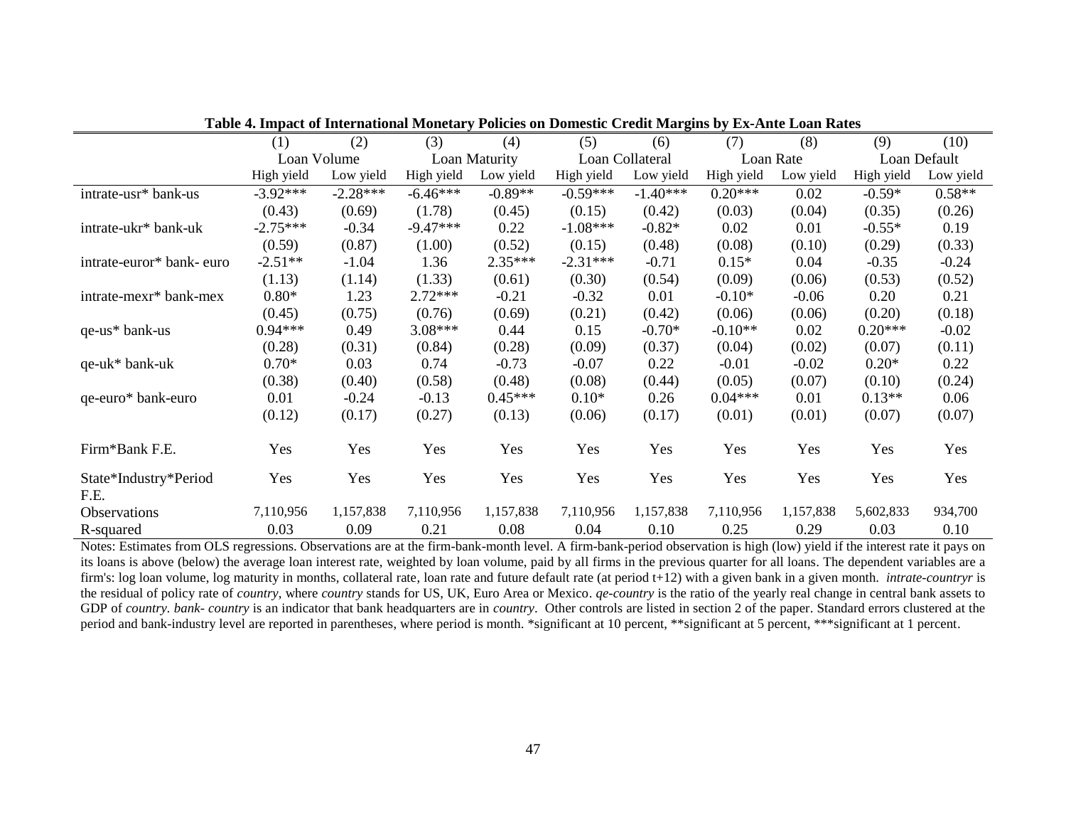**Table 4. Impact of International Monetary Policies on Domestic Credit Margins by Ex-Ante Loan Rates**

| | (1) | (2) | (3) | (4) | (5) | (6) | (7) | (8) | (9) | (10) |
|---|---|---|---|---|---|---|---|---|---|---|
| | Loan Volume | | Loan Maturity | | Loan Collateral | | Loan Rate | | Loan Default | |
| | High yield | Low yield | High yield | Low yield | High yield | Low yield | High yield | Low yield | High yield | Low yield |
| intrate-usr* bank-us | -3.92*** | -2.28*** | -6.46*** | -0.89** | -0.59*** | -1.40*** | 0.20*** | 0.02 | -0.59* | 0.58** |
| | (0.43) | (0.69) | (1.78) | (0.45) | (0.15) | (0.42) | (0.03) | (0.04) | (0.35) | (0.26) |
| intrate-ukr* bank-uk | -2.75*** | -0.34 | -9.47*** | 0.22 | -1.08*** | -0.82* | 0.02 | 0.01 | -0.55* | 0.19 |
| | (0.59) | (0.87) | (1.00) | (0.52) | (0.15) | (0.48) | (0.08) | (0.10) | (0.29) | (0.33) |
| intrate-euror* bank- euro | -2.51** | -1.04 | 1.36 | 2.35*** | -2.31*** | -0.71 | 0.15* | 0.04 | -0.35 | -0.24 |
| | (1.13) | (1.14) | (1.33) | (0.61) | (0.30) | (0.54) | (0.09) | (0.06) | (0.53) | (0.52) |
| intrate-mexr* bank-mex | 0.80* | 1.23 | 2.72*** | -0.21 | -0.32 | 0.01 | -0.10* | -0.06 | 0.20 | 0.21 |
| | (0.45) | (0.75) | (0.76) | (0.69) | (0.21) | (0.42) | (0.06) | (0.06) | (0.20) | (0.18) |
| qe-us* bank-us | 0.94*** | 0.49 | 3.08*** | 0.44 | 0.15 | -0.70* | -0.10** | 0.02 | 0.20*** | -0.02 |
| | (0.28) | (0.31) | (0.84) | (0.28) | (0.09) | (0.37) | (0.04) | (0.02) | (0.07) | (0.11) |
| qe-uk* bank-uk | 0.70* | 0.03 | 0.74 | -0.73 | -0.07 | 0.22 | -0.01 | -0.02 | 0.20* | 0.22 |
| | (0.38) | (0.40) | (0.58) | (0.48) | (0.08) | (0.44) | (0.05) | (0.07) | (0.10) | (0.24) |
| qe-euro* bank-euro | 0.01 | -0.24 | -0.13 | 0.45*** | 0.10* | 0.26 | 0.04*** | 0.01 | 0.13** | 0.06 |
| | (0.12) | (0.17) | (0.27) | (0.13) | (0.06) | (0.17) | (0.01) | (0.01) | (0.07) | (0.07) |
| Firm*Bank F.E. | Yes | Yes | Yes | Yes | Yes | Yes | Yes | Yes | Yes | Yes |
| State*Industry*Period F.E. | Yes | Yes | Yes | Yes | Yes | Yes | Yes | Yes | Yes | Yes |
| Observations | 7,110,956 | 1,157,838 | 7,110,956 | 1,157,838 | 7,110,956 | 1,157,838 | 7,110,956 | 1,157,838 | 5,602,833 | 934,700 |
| R-squared | 0.03 | 0.09 | 0.21 | 0.08 | 0.04 | 0.10 | 0.25 | 0.29 | 0.03 | 0.10 |

Notes: Estimates from OLS regressions. Observations are at the firm-bank-month level. A firm-bank-period observation is high (low) yield if the interest rate it pays on its loans is above (below) the average loan interest rate, weighted by loan volume, paid by all firms in the previous quarter for all loans. The dependent variables are a firm's: log loan volume, log maturity in months, collateral rate, loan rate and future default rate (at period t+12) with a given bank in a given month. *intrate-countryr* is the residual of policy rate of *country*, where *country* stands for US, UK, Euro Area or Mexico. *qe-country* is the ratio of the yearly real change in central bank assets to GDP of *country. bank- country* is an indicator that bank headquarters are in *country*. Other controls are listed in section 2 of the paper. Standard errors clustered at the period and bank-industry level are reported in parentheses, where period is month. *significant at 10 percent, **significant at 5 percent, ***significant at 1 percent.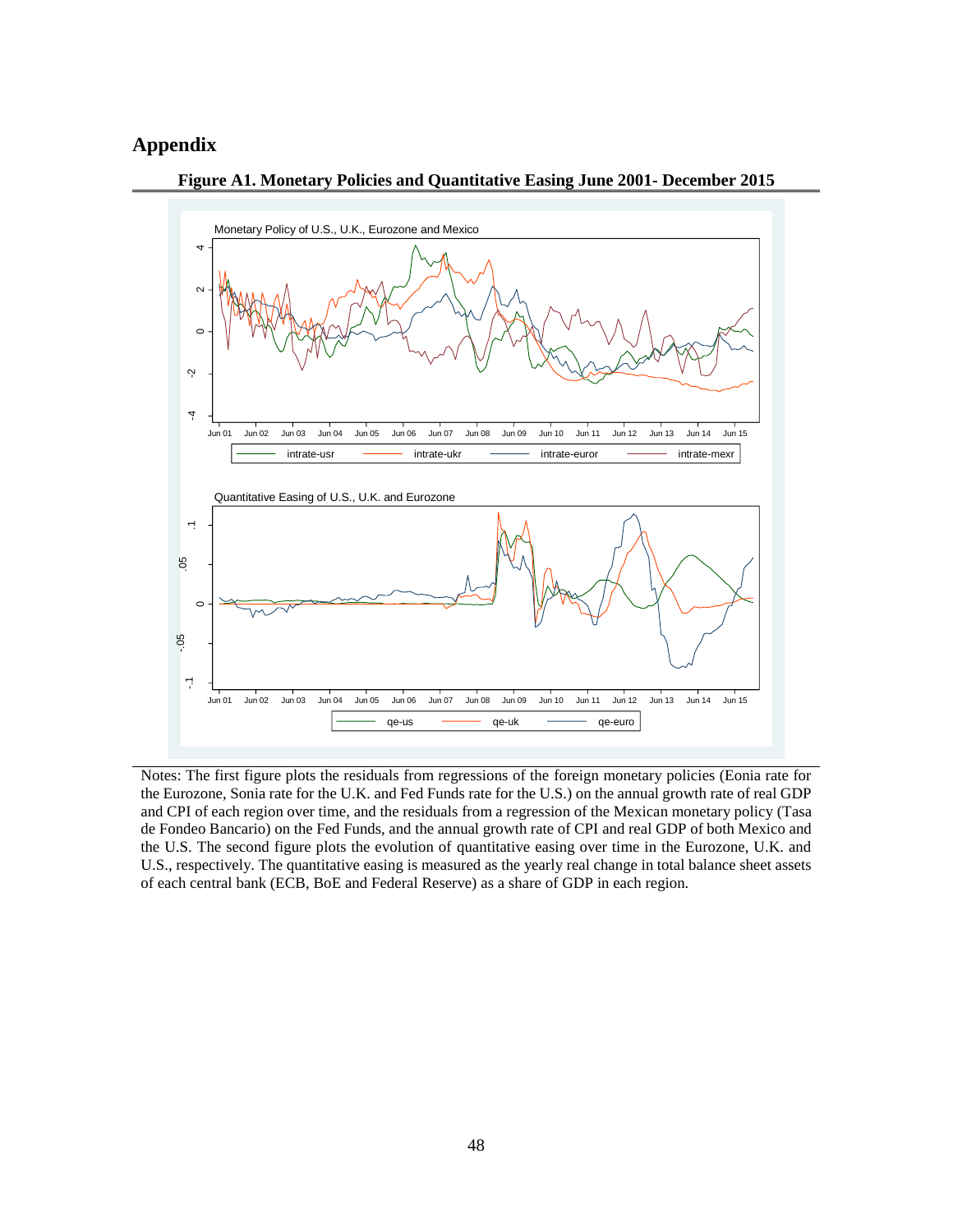# Appendix

**Figure A1. Monetary Policies and Quantitative Easing June 2001- December 2015**

Notes: The first figure plots the residuals from regressions of the foreign monetary policies (Eonia rate for the Eurozone, Sonia rate for the U.K. and Fed Funds rate for the U.S.) on the annual growth rate of real GDP and CPI of each region over time, and the residuals from a regression of the Mexican monetary policy (Tasa de Fondeo Bancario) on the Fed Funds, and the annual growth rate of CPI and real GDP of both Mexico and the U.S. The second figure plots the evolution of quantitative easing over time in the Eurozone, U.K. and U.S., respectively. The quantitative easing is measured as the yearly real change in total balance sheet assets of each central bank (ECB, BoE and Federal Reserve) as a share of GDP in each region.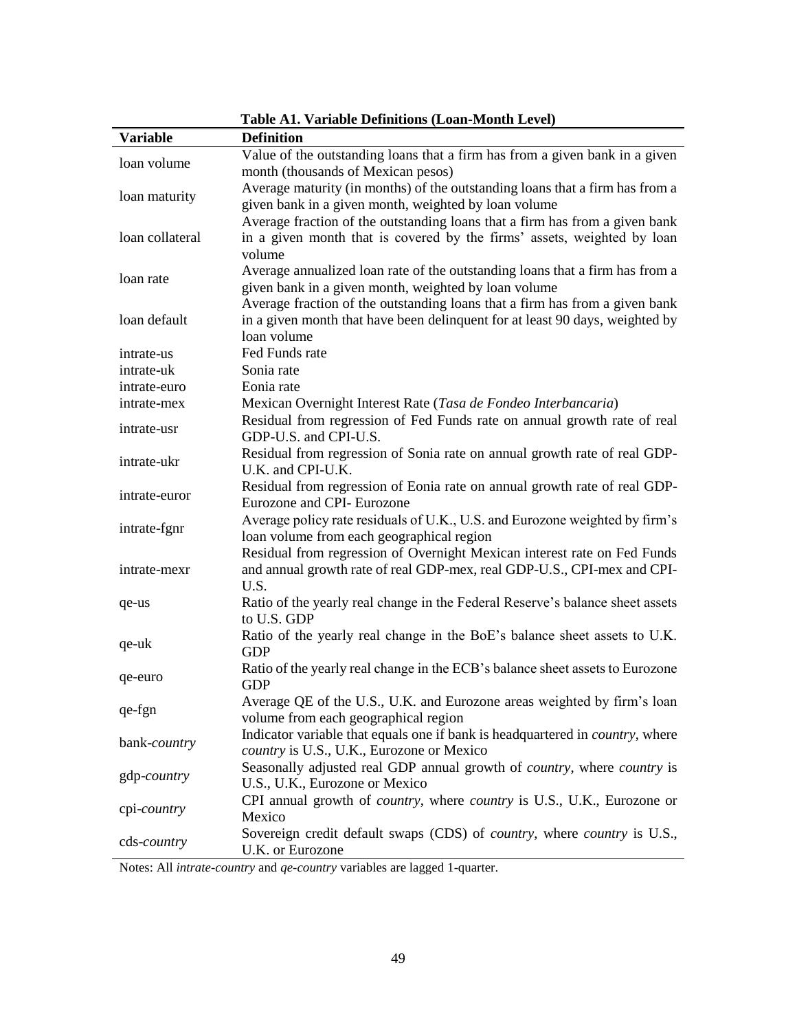**Table A1. Variable Definitions (Loan-Month Level)**

| Variable | Definition |
|---|---|
| loan volume | Value of the outstanding loans that a firm has from a given bank in a given month (thousands of Mexican pesos) |
| loan maturity | Average maturity (in months) of the outstanding loans that a firm has from a given bank in a given month, weighted by loan volume |
| loan collateral | Average fraction of the outstanding loans that a firm has from a given bank in a given month that is covered by the firms' assets, weighted by loan volume |
| loan rate | Average annualized loan rate of the outstanding loans that a firm has from a given bank in a given month, weighted by loan volume |
| loan default | Average fraction of the outstanding loans that a firm has from a given bank in a given month that have been delinquent for at least 90 days, weighted by loan volume |
| intrate-us | Fed Funds rate |
| intrate-uk | Sonia rate |
| intrate-euro | Eonia rate |
| intrate-mex | Mexican Overnight Interest Rate (*Tasa de Fondeo Interbancaria*) |
| intrate-usr | Residual from regression of Fed Funds rate on annual growth rate of real GDP-U.S. and CPI-U.S. |
| intrate-ukr | Residual from regression of Sonia rate on annual growth rate of real GDP-U.K. and CPI-U.K. |
| intrate-euror | Residual from regression of Eonia rate on annual growth rate of real GDP-Eurozone and CPI- Eurozone |
| intrate-fgnr | Average policy rate residuals of U.K., U.S. and Eurozone weighted by firm's loan volume from each geographical region |
| intrate-mexr | Residual from regression of Overnight Mexican interest rate on Fed Funds and annual growth rate of real GDP-mex, real GDP-U.S., CPI-mex and CPI-U.S. |
| qe-us | Ratio of the yearly real change in the Federal Reserve's balance sheet assets to U.S. GDP |
| qe-uk | Ratio of the yearly real change in the BoE's balance sheet assets to U.K. GDP |
| qe-euro | Ratio of the yearly real change in the ECB's balance sheet assets to Eurozone GDP |
| qe-fgn | Average QE of the U.S., U.K. and Eurozone areas weighted by firm's loan volume from each geographical region |
| bank-*country* | Indicator variable that equals one if bank is headquartered in *country*, where *country* is U.S., U.K., Eurozone or Mexico |
| gdp-*country* | Seasonally adjusted real GDP annual growth of *country*, where *country* is U.S., U.K., Eurozone or Mexico |
| cpi-*country* | CPI annual growth of *country*, where *country* is U.S., U.K., Eurozone or Mexico |
| cds-*country* | Sovereign credit default swaps (CDS) of *country*, where *country* is U.S., U.K. or Eurozone |

Notes: All *intrate-country* and *qe-country* variables are lagged 1-quarter.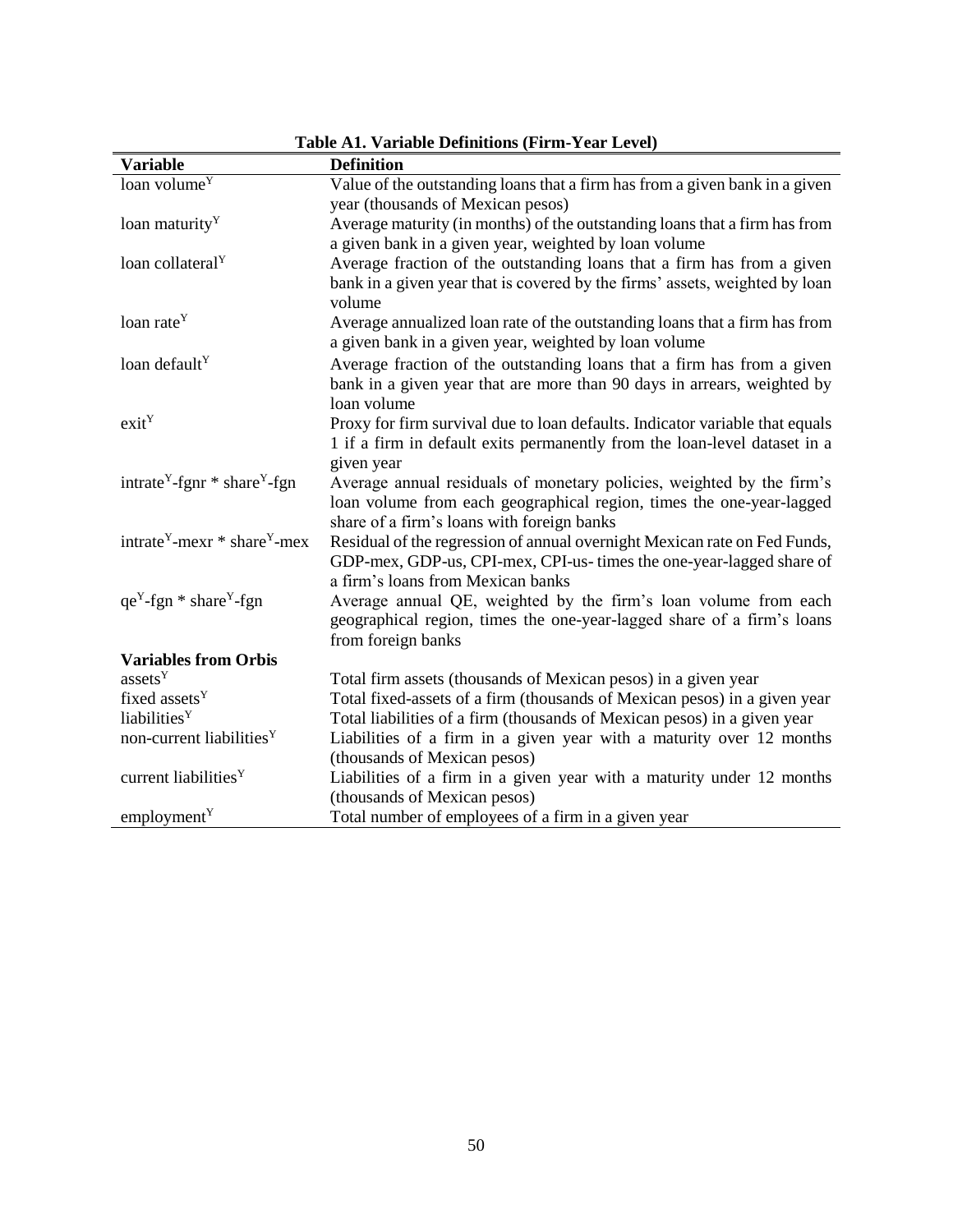**Table A1. Variable Definitions (Firm-Year Level)**

| Variable | Definition |
| --- | --- |
| loan volume$^{Y}$ | Value of the outstanding loans that a firm has from a given bank in a given year (thousands of Mexican pesos) |
| loan maturity$^{Y}$ | Average maturity (in months) of the outstanding loans that a firm has from a given bank in a given year, weighted by loan volume |
| loan collateral$^{Y}$ | Average fraction of the outstanding loans that a firm has from a given bank in a given year that is covered by the firms' assets, weighted by loan volume |
| loan rate$^{Y}$ | Average annualized loan rate of the outstanding loans that a firm has from a given bank in a given year, weighted by loan volume |
| loan default$^{Y}$ | Average fraction of the outstanding loans that a firm has from a given bank in a given year that are more than 90 days in arrears, weighted by loan volume |
| exit$^{Y}$ | Proxy for firm survival due to loan defaults. Indicator variable that equals 1 if a firm in default exits permanently from the loan-level dataset in a given year |
| intrate$^{Y}$-fgnr * share$^{Y}$-fgn | Average annual residuals of monetary policies, weighted by the firm's loan volume from each geographical region, times the one-year-lagged share of a firm's loans with foreign banks |
| intrate$^{Y}$-mexr * share$^{Y}$-mex | Residual of the regression of annual overnight Mexican rate on Fed Funds, GDP-mex, GDP-us, CPI-mex, CPI-us- times the one-year-lagged share of a firm's loans from Mexican banks |
| qe$^{Y}$-fgn * share$^{Y}$-fgn | Average annual QE, weighted by the firm's loan volume from each geographical region, times the one-year-lagged share of a firm's loans from foreign banks |
| **Variables from Orbis** | |
| assets$^{Y}$ | Total firm assets (thousands of Mexican pesos) in a given year |
| fixed assets$^{Y}$ | Total fixed-assets of a firm (thousands of Mexican pesos) in a given year |
| liabilities$^{Y}$ | Total liabilities of a firm (thousands of Mexican pesos) in a given year |
| non-current liabilities$^{Y}$ | Liabilities of a firm in a given year with a maturity over 12 months (thousands of Mexican pesos) |
| current liabilities$^{Y}$ | Liabilities of a firm in a given year with a maturity under 12 months (thousands of Mexican pesos) |
| employment$^{Y}$ | Total number of employees of a firm in a given year |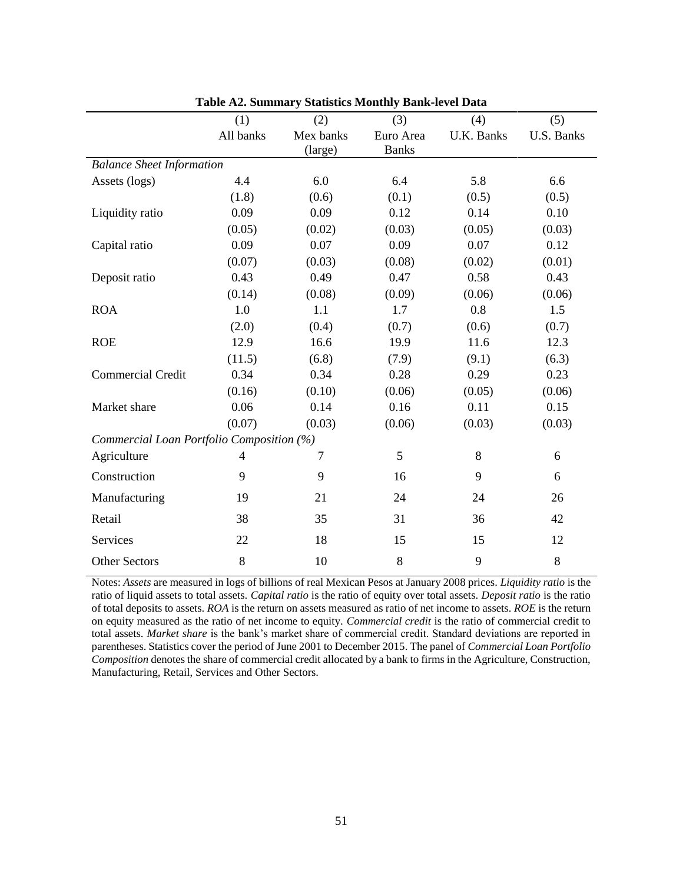**Table A2. Summary Statistics Monthly Bank-level Data**

| | (1) | (2) | (3) | (4) | (5) |
|---|---|---|---|---|---|
| | All banks | Mex banks (large) | Euro Area Banks | U.K. Banks | U.S. Banks |
| *Balance Sheet Information* | | | | | |
| Assets (logs) | 4.4 | 6.0 | 6.4 | 5.8 | 6.6 |
| | (1.8) | (0.6) | (0.1) | (0.5) | (0.5) |
| Liquidity ratio | 0.09 | 0.09 | 0.12 | 0.14 | 0.10 |
| | (0.05) | (0.02) | (0.03) | (0.05) | (0.03) |
| Capital ratio | 0.09 | 0.07 | 0.09 | 0.07 | 0.12 |
| | (0.07) | (0.03) | (0.08) | (0.02) | (0.01) |
| Deposit ratio | 0.43 | 0.49 | 0.47 | 0.58 | 0.43 |
| | (0.14) | (0.08) | (0.09) | (0.06) | (0.06) |
| ROA | 1.0 | 1.1 | 1.7 | 0.8 | 1.5 |
| | (2.0) | (0.4) | (0.7) | (0.6) | (0.7) |
| ROE | 12.9 | 16.6 | 19.9 | 11.6 | 12.3 |
| | (11.5) | (6.8) | (7.9) | (9.1) | (6.3) |
| Commercial Credit | 0.34 | 0.34 | 0.28 | 0.29 | 0.23 |
| | (0.16) | (0.10) | (0.06) | (0.05) | (0.06) |
| Market share | 0.06 | 0.14 | 0.16 | 0.11 | 0.15 |
| | (0.07) | (0.03) | (0.06) | (0.03) | (0.03) |
| *Commercial Loan Portfolio Composition (%)* | | | | | |
| Agriculture | 4 | 7 | 5 | 8 | 6 |
| Construction | 9 | 9 | 16 | 9 | 6 |
| Manufacturing | 19 | 21 | 24 | 24 | 26 |
| Retail | 38 | 35 | 31 | 36 | 42 |
| Services | 22 | 18 | 15 | 15 | 12 |
| Other Sectors | 8 | 10 | 8 | 9 | 8 |

Notes: *Assets* are measured in logs of billions of real Mexican Pesos at January 2008 prices. *Liquidity ratio* is the ratio of liquid assets to total assets. *Capital ratio* is the ratio of equity over total assets. *Deposit ratio* is the ratio of total deposits to assets. *ROA* is the return on assets measured as ratio of net income to assets. *ROE* is the return on equity measured as the ratio of net income to equity. *Commercial credit* is the ratio of commercial credit to total assets. *Market share* is the bank's market share of commercial credit. Standard deviations are reported in parentheses. Statistics cover the period of June 2001 to December 2015. The panel of *Commercial Loan Portfolio Composition* denotes the share of commercial credit allocated by a bank to firms in the Agriculture, Construction, Manufacturing, Retail, Services and Other Sectors.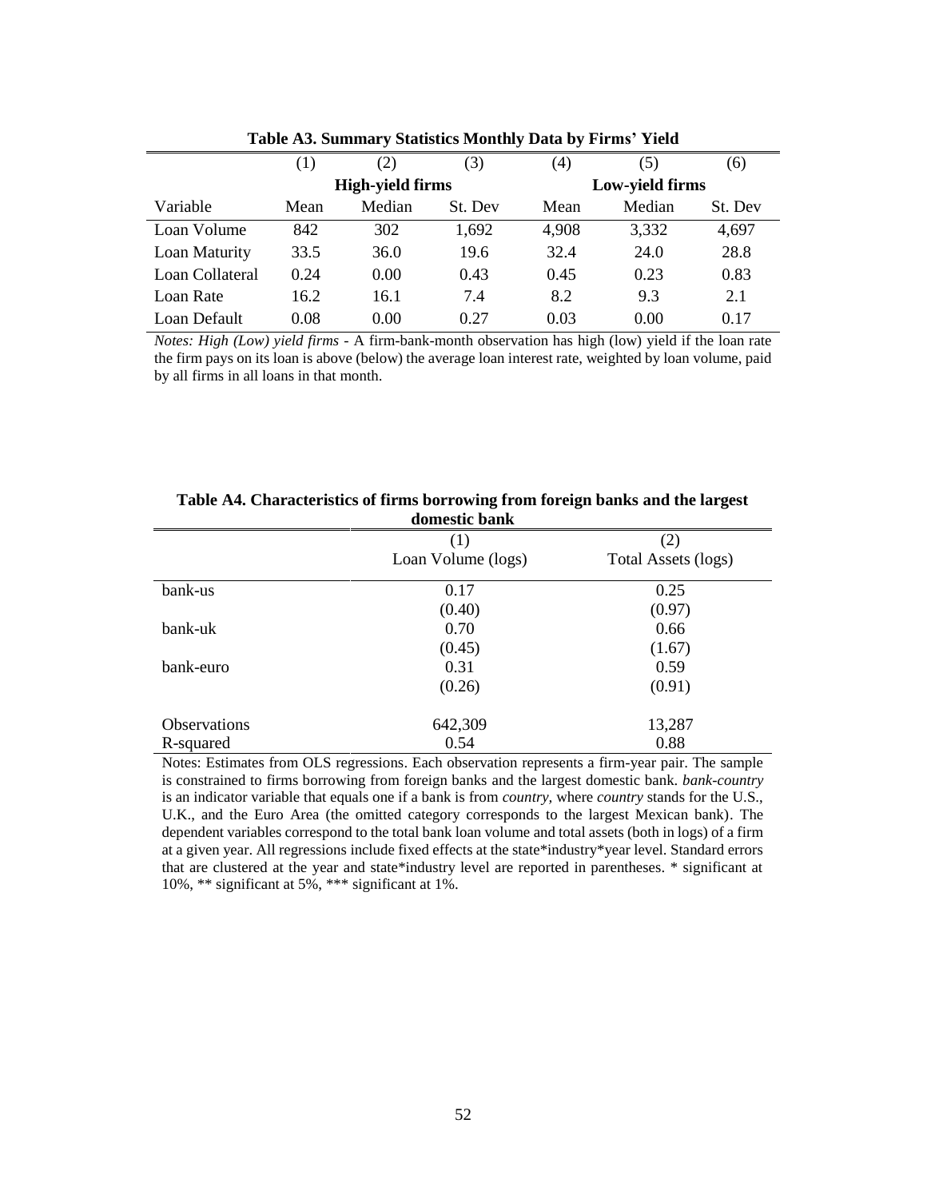**Table A3. Summary Statistics Monthly Data by Firms' Yield**

| | (1) | (2) | (3) | (4) | (5) | (6) |
|---|---|---|---|---|---|---|
| | **High-yield firms** | | | **Low-yield firms** | | |
| Variable | Mean | Median | St. Dev | Mean | Median | St. Dev |
| Loan Volume | 842 | 302 | 1,692 | 4,908 | 3,332 | 4,697 |
| Loan Maturity | 33.5 | 36.0 | 19.6 | 32.4 | 24.0 | 28.8 |
| Loan Collateral | 0.24 | 0.00 | 0.43 | 0.45 | 0.23 | 0.83 |
| Loan Rate | 16.2 | 16.1 | 7.4 | 8.2 | 9.3 | 2.1 |
| Loan Default | 0.08 | 0.00 | 0.27 | 0.03 | 0.00 | 0.17 |

*Notes: High (Low) yield firms* - A firm-bank-month observation has high (low) yield if the loan rate the firm pays on its loan is above (below) the average loan interest rate, weighted by loan volume, paid by all firms in all loans in that month.

**Table A4. Characteristics of firms borrowing from foreign banks and the largest domestic bank**

| | (1) | (2) |
|---|---|---|
| | Loan Volume (logs) | Total Assets (logs) |
| bank-us | 0.17 | 0.25 |
| | (0.40) | (0.97) |
| bank-uk | 0.70 | 0.66 |
| | (0.45) | (1.67) |
| bank-euro | 0.31 | 0.59 |
| | (0.26) | (0.91) |
| Observations | 642,309 | 13,287 |
| R-squared | 0.54 | 0.88 |

Notes: Estimates from OLS regressions. Each observation represents a firm-year pair. The sample is constrained to firms borrowing from foreign banks and the largest domestic bank. *bank-country* is an indicator variable that equals one if a bank is from *country*, where *country* stands for the U.S., U.K., and the Euro Area (the omitted category corresponds to the largest Mexican bank). The dependent variables correspond to the total bank loan volume and total assets (both in logs) of a firm at a given year. All regressions include fixed effects at the state*industry*year level. Standard errors that are clustered at the year and state*industry level are reported in parentheses. * significant at 10%, ** significant at 5%, *** significant at 1%.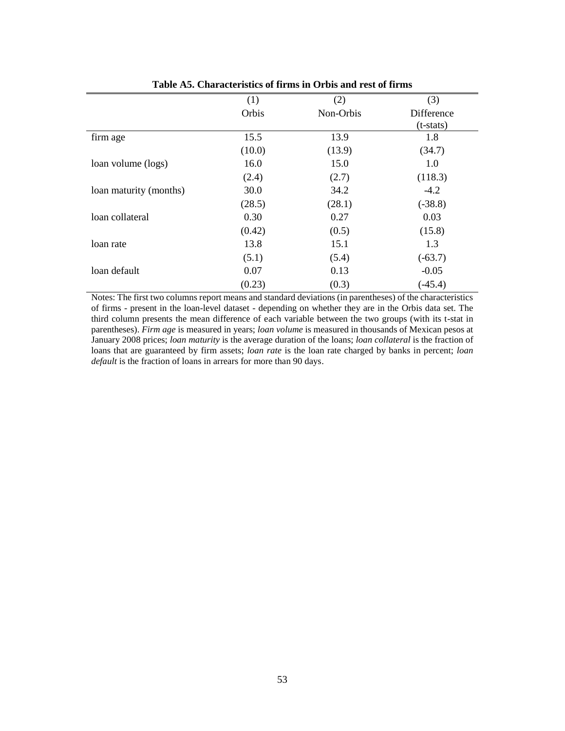**Table A5. Characteristics of firms in Orbis and rest of firms**

| | (1) | (2) | (3) |
|---|---|---|---|
| | Orbis | Non-Orbis | Difference (t-stats) |
| firm age | 15.5 | 13.9 | 1.8 |
| | (10.0) | (13.9) | (34.7) |
| loan volume (logs) | 16.0 | 15.0 | 1.0 |
| | (2.4) | (2.7) | (118.3) |
| loan maturity (months) | 30.0 | 34.2 | -4.2 |
| | (28.5) | (28.1) | (-38.8) |
| loan collateral | 0.30 | 0.27 | 0.03 |
| | (0.42) | (0.5) | (15.8) |
| loan rate | 13.8 | 15.1 | 1.3 |
| | (5.1) | (5.4) | (-63.7) |
| loan default | 0.07 | 0.13 | -0.05 |
| | (0.23) | (0.3) | (-45.4) |

Notes: The first two columns report means and standard deviations (in parentheses) of the characteristics of firms - present in the loan-level dataset - depending on whether they are in the Orbis data set. The third column presents the mean difference of each variable between the two groups (with its t-stat in parentheses). *Firm age* is measured in years; *loan volume* is measured in thousands of Mexican pesos at January 2008 prices; *loan maturity* is the average duration of the loans; *loan collateral* is the fraction of loans that are guaranteed by firm assets; *loan rate* is the loan rate charged by banks in percent; *loan default* is the fraction of loans in arrears for more than 90 days.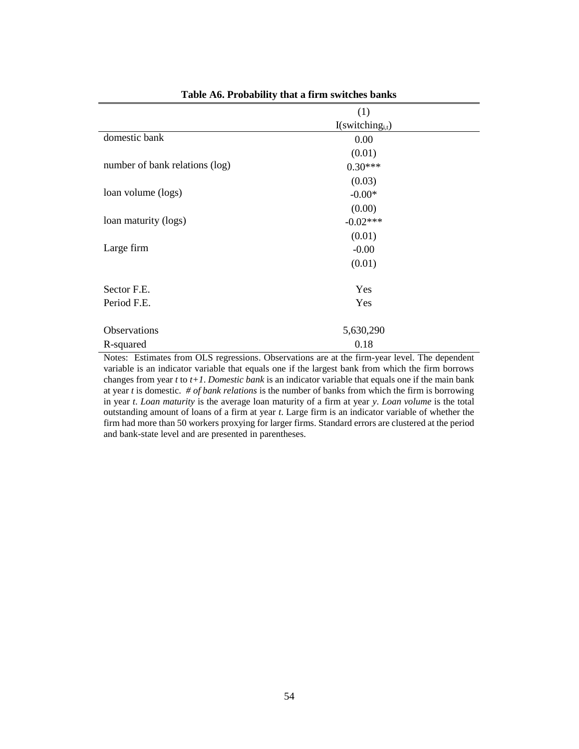**Table A6. Probability that a firm switches banks**

| | (1) |
|---|---|
| | I(switching$_{i,t}$) |
| domestic bank | 0.00 |
| | (0.01) |
| number of bank relations (log) | 0.30*** |
| | (0.03) |
| loan volume (logs) | -0.00* |
| | (0.00) |
| loan maturity (logs) | -0.02*** |
| | (0.01) |
| Large firm | -0.00 |
| | (0.01) |
| | |
| Sector F.E. | Yes |
| Period F.E. | Yes |
| | |
| Observations | 5,630,290 |
| R-squared | 0.18 |

Notes: Estimates from OLS regressions. Observations are at the firm-year level. The dependent variable is an indicator variable that equals one if the largest bank from which the firm borrows changes from year *t* to *t+1*. *Domestic bank* is an indicator variable that equals one if the main bank at year *t* is domestic. *# of bank relations* is the number of banks from which the firm is borrowing in year *t*. *Loan maturity* is the average loan maturity of a firm at year *y*. *Loan volume* is the total outstanding amount of loans of a firm at year *t*. Large firm is an indicator variable of whether the firm had more than 50 workers proxying for larger firms. Standard errors are clustered at the period and bank-state level and are presented in parentheses.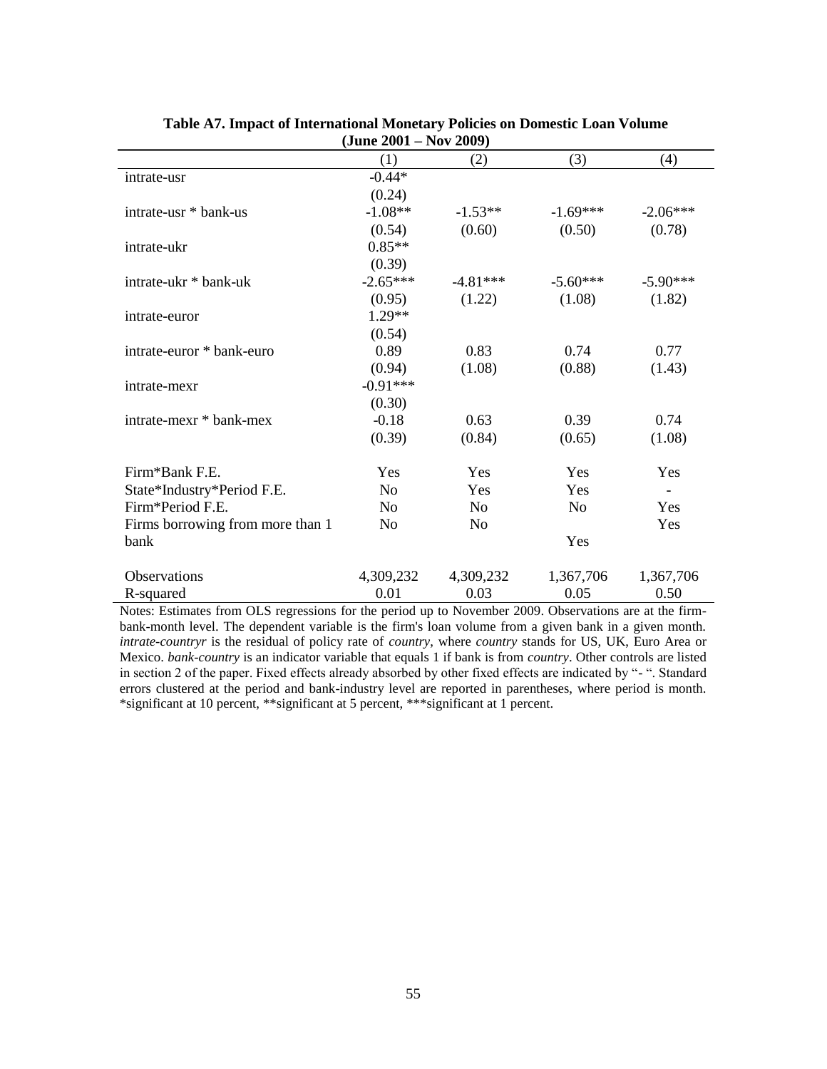**Table A7. Impact of International Monetary Policies on Domestic Loan Volume (June 2001 – Nov 2009)**

| | (1) | (2) | (3) | (4) |
|---|---|---|---|---|
| intrate-usr | -0.44* | | | |
| | (0.24) | | | |
| intrate-usr * bank-us | -1.08** | -1.53** | -1.69*** | -2.06*** |
| | (0.54) | (0.60) | (0.50) | (0.78) |
| intrate-ukr | 0.85** | | | |
| | (0.39) | | | |
| intrate-ukr * bank-uk | -2.65*** | -4.81*** | -5.60*** | -5.90*** |
| | (0.95) | (1.22) | (1.08) | (1.82) |
| intrate-euror | 1.29** | | | |
| | (0.54) | | | |
| intrate-euror * bank-euro | 0.89 | 0.83 | 0.74 | 0.77 |
| | (0.94) | (1.08) | (0.88) | (1.43) |
| intrate-mexr | -0.91*** | | | |
| | (0.30) | | | |
| intrate-mexr * bank-mex | -0.18 | 0.63 | 0.39 | 0.74 |
| | (0.39) | (0.84) | (0.65) | (1.08) |
| | | | | |
| Firm*Bank F.E. | Yes | Yes | Yes | Yes |
| State*Industry*Period F.E. | No | Yes | Yes | - |
| Firm*Period F.E. | No | No | No | Yes |
| Firms borrowing from more than 1 bank | No | No | Yes | Yes |
| | | | | |
| Observations | 4,309,232 | 4,309,232 | 1,367,706 | 1,367,706 |
| R-squared | 0.01 | 0.03 | 0.05 | 0.50 |

Notes: Estimates from OLS regressions for the period up to November 2009. Observations are at the firm-bank-month level. The dependent variable is the firm's loan volume from a given bank in a given month. *intrate-countryr* is the residual of policy rate of *country*, where *country* stands for US, UK, Euro Area or Mexico. *bank-country* is an indicator variable that equals 1 if bank is from *country*. Other controls are listed in section 2 of the paper. Fixed effects already absorbed by other fixed effects are indicated by "- ". Standard errors clustered at the period and bank-industry level are reported in parentheses, where period is month. *significant at 10 percent, **significant at 5 percent, ***significant at 1 percent.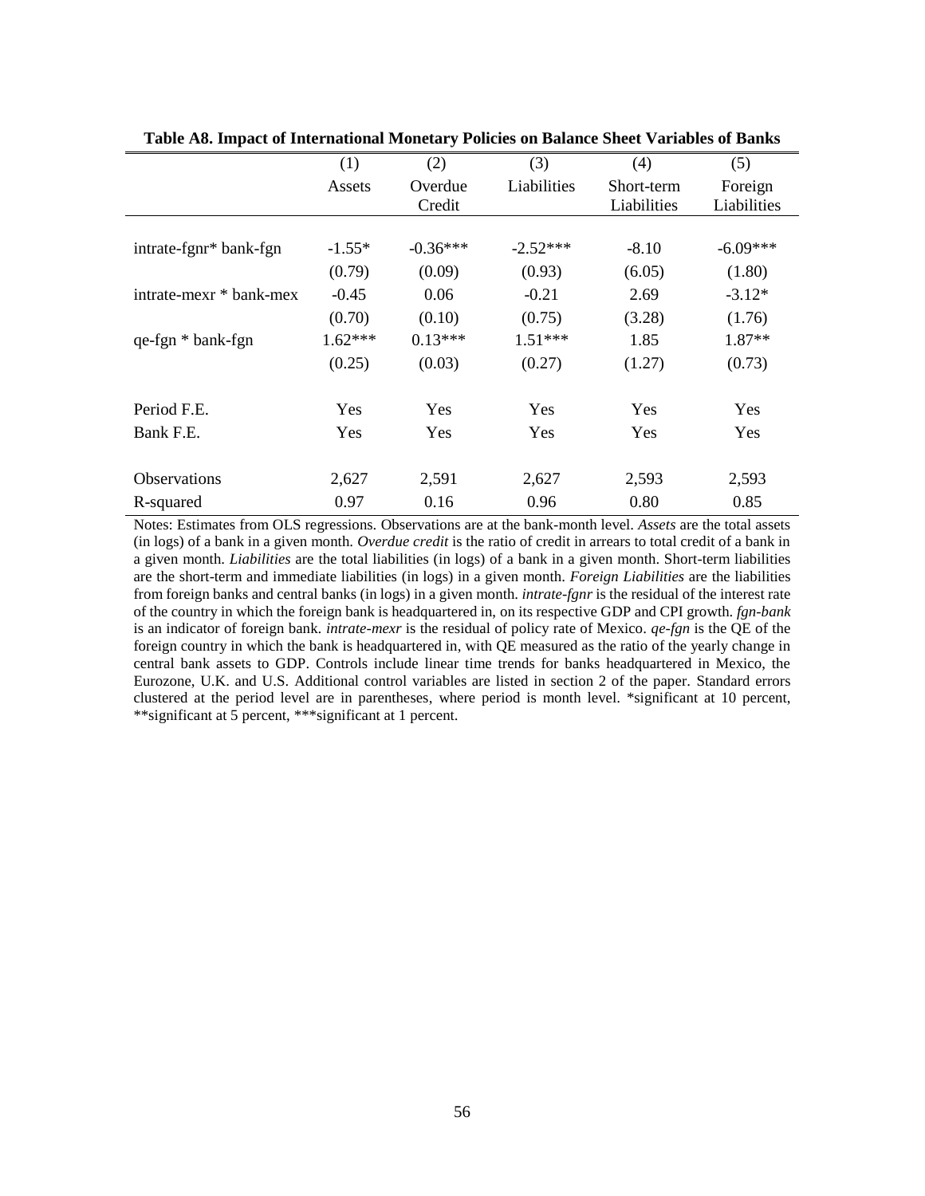**Table A8. Impact of International Monetary Policies on Balance Sheet Variables of Banks**

| | (1) | (2) | (3) | (4) | (5) |
|---|---|---|---|---|---|
| | Assets | Overdue Credit | Liabilities | Short-term Liabilities | Foreign Liabilities |
| intrate-fgnr* bank-fgn | -1.55* | -0.36*** | -2.52*** | -8.10 | -6.09*** |
| | (0.79) | (0.09) | (0.93) | (6.05) | (1.80) |
| intrate-mexr * bank-mex | -0.45 | 0.06 | -0.21 | 2.69 | -3.12* |
| | (0.70) | (0.10) | (0.75) | (3.28) | (1.76) |
| qe-fgn * bank-fgn | 1.62*** | 0.13*** | 1.51*** | 1.85 | 1.87** |
| | (0.25) | (0.03) | (0.27) | (1.27) | (0.73) |
| Period F.E. | Yes | Yes | Yes | Yes | Yes |
| Bank F.E. | Yes | Yes | Yes | Yes | Yes |
| Observations | 2,627 | 2,591 | 2,627 | 2,593 | 2,593 |
| R-squared | 0.97 | 0.16 | 0.96 | 0.80 | 0.85 |

Notes: Estimates from OLS regressions. Observations are at the bank-month level. *Assets* are the total assets (in logs) of a bank in a given month. *Overdue credit* is the ratio of credit in arrears to total credit of a bank in a given month. *Liabilities* are the total liabilities (in logs) of a bank in a given month. Short-term liabilities are the short-term and immediate liabilities (in logs) in a given month. *Foreign Liabilities* are the liabilities from foreign banks and central banks (in logs) in a given month. *intrate-fgnr* is the residual of the interest rate of the country in which the foreign bank is headquartered in, on its respective GDP and CPI growth. *fgn-bank* is an indicator of foreign bank. *intrate-mexr* is the residual of policy rate of Mexico. *qe-fgn* is the QE of the foreign country in which the bank is headquartered in, with QE measured as the ratio of the yearly change in central bank assets to GDP. Controls include linear time trends for banks headquartered in Mexico, the Eurozone, U.K. and U.S. Additional control variables are listed in section 2 of the paper. Standard errors clustered at the period level are in parentheses, where period is month level. *significant at 10 percent, **significant at 5 percent, ***significant at 1 percent.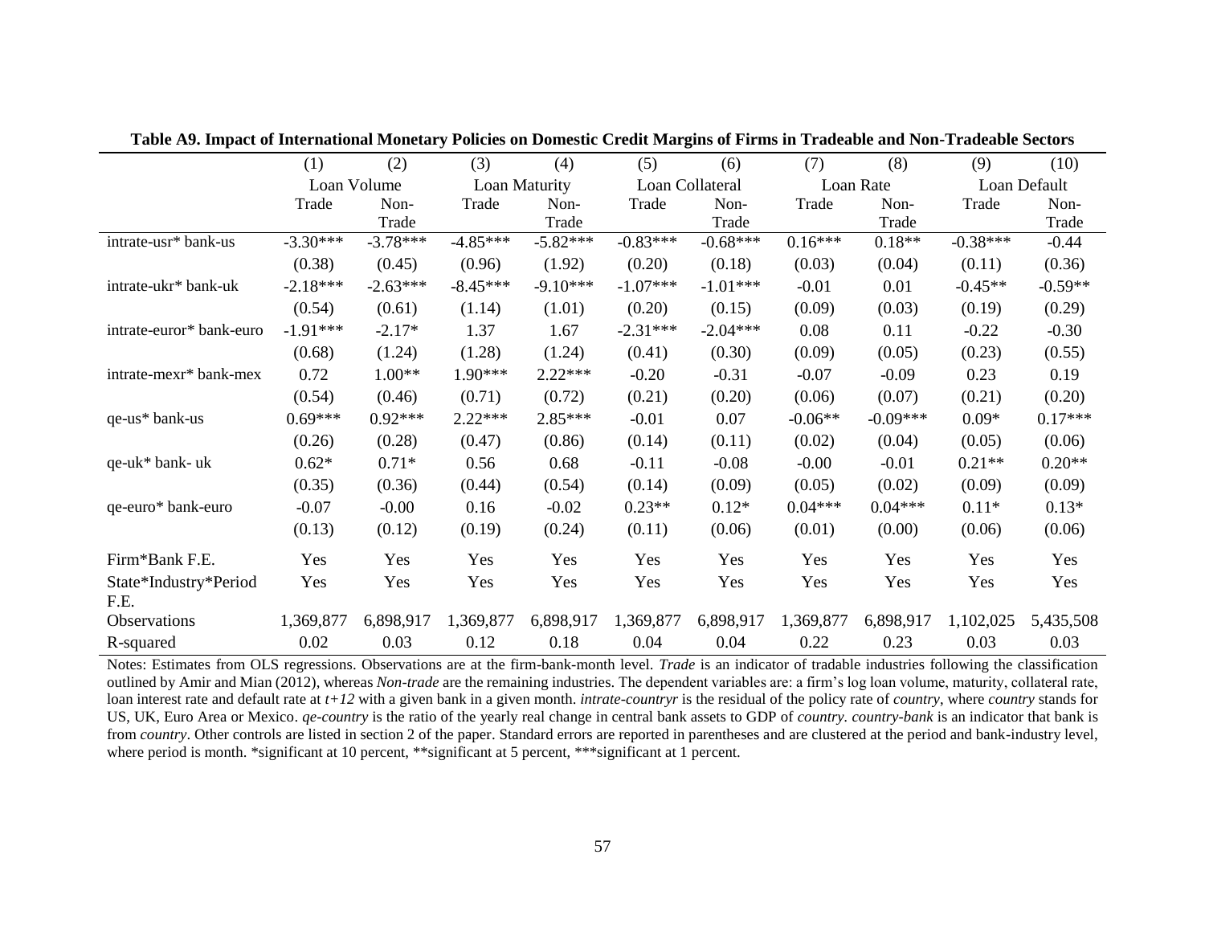**Table A9. Impact of International Monetary Policies on Domestic Credit Margins of Firms in Tradeable and Non-Tradeable Sectors**

| | (1) | (2) | (3) | (4) | (5) | (6) | (7) | (8) | (9) | (10) |
|---|---|---|---|---|---|---|---|---|---|---|
| | Loan Volume | | Loan Maturity | | Loan Collateral | | Loan Rate | | Loan Default | |
| | Trade | Non-Trade | Trade | Non-Trade | Trade | Non-Trade | Trade | Non-Trade | Trade | Non-Trade |
| intrate-usr* bank-us | -3.30*** | -3.78*** | -4.85*** | -5.82*** | -0.83*** | -0.68*** | 0.16*** | 0.18** | -0.38*** | -0.44 |
| | (0.38) | (0.45) | (0.96) | (1.92) | (0.20) | (0.18) | (0.03) | (0.04) | (0.11) | (0.36) |
| intrate-ukr* bank-uk | -2.18*** | -2.63*** | -8.45*** | -9.10*** | -1.07*** | -1.01*** | -0.01 | 0.01 | -0.45** | -0.59** |
| | (0.54) | (0.61) | (1.14) | (1.01) | (0.20) | (0.15) | (0.09) | (0.03) | (0.19) | (0.29) |
| intrate-euror* bank-euro | -1.91*** | -2.17* | 1.37 | 1.67 | -2.31*** | -2.04*** | 0.08 | 0.11 | -0.22 | -0.30 |
| | (0.68) | (1.24) | (1.28) | (1.24) | (0.41) | (0.30) | (0.09) | (0.05) | (0.23) | (0.55) |
| intrate-mexr* bank-mex | 0.72 | 1.00** | 1.90*** | 2.22*** | -0.20 | -0.31 | -0.07 | -0.09 | 0.23 | 0.19 |
| | (0.54) | (0.46) | (0.71) | (0.72) | (0.21) | (0.20) | (0.06) | (0.07) | (0.21) | (0.20) |
| qe-us* bank-us | 0.69*** | 0.92*** | 2.22*** | 2.85*** | -0.01 | 0.07 | -0.06** | -0.09*** | 0.09* | 0.17*** |
| | (0.26) | (0.28) | (0.47) | (0.86) | (0.14) | (0.11) | (0.02) | (0.04) | (0.05) | (0.06) |
| qe-uk* bank- uk | 0.62* | 0.71* | 0.56 | 0.68 | -0.11 | -0.08 | -0.00 | -0.01 | 0.21** | 0.20** |
| | (0.35) | (0.36) | (0.44) | (0.54) | (0.14) | (0.09) | (0.05) | (0.02) | (0.09) | (0.09) |
| qe-euro* bank-euro | -0.07 | -0.00 | 0.16 | -0.02 | 0.23** | 0.12* | 0.04*** | 0.04*** | 0.11* | 0.13* |
| | (0.13) | (0.12) | (0.19) | (0.24) | (0.11) | (0.06) | (0.01) | (0.00) | (0.06) | (0.06) |
| Firm*Bank F.E. | Yes | Yes | Yes | Yes | Yes | Yes | Yes | Yes | Yes | Yes |
| State*Industry*Period F.E. | Yes | Yes | Yes | Yes | Yes | Yes | Yes | Yes | Yes | Yes |
| Observations | 1,369,877 | 6,898,917 | 1,369,877 | 6,898,917 | 1,369,877 | 6,898,917 | 1,369,877 | 6,898,917 | 1,102,025 | 5,435,508 |
| R-squared | 0.02 | 0.03 | 0.12 | 0.18 | 0.04 | 0.04 | 0.22 | 0.23 | 0.03 | 0.03 |

Notes: Estimates from OLS regressions. Observations are at the firm-bank-month level. *Trade* is an indicator of tradable industries following the classification outlined by Amir and Mian (2012), whereas *Non-trade* are the remaining industries. The dependent variables are: a firm's log loan volume, maturity, collateral rate, loan interest rate and default rate at $t+12$ with a given bank in a given month. *intrate-countryr* is the residual of the policy rate of *country*, where *country* stands for US, UK, Euro Area or Mexico. *qe-country* is the ratio of the yearly real change in central bank assets to GDP of *country*. *country-bank* is an indicator that bank is from *country*. Other controls are listed in section 2 of the paper. Standard errors are reported in parentheses and are clustered at the period and bank-industry level, where period is month. *significant at 10 percent, **significant at 5 percent, ***significant at 1 percent.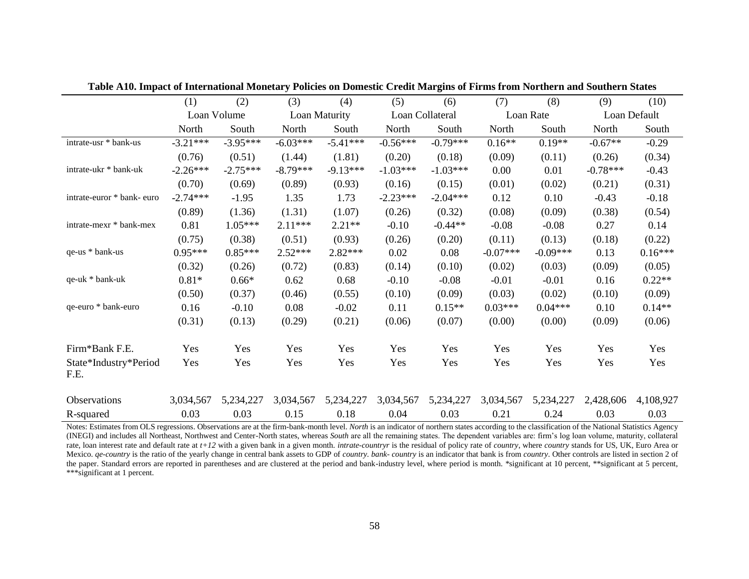**Table A10. Impact of International Monetary Policies on Domestic Credit Margins of Firms from Northern and Southern States**

| | (1) | (2) | (3) | (4) | (5) | (6) | (7) | (8) | (9) | (10) |
|---|---|---|---|---|---|---|---|---|---|---|
| | Loan Volume | | Loan Maturity | | Loan Collateral | | Loan Rate | | Loan Default | |
| | North | South | North | South | North | South | North | South | North | South |
| intrate-usr * bank-us | -3.21*** | -3.95*** | -6.03*** | -5.41*** | -0.56*** | -0.79*** | 0.16** | 0.19** | -0.67** | -0.29 |
| | (0.76) | (0.51) | (1.44) | (1.81) | (0.20) | (0.18) | (0.09) | (0.11) | (0.26) | (0.34) |
| intrate-ukr * bank-uk | -2.26*** | -2.75*** | -8.79*** | -9.13*** | -1.03*** | -1.03*** | 0.00 | 0.01 | -0.78*** | -0.43 |
| | (0.70) | (0.69) | (0.89) | (0.93) | (0.16) | (0.15) | (0.01) | (0.02) | (0.21) | (0.31) |
| intrate-euror * bank- euro | -2.74*** | -1.95 | 1.35 | 1.73 | -2.23*** | -2.04*** | 0.12 | 0.10 | -0.43 | -0.18 |
| | (0.89) | (1.36) | (1.31) | (1.07) | (0.26) | (0.32) | (0.08) | (0.09) | (0.38) | (0.54) |
| intrate-mexr * bank-mex | 0.81 | 1.05*** | 2.11*** | 2.21** | -0.10 | -0.44** | -0.08 | -0.08 | 0.27 | 0.14 |
| | (0.75) | (0.38) | (0.51) | (0.93) | (0.26) | (0.20) | (0.11) | (0.13) | (0.18) | (0.22) |
| qe-us * bank-us | 0.95*** | 0.85*** | 2.52*** | 2.82*** | 0.02 | 0.08 | -0.07*** | -0.09*** | 0.13 | 0.16*** |
| | (0.32) | (0.26) | (0.72) | (0.83) | (0.14) | (0.10) | (0.02) | (0.03) | (0.09) | (0.05) |
| qe-uk * bank-uk | 0.81* | 0.66* | 0.62 | 0.68 | -0.10 | -0.08 | -0.01 | -0.01 | 0.16 | 0.22** |
| | (0.50) | (0.37) | (0.46) | (0.55) | (0.10) | (0.09) | (0.03) | (0.02) | (0.10) | (0.09) |
| qe-euro * bank-euro | 0.16 | -0.10 | 0.08 | -0.02 | 0.11 | 0.15** | 0.03*** | 0.04*** | 0.10 | 0.14** |
| | (0.31) | (0.13) | (0.29) | (0.21) | (0.06) | (0.07) | (0.00) | (0.00) | (0.09) | (0.06) |
| Firm*Bank F.E. | Yes | Yes | Yes | Yes | Yes | Yes | Yes | Yes | Yes | Yes |
| State*Industry*Period F.E. | Yes | Yes | Yes | Yes | Yes | Yes | Yes | Yes | Yes | Yes |
| Observations | 3,034,567 | 5,234,227 | 3,034,567 | 5,234,227 | 3,034,567 | 5,234,227 | 3,034,567 | 5,234,227 | 2,428,606 | 4,108,927 |
| R-squared | 0.03 | 0.03 | 0.15 | 0.18 | 0.04 | 0.03 | 0.21 | 0.24 | 0.03 | 0.03 |

Notes: Estimates from OLS regressions. Observations are at the firm-bank-month level. *North* is an indicator of northern states according to the classification of the National Statistics Agency (INEGI) and includes all Northeast, Northwest and Center-North states, whereas *South* are all the remaining states. The dependent variables are: firm's log loan volume, maturity, collateral rate, loan interest rate and default rate at *t+12* with a given bank in a given month. *intrate-countryr* is the residual of policy rate of *country*, where *country* stands for US, UK, Euro Area or Mexico. *qe-country* is the ratio of the yearly change in central bank assets to GDP of *country*. *bank- country* is an indicator that bank is from *country*. Other controls are listed in section 2 of the paper. Standard errors are reported in parentheses and are clustered at the period and bank-industry level, where period is month. *significant at 10 percent, **significant at 5 percent, ***significant at 1 percent.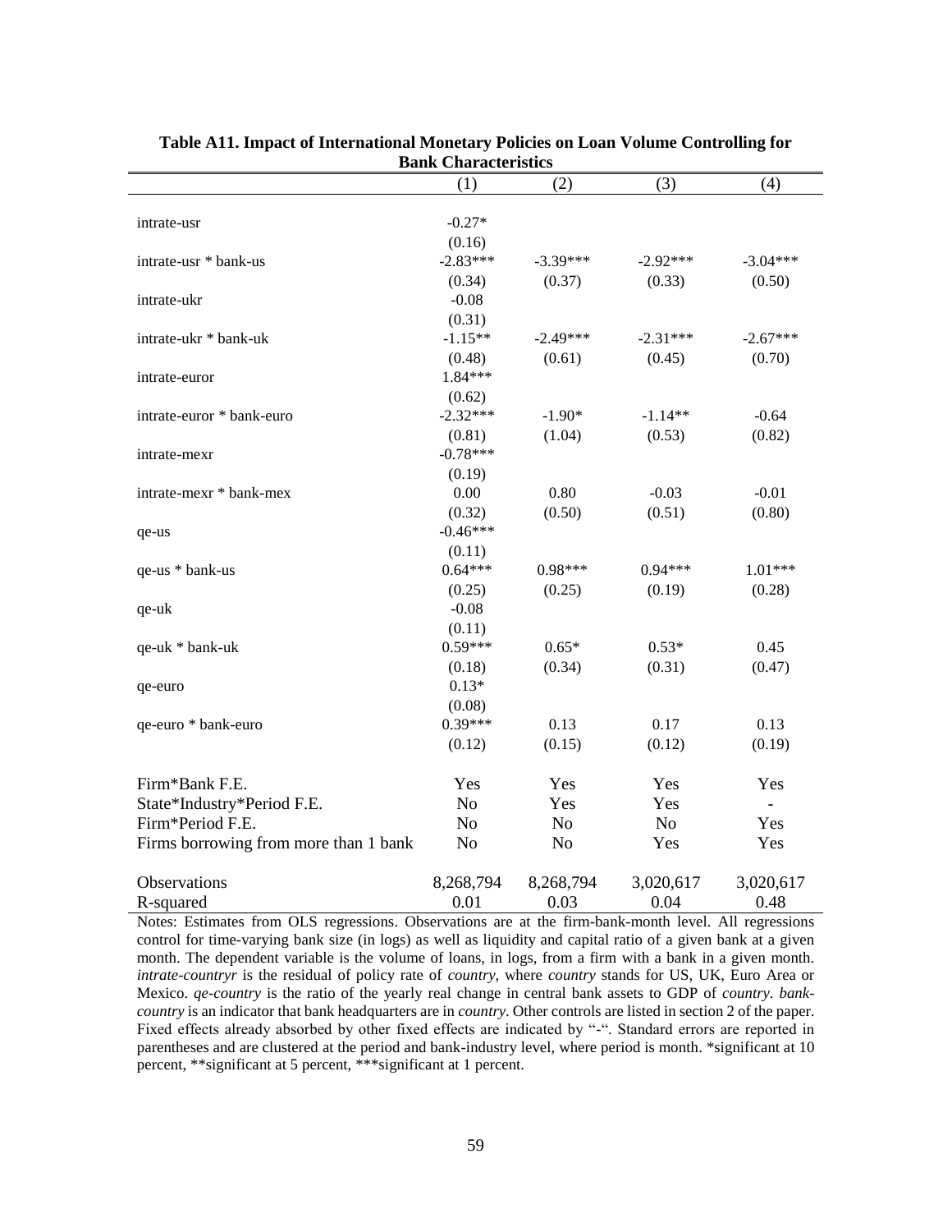**Table A11. Impact of International Monetary Policies on Loan Volume Controlling for Bank Characteristics**

| | (1) | (2) | (3) | (4) |
|---|---|---|---|---|
| intrate-usr | -0.27* | | | |
| | (0.16) | | | |
| intrate-usr * bank-us | -2.83*** | -3.39*** | -2.92*** | -3.04*** |
| | (0.34) | (0.37) | (0.33) | (0.50) |
| intrate-ukr | -0.08 | | | |
| | (0.31) | | | |
| intrate-ukr * bank-uk | -1.15** | -2.49*** | -2.31*** | -2.67*** |
| | (0.48) | (0.61) | (0.45) | (0.70) |
| intrate-euror | 1.84*** | | | |
| | (0.62) | | | |
| intrate-euror * bank-euro | -2.32*** | -1.90* | -1.14** | -0.64 |
| | (0.81) | (1.04) | (0.53) | (0.82) |
| intrate-mexr | -0.78*** | | | |
| | (0.19) | | | |
| intrate-mexr * bank-mex | 0.00 | 0.80 | -0.03 | -0.01 |
| | (0.32) | (0.50) | (0.51) | (0.80) |
| qe-us | -0.46*** | | | |
| | (0.11) | | | |
| qe-us * bank-us | 0.64*** | 0.98*** | 0.94*** | 1.01*** |
| | (0.25) | (0.25) | (0.19) | (0.28) |
| qe-uk | -0.08 | | | |
| | (0.11) | | | |
| qe-uk * bank-uk | 0.59*** | 0.65* | 0.53* | 0.45 |
| | (0.18) | (0.34) | (0.31) | (0.47) |
| qe-euro | 0.13* | | | |
| | (0.08) | | | |
| qe-euro * bank-euro | 0.39*** | 0.13 | 0.17 | 0.13 |
| | (0.12) | (0.15) | (0.12) | (0.19) |
| Firm*Bank F.E. | Yes | Yes | Yes | Yes |
| State*Industry*Period F.E. | No | Yes | Yes | - |
| Firm*Period F.E. | No | No | No | Yes |
| Firms borrowing from more than 1 bank | No | No | Yes | Yes |
| Observations | 8,268,794 | 8,268,794 | 3,020,617 | 3,020,617 |
| R-squared | 0.01 | 0.03 | 0.04 | 0.48 |

Notes: Estimates from OLS regressions. Observations are at the firm-bank-month level. All regressions control for time-varying bank size (in logs) as well as liquidity and capital ratio of a given bank at a given month. The dependent variable is the volume of loans, in logs, from a firm with a bank in a given month. *intrate-countryr* is the residual of policy rate of *country*, where *country* stands for US, UK, Euro Area or Mexico. *qe-country* is the ratio of the yearly real change in central bank assets to GDP of *country*. *bank-country* is an indicator that bank headquarters are in *country*. Other controls are listed in section 2 of the paper. Fixed effects already absorbed by other fixed effects are indicated by "-". Standard errors are reported in parentheses and are clustered at the period and bank-industry level, where period is month. *significant at 10 percent, **significant at 5 percent, ***significant at 1 percent.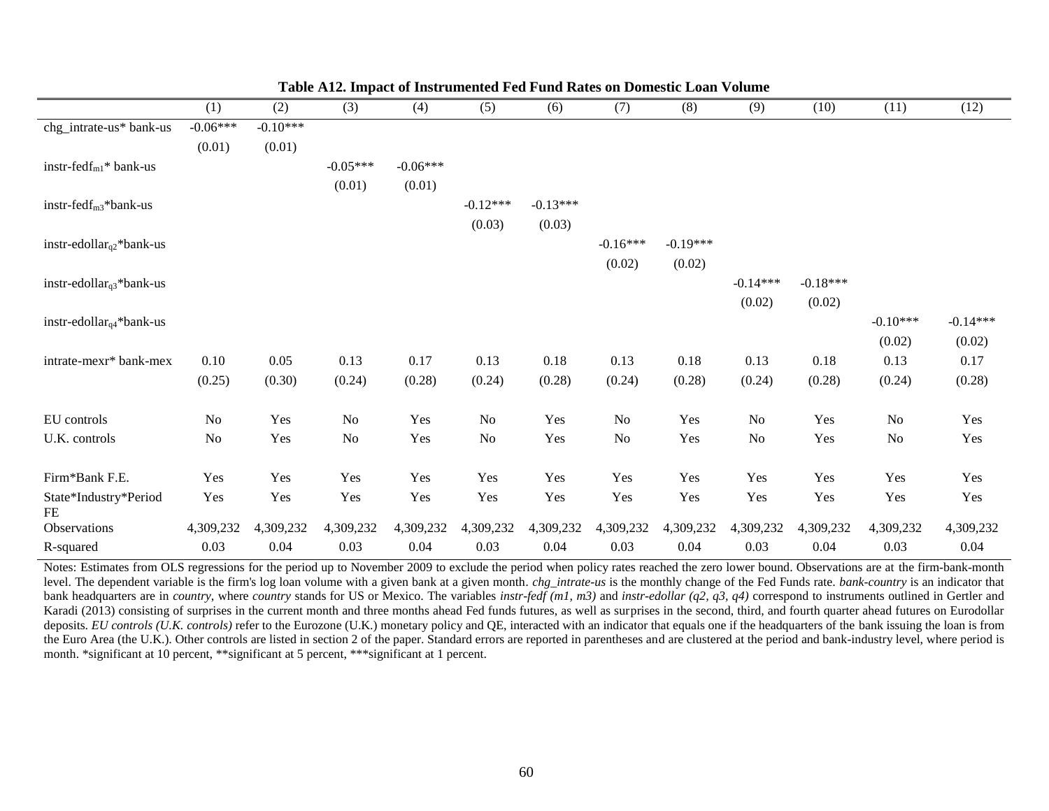**Table A12. Impact of Instrumented Fed Fund Rates on Domestic Loan Volume**

| | (1) | (2) | (3) | (4) | (5) | (6) | (7) | (8) | (9) | (10) | (11) | (12) |
|---|---|---|---|---|---|---|---|---|---|---|---|---|
| chg_intrate-us* bank-us | -0.06*** | -0.10*** | | | | | | | | | | |
| | (0.01) | (0.01) | | | | | | | | | | |
| instr-fedf$_{m1}$* bank-us | | | -0.05*** | -0.06*** | | | | | | | | |
| | | | (0.01) | (0.01) | | | | | | | | |
| instr-fedf$_{m3}$*bank-us | | | | | -0.12*** | -0.13*** | | | | | | |
| | | | | | (0.03) | (0.03) | | | | | | |
| instr-edollar$_{q2}$*bank-us | | | | | | | -0.16*** | -0.19*** | | | | |
| | | | | | | | (0.02) | (0.02) | | | | |
| instr-edollar$_{q3}$*bank-us | | | | | | | | | -0.14*** | -0.18*** | | |
| | | | | | | | | | (0.02) | (0.02) | | |
| instr-edollar$_{q4}$*bank-us | | | | | | | | | | | -0.10*** | -0.14*** |
| | | | | | | | | | | | (0.02) | (0.02) |
| intrate-mexr* bank-mex | 0.10 | 0.05 | 0.13 | 0.17 | 0.13 | 0.18 | 0.13 | 0.18 | 0.13 | 0.18 | 0.13 | 0.17 |
| | (0.25) | (0.30) | (0.24) | (0.28) | (0.24) | (0.28) | (0.24) | (0.28) | (0.24) | (0.28) | (0.24) | (0.28) |
| EU controls | No | Yes | No | Yes | No | Yes | No | Yes | No | Yes | No | Yes |
| U.K. controls | No | Yes | No | Yes | No | Yes | No | Yes | No | Yes | No | Yes |
| Firm*Bank F.E. | Yes | Yes | Yes | Yes | Yes | Yes | Yes | Yes | Yes | Yes | Yes | Yes |
| State*Industry*Period FE | Yes | Yes | Yes | Yes | Yes | Yes | Yes | Yes | Yes | Yes | Yes | Yes |
| Observations | 4,309,232 | 4,309,232 | 4,309,232 | 4,309,232 | 4,309,232 | 4,309,232 | 4,309,232 | 4,309,232 | 4,309,232 | 4,309,232 | 4,309,232 | 4,309,232 |
| R-squared | 0.03 | 0.04 | 0.03 | 0.04 | 0.03 | 0.04 | 0.03 | 0.04 | 0.03 | 0.04 | 0.03 | 0.04 |

Notes: Estimates from OLS regressions for the period up to November 2009 to exclude the period when policy rates reached the zero lower bound. Observations are at the firm-bank-month level. The dependent variable is the firm's log loan volume with a given bank at a given month. *chg_intrate-us* is the monthly change of the Fed Funds rate. *bank-country* is an indicator that bank headquarters are in *country*, where *country* stands for US or Mexico. The variables *instr-fedf (m1, m3)* and *instr-edollar (q2, q3, q4)* correspond to instruments outlined in Gertler and Karadi (2013) consisting of surprises in the current month and three months ahead Fed funds futures, as well as surprises in the second, third, and fourth quarter ahead futures on Eurodollar deposits. *EU controls (U.K. controls)* refer to the Eurozone (U.K.) monetary policy and QE, interacted with an indicator that equals one if the headquarters of the bank issuing the loan is from the Euro Area (the U.K.). Other controls are listed in section 2 of the paper. Standard errors are reported in parentheses and are clustered at the period and bank-industry level, where period is month. *significant at 10 percent, **significant at 5 percent, ***significant at 1 percent.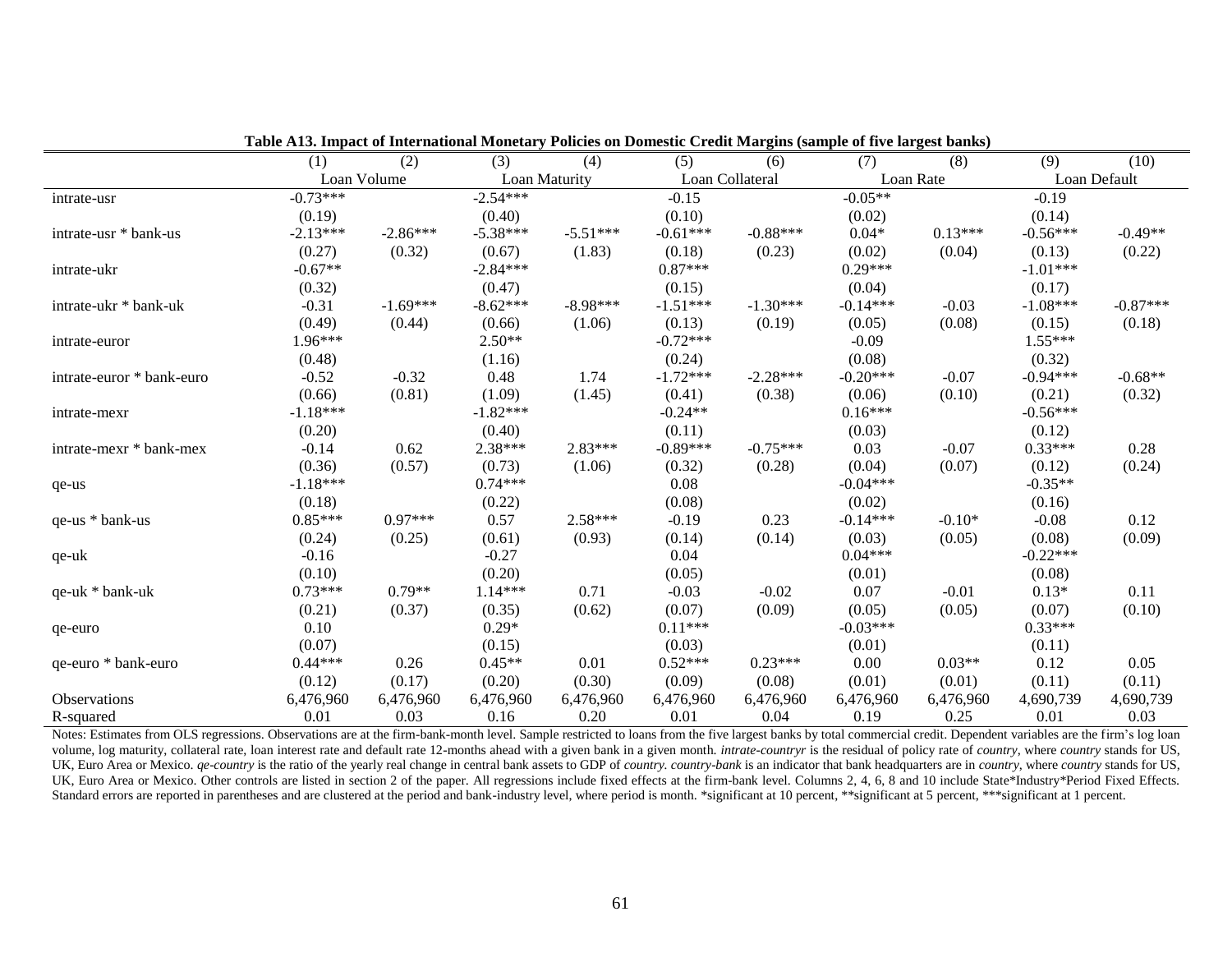**Table A13. Impact of International Monetary Policies on Domestic Credit Margins (sample of five largest banks)**

| | (1) | (2) | (3) | (4) | (5) | (6) | (7) | (8) | (9) | (10) |
|---|---|---|---|---|---|---|---|---|---|---|
| | Loan Volume | | Loan Maturity | | Loan Collateral | | Loan Rate | | Loan Default | |
| intrate-usr | -0.73*** | | -2.54*** | | -0.15 | | -0.05** | | -0.19 | |
| | (0.19) | | (0.40) | | (0.10) | | (0.02) | | (0.14) | |
| intrate-usr * bank-us | -2.13*** | -2.86*** | -5.38*** | -5.51*** | -0.61*** | -0.88*** | 0.04* | 0.13*** | -0.56*** | -0.49** |
| | (0.27) | (0.32) | (0.67) | (1.83) | (0.18) | (0.23) | (0.02) | (0.04) | (0.13) | (0.22) |
| intrate-ukr | -0.67** | | -2.84*** | | 0.87*** | | 0.29*** | | -1.01*** | |
| | (0.32) | | (0.47) | | (0.15) | | (0.04) | | (0.17) | |
| intrate-ukr * bank-uk | -0.31 | -1.69*** | -8.62*** | -8.98*** | -1.51*** | -1.30*** | -0.14*** | -0.03 | -1.08*** | -0.87*** |
| | (0.49) | (0.44) | (0.66) | (1.06) | (0.13) | (0.19) | (0.05) | (0.08) | (0.15) | (0.18) |
| intrate-euror | 1.96*** | | 2.50** | | -0.72*** | | -0.09 | | 1.55*** | |
| | (0.48) | | (1.16) | | (0.24) | | (0.08) | | (0.32) | |
| intrate-euror * bank-euro | -0.52 | -0.32 | 0.48 | 1.74 | -1.72*** | -2.28*** | -0.20*** | -0.07 | -0.94*** | -0.68** |
| | (0.66) | (0.81) | (1.09) | (1.45) | (0.41) | (0.38) | (0.06) | (0.10) | (0.21) | (0.32) |
| intrate-mexr | -1.18*** | | -1.82*** | | -0.24** | | 0.16*** | | -0.56*** | |
| | (0.20) | | (0.40) | | (0.11) | | (0.03) | | (0.12) | |
| intrate-mexr * bank-mex | -0.14 | 0.62 | 2.38*** | 2.83*** | -0.89*** | -0.75*** | 0.03 | -0.07 | 0.33*** | 0.28 |
| | (0.36) | (0.57) | (0.73) | (1.06) | (0.32) | (0.28) | (0.04) | (0.07) | (0.12) | (0.24) |
| qe-us | -1.18*** | | 0.74*** | | 0.08 | | -0.04*** | | -0.35** | |
| | (0.18) | | (0.22) | | (0.08) | | (0.02) | | (0.16) | |
| qe-us * bank-us | 0.85*** | 0.97*** | 0.57 | 2.58*** | -0.19 | 0.23 | -0.14*** | -0.10* | -0.08 | 0.12 |
| | (0.24) | (0.25) | (0.61) | (0.93) | (0.14) | (0.14) | (0.03) | (0.05) | (0.08) | (0.09) |
| qe-uk | -0.16 | | -0.27 | | 0.04 | | 0.04*** | | -0.22*** | |
| | (0.10) | | (0.20) | | (0.05) | | (0.01) | | (0.08) | |
| qe-uk * bank-uk | 0.73*** | 0.79** | 1.14*** | 0.71 | -0.03 | -0.02 | 0.07 | -0.01 | 0.13* | 0.11 |
| | (0.21) | (0.37) | (0.35) | (0.62) | (0.07) | (0.09) | (0.05) | (0.05) | (0.07) | (0.10) |
| qe-euro | 0.10 | | 0.29* | | 0.11*** | | -0.03*** | | 0.33*** | |
| | (0.07) | | (0.15) | | (0.03) | | (0.01) | | (0.11) | |
| qe-euro * bank-euro | 0.44*** | 0.26 | 0.45** | 0.01 | 0.52*** | 0.23*** | 0.00 | 0.03** | 0.12 | 0.05 |
| | (0.12) | (0.17) | (0.20) | (0.30) | (0.09) | (0.08) | (0.01) | (0.01) | (0.11) | (0.11) |
| Observations | 6,476,960 | 6,476,960 | 6,476,960 | 6,476,960 | 6,476,960 | 6,476,960 | 6,476,960 | 6,476,960 | 4,690,739 | 4,690,739 |
| R-squared | 0.01 | 0.03 | 0.16 | 0.20 | 0.01 | 0.04 | 0.19 | 0.25 | 0.01 | 0.03 |

Notes: Estimates from OLS regressions. Observations are at the firm-bank-month level. Sample restricted to loans from the five largest banks by total commercial credit. Dependent variables are the firm's log loan volume, log maturity, collateral rate, loan interest rate and default rate 12-months ahead with a given bank in a given month. *intrate-countryr* is the residual of policy rate of *country*, where *country* stands for US, UK, Euro Area or Mexico. *qe-country* is the ratio of the yearly real change in central bank assets to GDP of *country*. *country-bank* is an indicator that bank headquarters are in *country*, where *country* stands for US, UK, Euro Area or Mexico. Other controls are listed in section 2 of the paper. All regressions include fixed effects at the firm-bank level. Columns 2, 4, 6, 8 and 10 include State*Industry*Period Fixed Effects. Standard errors are reported in parentheses and are clustered at the period and bank-industry level, where period is month. *significant at 10 percent, **significant at 5 percent, ***significant at 1 percent.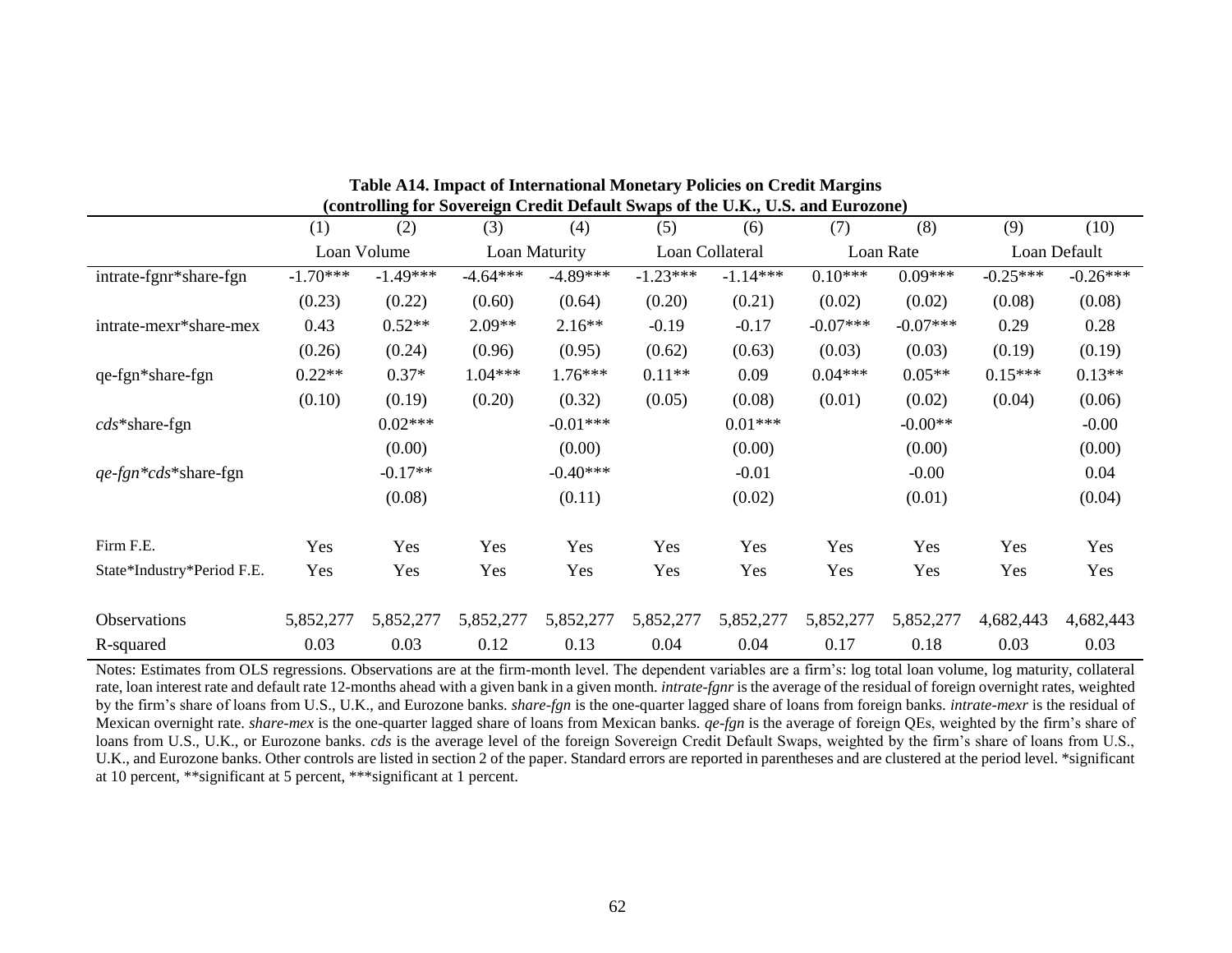**Table A14. Impact of International Monetary Policies on Credit Margins (controlling for Sovereign Credit Default Swaps of the U.K., U.S. and Eurozone)**

| | (1) | (2) | (3) | (4) | (5) | (6) | (7) | (8) | (9) | (10) |
|---|---|---|---|---|---|---|---|---|---|---|
| | Loan Volume | | Loan Maturity | | Loan Collateral | | Loan Rate | | Loan Default | |
| intrate-fgnr*share-fgn | -1.70*** | -1.49*** | -4.64*** | -4.89*** | -1.23*** | -1.14*** | 0.10*** | 0.09*** | -0.25*** | -0.26*** |
| | (0.23) | (0.22) | (0.60) | (0.64) | (0.20) | (0.21) | (0.02) | (0.02) | (0.08) | (0.08) |
| intrate-mexr*share-mex | 0.43 | 0.52** | 2.09** | 2.16** | -0.19 | -0.17 | -0.07*** | -0.07*** | 0.29 | 0.28 |
| | (0.26) | (0.24) | (0.96) | (0.95) | (0.62) | (0.63) | (0.03) | (0.03) | (0.19) | (0.19) |
| qe-fgn*share-fgn | 0.22** | 0.37* | 1.04*** | 1.76*** | 0.11** | 0.09 | 0.04*** | 0.05** | 0.15*** | 0.13** |
| | (0.10) | (0.19) | (0.20) | (0.32) | (0.05) | (0.08) | (0.01) | (0.02) | (0.04) | (0.06) |
| *cds**share-fgn | | 0.02*** | | -0.01*** | | 0.01*** | | -0.00** | | -0.00 |
| | | (0.00) | | (0.00) | | (0.00) | | (0.00) | | (0.00) |
| *qe-fgn*cds**share-fgn | | -0.17** | | -0.40*** | | -0.01 | | -0.00 | | 0.04 |
| | | (0.08) | | (0.11) | | (0.02) | | (0.01) | | (0.04) |
| Firm F.E. | Yes | Yes | Yes | Yes | Yes | Yes | Yes | Yes | Yes | Yes |
| State*Industry*Period F.E. | Yes | Yes | Yes | Yes | Yes | Yes | Yes | Yes | Yes | Yes |
| Observations | 5,852,277 | 5,852,277 | 5,852,277 | 5,852,277 | 5,852,277 | 5,852,277 | 5,852,277 | 5,852,277 | 4,682,443 | 4,682,443 |
| R-squared | 0.03 | 0.03 | 0.12 | 0.13 | 0.04 | 0.04 | 0.17 | 0.18 | 0.03 | 0.03 |

Notes: Estimates from OLS regressions. Observations are at the firm-month level. The dependent variables are a firm's: log total loan volume, log maturity, collateral rate, loan interest rate and default rate 12-months ahead with a given bank in a given month. *intrate-fgnr* is the average of the residual of foreign overnight rates, weighted by the firm's share of loans from U.S., U.K., and Eurozone banks. *share-fgn* is the one-quarter lagged share of loans from foreign banks. *intrate-mexr* is the residual of Mexican overnight rate. *share-mex* is the one-quarter lagged share of loans from Mexican banks. *qe-fgn* is the average of foreign QEs, weighted by the firm's share of loans from U.S., U.K., or Eurozone banks. *cds* is the average level of the foreign Sovereign Credit Default Swaps, weighted by the firm's share of loans from U.S., U.K., and Eurozone banks. Other controls are listed in section 2 of the paper. Standard errors are reported in parentheses and are clustered at the period level. *significant at 10 percent, **significant at 5 percent, ***significant at 1 percent.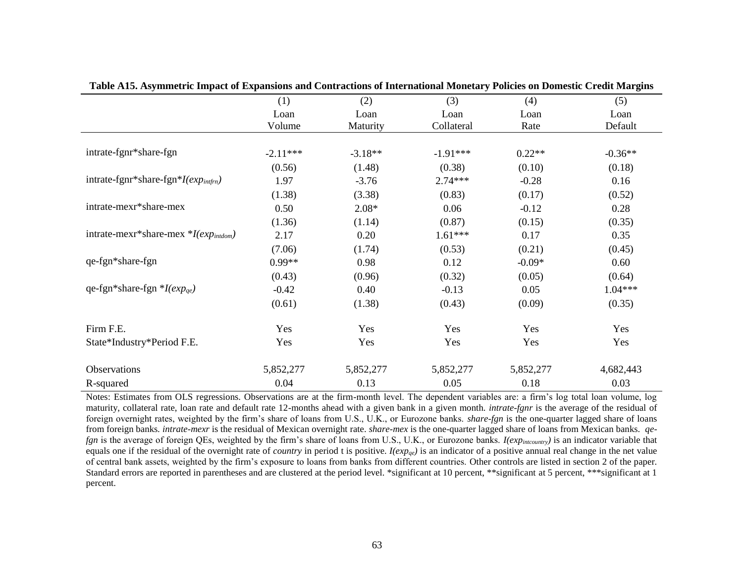**Table A15. Asymmetric Impact of Expansions and Contractions of International Monetary Policies on Domestic Credit Margins**

| | (1) | (2) | (3) | (4) | (5) |
|---|---|---|---|---|---|
| | Loan Volume | Loan Maturity | Loan Collateral | Loan Rate | Loan Default |
| intrate-fgnr*share-fgn | -2.11*** | -3.18** | -1.91*** | 0.22** | -0.36** |
| | (0.56) | (1.48) | (0.38) | (0.10) | (0.18) |
| intrate-fgnr*share-fgn*$I(exp_{intfrn})$ | 1.97 | -3.76 | 2.74*** | -0.28 | 0.16 |
| | (1.38) | (3.38) | (0.83) | (0.17) | (0.52) |
| intrate-mexr*share-mex | 0.50 | 2.08* | 0.06 | -0.12 | 0.28 |
| | (1.36) | (1.14) | (0.87) | (0.15) | (0.35) |
| intrate-mexr*share-mex *$I(exp_{intdom})$ | 2.17 | 0.20 | 1.61*** | 0.17 | 0.35 |
| | (7.06) | (1.74) | (0.53) | (0.21) | (0.45) |
| qe-fgn*share-fgn | 0.99** | 0.98 | 0.12 | -0.09* | 0.60 |
| | (0.43) | (0.96) | (0.32) | (0.05) | (0.64) |
| qe-fgn*share-fgn *$I(exp_{qe})$ | -0.42 | 0.40 | -0.13 | 0.05 | 1.04*** |
| | (0.61) | (1.38) | (0.43) | (0.09) | (0.35) |
| Firm F.E. | Yes | Yes | Yes | Yes | Yes |
| State*Industry*Period F.E. | Yes | Yes | Yes | Yes | Yes |
| Observations | 5,852,277 | 5,852,277 | 5,852,277 | 5,852,277 | 4,682,443 |
| R-squared | 0.04 | 0.13 | 0.05 | 0.18 | 0.03 |

Notes: Estimates from OLS regressions. Observations are at the firm-month level. The dependent variables are: a firm's log total loan volume, log maturity, collateral rate, loan rate and default rate 12-months ahead with a given bank in a given month. *intrate-fgnr* is the average of the residual of foreign overnight rates, weighted by the firm's share of loans from U.S., U.K., or Eurozone banks. *share-fgn* is the one-quarter lagged share of loans from foreign banks. *intrate-mexr* is the residual of Mexican overnight rate. *share-mex* is the one-quarter lagged share of loans from Mexican banks. *qe-fgn* is the average of foreign QEs, weighted by the firm's share of loans from U.S., U.K., or Eurozone banks. $I(exp_{intcountry})$ is an indicator variable that equals one if the residual of the overnight rate of *country* in period t is positive. $I(exp_{qe})$ is an indicator of a positive annual real change in the net value of central bank assets, weighted by the firm's exposure to loans from banks from different countries. Other controls are listed in section 2 of the paper. Standard errors are reported in parentheses and are clustered at the period level. *significant at 10 percent, **significant at 5 percent, ***significant at 1 percent.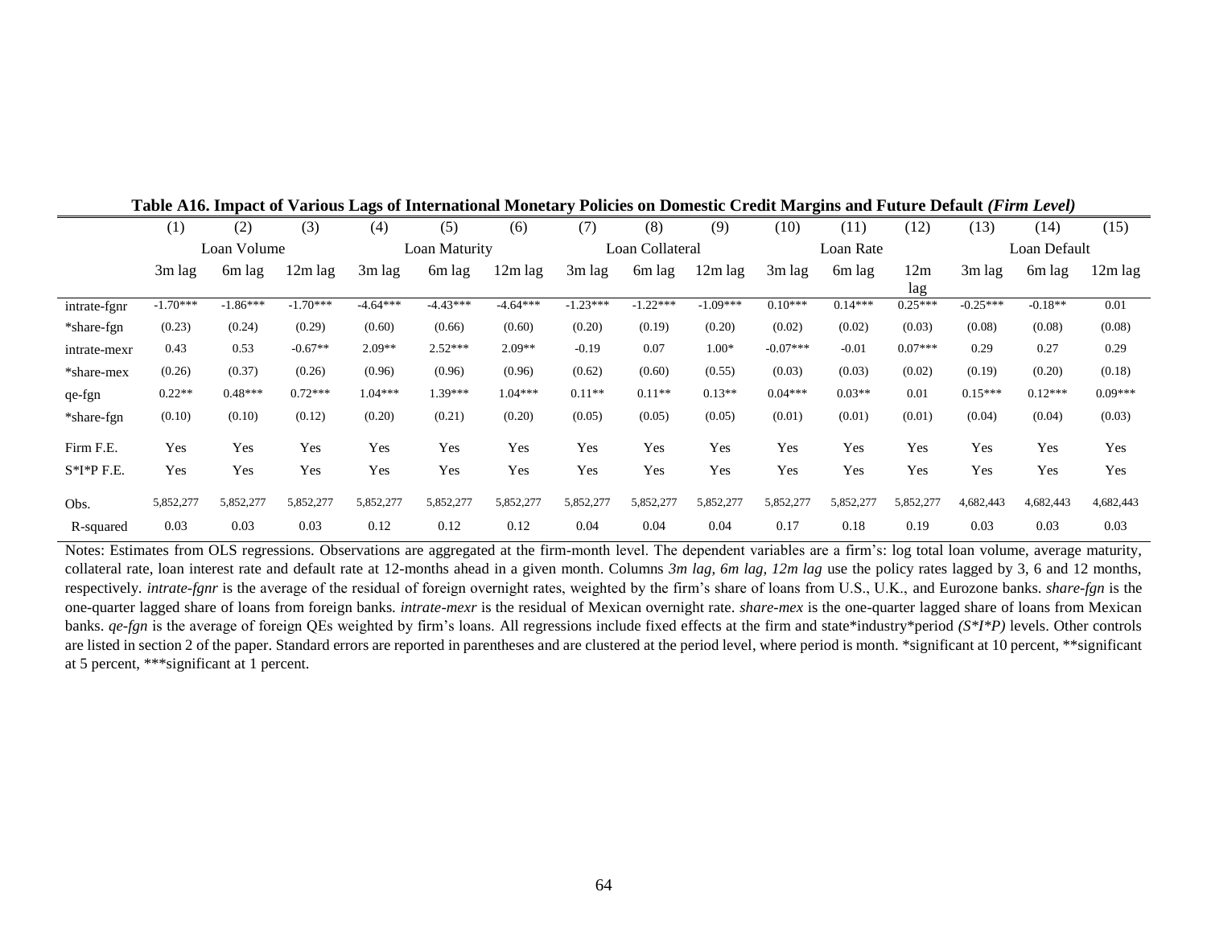**Table A16. Impact of Various Lags of International Monetary Policies on Domestic Credit Margins and Future Default *(Firm Level)***

| | (1) | (2) | (3) | (4) | (5) | (6) | (7) | (8) | (9) | (10) | (11) | (12) | (13) | (14) | (15) |
|---|---|---|---|---|---|---|---|---|---|---|---|---|---|---|---|
| | Loan Volume | | | Loan Maturity | | | Loan Collateral | | | Loan Rate | | | Loan Default | | |
| | 3m lag | 6m lag | 12m lag | 3m lag | 6m lag | 12m lag | 3m lag | 6m lag | 12m lag | 3m lag | 6m lag | 12m lag | 3m lag | 6m lag | 12m lag |
| intrate-fgnr | -1.70*** | -1.86*** | -1.70*** | -4.64*** | -4.43*** | -4.64*** | -1.23*** | -1.22*** | -1.09*** | 0.10*** | 0.14*** | 0.25*** | -0.25*** | -0.18** | 0.01 |
| *share-fgn | (0.23) | (0.24) | (0.29) | (0.60) | (0.66) | (0.60) | (0.20) | (0.19) | (0.20) | (0.02) | (0.02) | (0.03) | (0.08) | (0.08) | (0.08) |
| intrate-mexr | 0.43 | 0.53 | -0.67** | 2.09** | 2.52*** | 2.09** | -0.19 | 0.07 | 1.00* | -0.07*** | -0.01 | 0.07*** | 0.29 | 0.27 | 0.29 |
| *share-mex | (0.26) | (0.37) | (0.26) | (0.96) | (0.96) | (0.96) | (0.62) | (0.60) | (0.55) | (0.03) | (0.03) | (0.02) | (0.19) | (0.20) | (0.18) |
| qe-fgn | 0.22** | 0.48*** | 0.72*** | 1.04*** | 1.39*** | 1.04*** | 0.11** | 0.11** | 0.13** | 0.04*** | 0.03** | 0.01 | 0.15*** | 0.12*** | 0.09*** |
| *share-fgn | (0.10) | (0.10) | (0.12) | (0.20) | (0.21) | (0.20) | (0.05) | (0.05) | (0.05) | (0.01) | (0.01) | (0.01) | (0.04) | (0.04) | (0.03) |
| Firm F.E. | Yes | Yes | Yes | Yes | Yes | Yes | Yes | Yes | Yes | Yes | Yes | Yes | Yes | Yes | Yes |
| S*I*P F.E. | Yes | Yes | Yes | Yes | Yes | Yes | Yes | Yes | Yes | Yes | Yes | Yes | Yes | Yes | Yes |
| Obs. | 5,852,277 | 5,852,277 | 5,852,277 | 5,852,277 | 5,852,277 | 5,852,277 | 5,852,277 | 5,852,277 | 5,852,277 | 5,852,277 | 5,852,277 | 5,852,277 | 4,682,443 | 4,682,443 | 4,682,443 |
| R-squared | 0.03 | 0.03 | 0.03 | 0.12 | 0.12 | 0.12 | 0.04 | 0.04 | 0.04 | 0.17 | 0.18 | 0.19 | 0.03 | 0.03 | 0.03 |

Notes: Estimates from OLS regressions. Observations are aggregated at the firm-month level. The dependent variables are a firm's: log total loan volume, average maturity, collateral rate, loan interest rate and default rate at 12-months ahead in a given month. Columns *3m lag, 6m lag, 12m lag* use the policy rates lagged by 3, 6 and 12 months, respectively. *intrate-fgnr* is the average of the residual of foreign overnight rates, weighted by the firm's share of loans from U.S., U.K., and Eurozone banks. *share-fgn* is the one-quarter lagged share of loans from foreign banks. *intrate-mexr* is the residual of Mexican overnight rate. *share-mex* is the one-quarter lagged share of loans from Mexican banks. *qe-fgn* is the average of foreign QEs weighted by firm's loans. All regressions include fixed effects at the firm and state*industry*period *(S*I*P)* levels. Other controls are listed in section 2 of the paper. Standard errors are reported in parentheses and are clustered at the period level, where period is month. *significant at 10 percent, **significant at 5 percent, ***significant at 1 percent.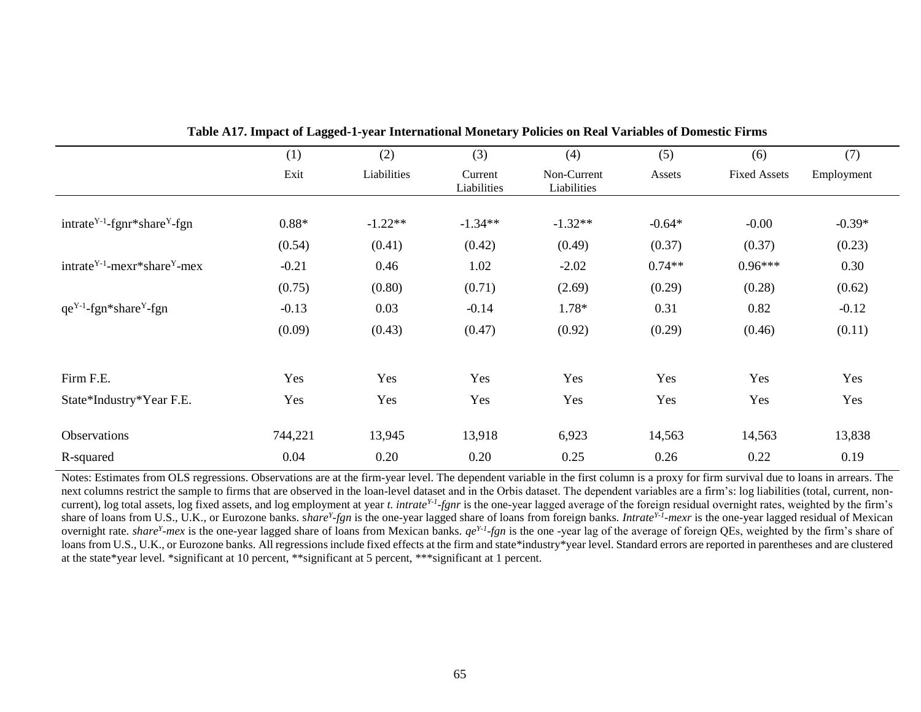**Table A17. Impact of Lagged-1-year International Monetary Policies on Real Variables of Domestic Firms**

| | (1) | (2) | (3) | (4) | (5) | (6) | (7) |
|---|---|---|---|---|---|---|---|
| | Exit | Liabilities | Current Liabilities | Non-Current Liabilities | Assets | Fixed Assets | Employment |
| $intrate^{Y-1}$-fgnr*$share^{Y}$-fgn | 0.88* | -1.22** | -1.34** | -1.32** | -0.64* | -0.00 | -0.39* |
| | (0.54) | (0.41) | (0.42) | (0.49) | (0.37) | (0.37) | (0.23) |
| $intrate^{Y-1}$-mexr*$share^{Y}$-mex | -0.21 | 0.46 | 1.02 | -2.02 | 0.74** | 0.96*** | 0.30 |
| | (0.75) | (0.80) | (0.71) | (2.69) | (0.29) | (0.28) | (0.62) |
| $qe^{Y-1}$-fgn*$share^{Y}$-fgn | -0.13 | 0.03 | -0.14 | 1.78* | 0.31 | 0.82 | -0.12 |
| | (0.09) | (0.43) | (0.47) | (0.92) | (0.29) | (0.46) | (0.11) |
| Firm F.E. | Yes | Yes | Yes | Yes | Yes | Yes | Yes |
| State*Industry*Year F.E. | Yes | Yes | Yes | Yes | Yes | Yes | Yes |
| Observations | 744,221 | 13,945 | 13,918 | 6,923 | 14,563 | 14,563 | 13,838 |
| R-squared | 0.04 | 0.20 | 0.20 | 0.25 | 0.26 | 0.22 | 0.19 |

Notes: Estimates from OLS regressions. Observations are at the firm-year level. The dependent variable in the first column is a proxy for firm survival due to loans in arrears. The next columns restrict the sample to firms that are observed in the loan-level dataset and in the Orbis dataset. The dependent variables are a firm's: log liabilities (total, current, non-current), log total assets, log fixed assets, and log employment at year *t*. *$intrate^{Y-1}$-fgnr* is the one-year lagged average of the foreign residual overnight rates, weighted by the firm's share of loans from U.S., U.K., or Eurozone banks. *$share^{Y}$-fgn* is the one-year lagged share of loans from foreign banks. *$Intrate^{Y-1}$-mexr* is the one-year lagged residual of Mexican overnight rate. *$share^{Y}$-mex* is the one-year lagged share of loans from Mexican banks. *$qe^{Y-1}$-fgn* is the one -year lag of the average of foreign QEs, weighted by the firm's share of loans from U.S., U.K., or Eurozone banks. All regressions include fixed effects at the firm and state*industry*year level. Standard errors are reported in parentheses and are clustered at the state*year level. *significant at 10 percent, **significant at 5 percent, ***significant at 1 percent.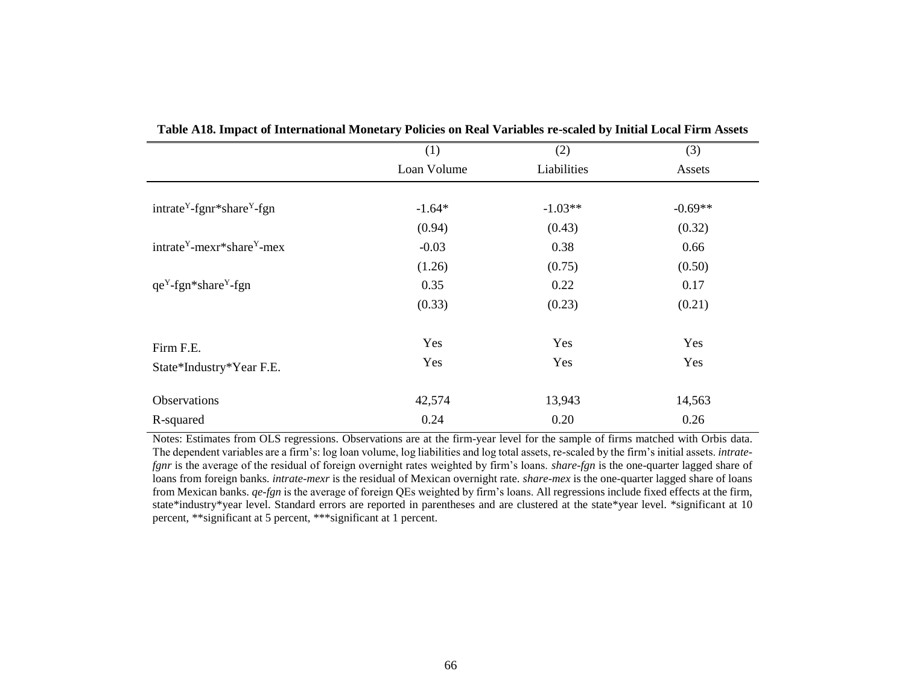**Table A18. Impact of International Monetary Policies on Real Variables re-scaled by Initial Local Firm Assets**

| | (1) | (2) | (3) |
|---|---|---|---|
| | Loan Volume | Liabilities | Assets |
| intrate$^{Y}$-fgnr*share$^{Y}$-fgn | -1.64* | -1.03** | -0.69** |
| | (0.94) | (0.43) | (0.32) |
| intrate$^{Y}$-mexr*share$^{Y}$-mex | -0.03 | 0.38 | 0.66 |
| | (1.26) | (0.75) | (0.50) |
| qe$^{Y}$-fgn*share$^{Y}$-fgn | 0.35 | 0.22 | 0.17 |
| | (0.33) | (0.23) | (0.21) |
| Firm F.E. | Yes | Yes | Yes |
| State*Industry*Year F.E. | Yes | Yes | Yes |
| Observations | 42,574 | 13,943 | 14,563 |
| R-squared | 0.24 | 0.20 | 0.26 |

Notes: Estimates from OLS regressions. Observations are at the firm-year level for the sample of firms matched with Orbis data. The dependent variables are a firm's: log loan volume, log liabilities and log total assets, re-scaled by the firm's initial assets. *intrate-fgnr* is the average of the residual of foreign overnight rates weighted by firm's loans. *share-fgn* is the one-quarter lagged share of loans from foreign banks. *intrate-mexr* is the residual of Mexican overnight rate. *share-mex* is the one-quarter lagged share of loans from Mexican banks. *qe-fgn* is the average of foreign QEs weighted by firm's loans. All regressions include fixed effects at the firm, state*industry*year level. Standard errors are reported in parentheses and are clustered at the state*year level. *significant at 10 percent, **significant at 5 percent, ***significant at 1 percent.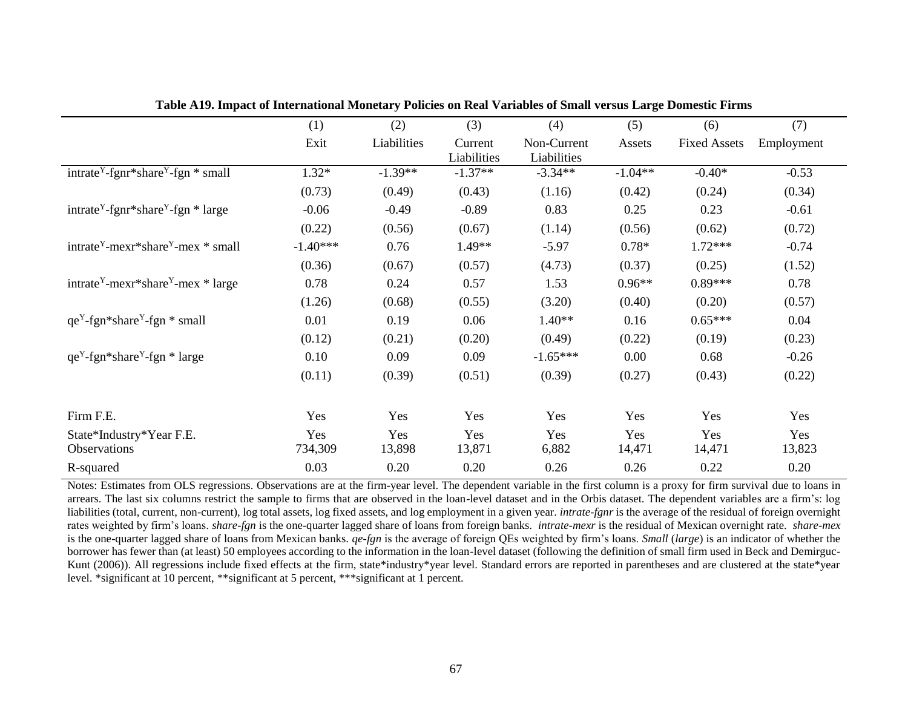**Table A19. Impact of International Monetary Policies on Real Variables of Small versus Large Domestic Firms**

| | (1) | (2) | (3) | (4) | (5) | (6) | (7) |
|---|---|---|---|---|---|---|---|
| | Exit | Liabilities | Current Liabilities | Non-Current Liabilities | Assets | Fixed Assets | Employment |
| intrate$^{Y}$-fgnr*share$^{Y}$-fgn * small | 1.32* | -1.39** | -1.37** | -3.34** | -1.04** | -0.40* | -0.53 |
| | (0.73) | (0.49) | (0.43) | (1.16) | (0.42) | (0.24) | (0.34) |
| intrate$^{Y}$-fgnr*share$^{Y}$-fgn * large | -0.06 | -0.49 | -0.89 | 0.83 | 0.25 | 0.23 | -0.61 |
| | (0.22) | (0.56) | (0.67) | (1.14) | (0.56) | (0.62) | (0.72) |
| intrate$^{Y}$-mexr*share$^{Y}$-mex * small | -1.40*** | 0.76 | 1.49** | -5.97 | 0.78* | 1.72*** | -0.74 |
| | (0.36) | (0.67) | (0.57) | (4.73) | (0.37) | (0.25) | (1.52) |
| intrate$^{Y}$-mexr*share$^{Y}$-mex * large | 0.78 | 0.24 | 0.57 | 1.53 | 0.96** | 0.89*** | 0.78 |
| | (1.26) | (0.68) | (0.55) | (3.20) | (0.40) | (0.20) | (0.57) |
| qe$^{Y}$-fgn*share$^{Y}$-fgn * small | 0.01 | 0.19 | 0.06 | 1.40** | 0.16 | 0.65*** | 0.04 |
| | (0.12) | (0.21) | (0.20) | (0.49) | (0.22) | (0.19) | (0.23) |
| qe$^{Y}$-fgn*share$^{Y}$-fgn * large | 0.10 | 0.09 | 0.09 | -1.65*** | 0.00 | 0.68 | -0.26 |
| | (0.11) | (0.39) | (0.51) | (0.39) | (0.27) | (0.43) | (0.22) |
| Firm F.E. | Yes | Yes | Yes | Yes | Yes | Yes | Yes |
| State*Industry*Year F.E. | Yes | Yes | Yes | Yes | Yes | Yes | Yes |
| Observations | 734,309 | 13,898 | 13,871 | 6,882 | 14,471 | 14,471 | 13,823 |
| R-squared | 0.03 | 0.20 | 0.20 | 0.26 | 0.26 | 0.22 | 0.20 |

Notes: Estimates from OLS regressions. Observations are at the firm-year level. The dependent variable in the first column is a proxy for firm survival due to loans in arrears. The last six columns restrict the sample to firms that are observed in the loan-level dataset and in the Orbis dataset. The dependent variables are a firm's: log liabilities (total, current, non-current), log total assets, log fixed assets, and log employment in a given year. *intrate-fgnr* is the average of the residual of foreign overnight rates weighted by firm's loans. *share-fgn* is the one-quarter lagged share of loans from foreign banks. *intrate-mexr* is the residual of Mexican overnight rate. *share-mex* is the one-quarter lagged share of loans from Mexican banks. *qe-fgn* is the average of foreign QEs weighted by firm's loans. *Small* (*large*) is an indicator of whether the borrower has fewer than (at least) 50 employees according to the information in the loan-level dataset (following the definition of small firm used in Beck and Demirguc-Kunt (2006)). All regressions include fixed effects at the firm, state*industry*year level. Standard errors are reported in parentheses and are clustered at the state*year level. *significant at 10 percent, **significant at 5 percent, ***significant at 1 percent.